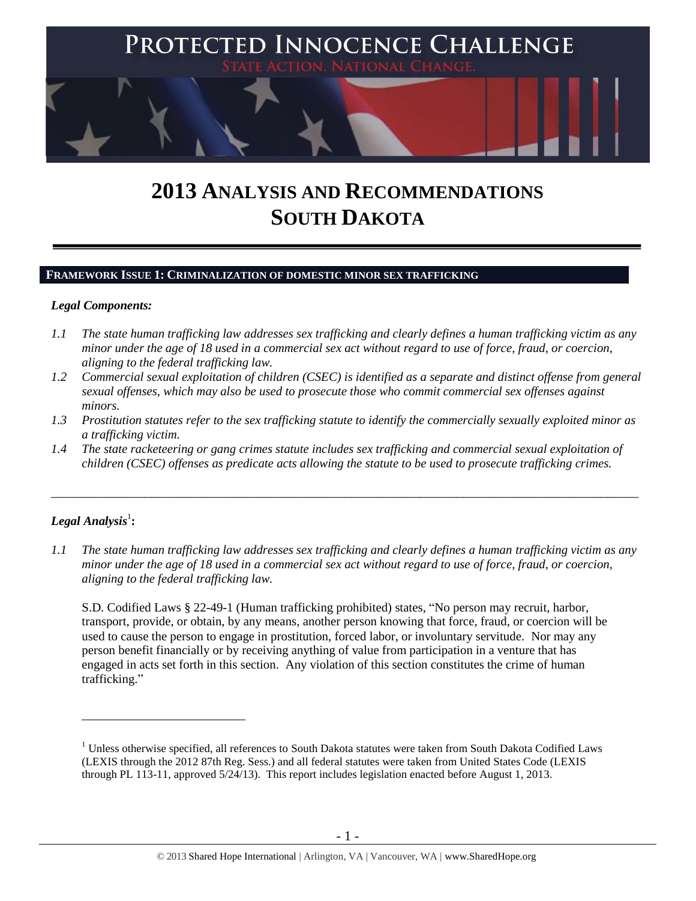PROTECTED INNOCENCE CHALLENGE

STATE ACTION. NATIONAL CHANGE.

# 2013 ANALYSIS AND RECOMMENDATIONS SOUTH DAKOTA

## FRAMEWORK ISSUE 1: CRIMINALIZATION OF DOMESTIC MINOR SEX TRAFFICKING

### *Legal Components:*

*1.1 The state human trafficking law addresses sex trafficking and clearly defines a human trafficking victim as any minor under the age of 18 used in a commercial sex act without regard to use of force, fraud, or coercion, aligning to the federal trafficking law.*

*1.2 Commercial sexual exploitation of children (CSEC) is identified as a separate and distinct offense from general sexual offenses, which may also be used to prosecute those who commit commercial sex offenses against minors.*

*1.3 Prostitution statutes refer to the sex trafficking statute to identify the commercially sexually exploited minor as a trafficking victim.*

*1.4 The state racketeering or gang crimes statute includes sex trafficking and commercial sexual exploitation of children (CSEC) offenses as predicate acts allowing the statute to be used to prosecute trafficking crimes.*

---

### *Legal Analysis*[1]**:**

*1.1 The state human trafficking law addresses sex trafficking and clearly defines a human trafficking victim as any minor under the age of 18 used in a commercial sex act without regard to use of force, fraud, or coercion, aligning to the federal trafficking law.*

S.D. Codified Laws § 22-49-1 (Human trafficking prohibited) states, "No person may recruit, harbor, transport, provide, or obtain, by any means, another person knowing that force, fraud, or coercion will be used to cause the person to engage in prostitution, forced labor, or involuntary servitude. Nor may any person benefit financially or by receiving anything of value from participation in a venture that has engaged in acts set forth in this section. Any violation of this section constitutes the crime of human trafficking."

[1] Unless otherwise specified, all references to South Dakota statutes were taken from South Dakota Codified Laws (LEXIS through the 2012 87th Reg. Sess.) and all federal statutes were taken from United States Code (LEXIS through PL 113-11, approved 5/24/13). This report includes legislation enacted before August 1, 2013.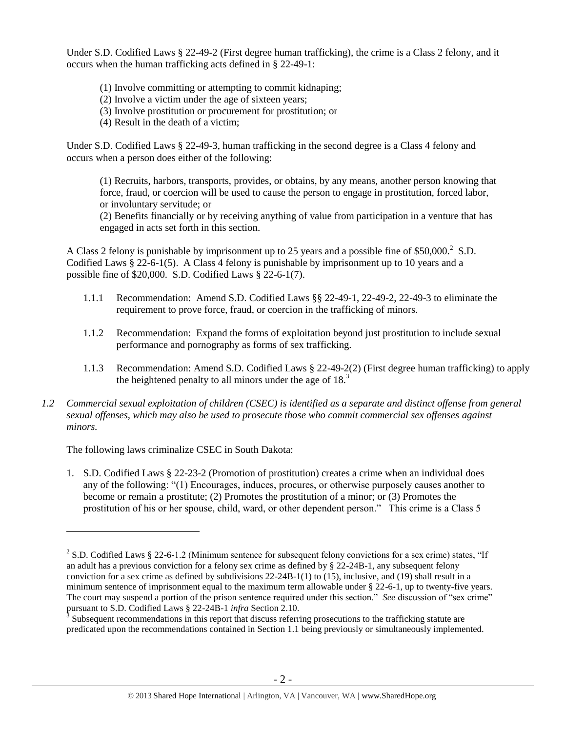Under S.D. Codified Laws § 22-49-2 (First degree human trafficking), the crime is a Class 2 felony, and it occurs when the human trafficking acts defined in § 22-49-1:

(1) Involve committing or attempting to commit kidnaping;
(2) Involve a victim under the age of sixteen years;
(3) Involve prostitution or procurement for prostitution; or
(4) Result in the death of a victim;

Under S.D. Codified Laws § 22-49-3, human trafficking in the second degree is a Class 4 felony and occurs when a person does either of the following:

> (1) Recruits, harbors, transports, provides, or obtains, by any means, another person knowing that force, fraud, or coercion will be used to cause the person to engage in prostitution, forced labor, or involuntary servitude; or
> (2) Benefits financially or by receiving anything of value from participation in a venture that has engaged in acts set forth in this section.

A Class 2 felony is punishable by imprisonment up to 25 years and a possible fine of $50,000.[2] S.D. Codified Laws § 22-6-1(5). A Class 4 felony is punishable by imprisonment up to 10 years and a possible fine of $20,000. S.D. Codified Laws § 22-6-1(7).

1.1.1 Recommendation: Amend S.D. Codified Laws §§ 22-49-1, 22-49-2, 22-49-3 to eliminate the requirement to prove force, fraud, or coercion in the trafficking of minors.

1.1.2 Recommendation: Expand the forms of exploitation beyond just prostitution to include sexual performance and pornography as forms of sex trafficking.

1.1.3 Recommendation: Amend S.D. Codified Laws § 22-49-2(2) (First degree human trafficking) to apply the heightened penalty to all minors under the age of 18.[3]

*1.2 Commercial sexual exploitation of children (CSEC) is identified as a separate and distinct offense from general sexual offenses, which may also be used to prosecute those who commit commercial sex offenses against minors.*

The following laws criminalize CSEC in South Dakota:

1. S.D. Codified Laws § 22-23-2 (Promotion of prostitution) creates a crime when an individual does any of the following: "(1) Encourages, induces, procures, or otherwise purposely causes another to become or remain a prostitute; (2) Promotes the prostitution of a minor; or (3) Promotes the prostitution of his or her spouse, child, ward, or other dependent person." This crime is a Class 5

---

[2] S.D. Codified Laws § 22-6-1.2 (Minimum sentence for subsequent felony convictions for a sex crime) states, "If an adult has a previous conviction for a felony sex crime as defined by § 22-24B-1, any subsequent felony conviction for a sex crime as defined by subdivisions 22-24B-1(1) to (15), inclusive, and (19) shall result in a minimum sentence of imprisonment equal to the maximum term allowable under § 22-6-1, up to twenty-five years. The court may suspend a portion of the prison sentence required under this section." *See* discussion of "sex crime" pursuant to S.D. Codified Laws § 22-24B-1 *infra* Section 2.10.

[3] Subsequent recommendations in this report that discuss referring prosecutions to the trafficking statute are predicated upon the recommendations contained in Section 1.1 being previously or simultaneously implemented.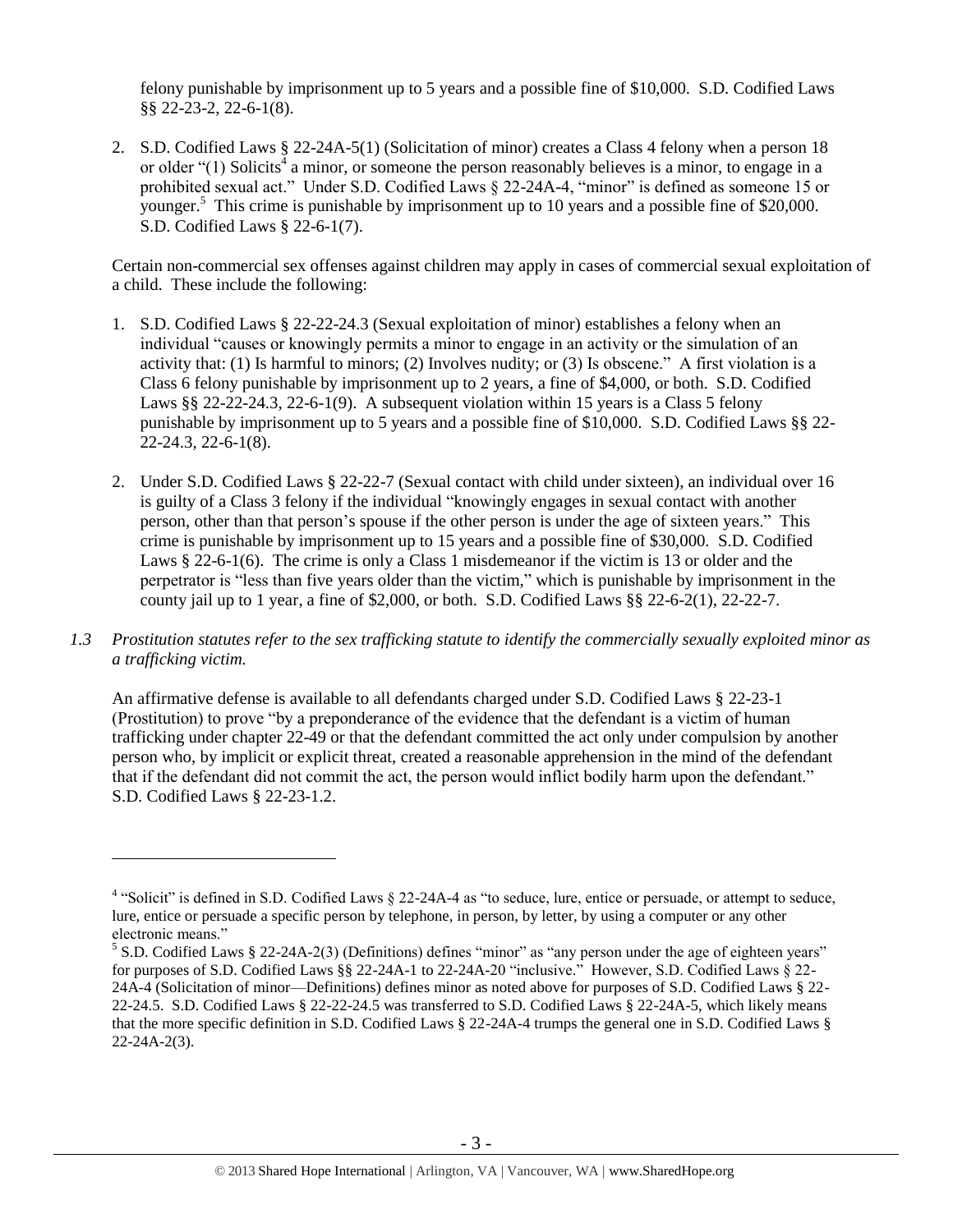felony punishable by imprisonment up to 5 years and a possible fine of $10,000. S.D. Codified Laws §§ 22-23-2, 22-6-1(8).

2. S.D. Codified Laws § 22-24A-5(1) (Solicitation of minor) creates a Class 4 felony when a person 18 or older "(1) Solicits[4] a minor, or someone the person reasonably believes is a minor, to engage in a prohibited sexual act." Under S.D. Codified Laws § 22-24A-4, "minor" is defined as someone 15 or younger.[5] This crime is punishable by imprisonment up to 10 years and a possible fine of $20,000. S.D. Codified Laws § 22-6-1(7).

Certain non-commercial sex offenses against children may apply in cases of commercial sexual exploitation of a child. These include the following:

1. S.D. Codified Laws § 22-22-24.3 (Sexual exploitation of minor) establishes a felony when an individual "causes or knowingly permits a minor to engage in an activity or the simulation of an activity that: (1) Is harmful to minors; (2) Involves nudity; or (3) Is obscene." A first violation is a Class 6 felony punishable by imprisonment up to 2 years, a fine of $4,000, or both. S.D. Codified Laws §§ 22-22-24.3, 22-6-1(9). A subsequent violation within 15 years is a Class 5 felony punishable by imprisonment up to 5 years and a possible fine of $10,000. S.D. Codified Laws §§ 22-22-24.3, 22-6-1(8).
2. Under S.D. Codified Laws § 22-22-7 (Sexual contact with child under sixteen), an individual over 16 is guilty of a Class 3 felony if the individual "knowingly engages in sexual contact with another person, other than that person's spouse if the other person is under the age of sixteen years." This crime is punishable by imprisonment up to 15 years and a possible fine of $30,000. S.D. Codified Laws § 22-6-1(6). The crime is only a Class 1 misdemeanor if the victim is 13 or older and the perpetrator is "less than five years older than the victim," which is punishable by imprisonment in the county jail up to 1 year, a fine of $2,000, or both. S.D. Codified Laws §§ 22-6-2(1), 22-22-7.

*1.3 Prostitution statutes refer to the sex trafficking statute to identify the commercially sexually exploited minor as a trafficking victim.*

An affirmative defense is available to all defendants charged under S.D. Codified Laws § 22-23-1 (Prostitution) to prove "by a preponderance of the evidence that the defendant is a victim of human trafficking under chapter 22-49 or that the defendant committed the act only under compulsion by another person who, by implicit or explicit threat, created a reasonable apprehension in the mind of the defendant that if the defendant did not commit the act, the person would inflict bodily harm upon the defendant." S.D. Codified Laws § 22-23-1.2.

---

[4] "Solicit" is defined in S.D. Codified Laws § 22-24A-4 as "to seduce, lure, entice or persuade, or attempt to seduce, lure, entice or persuade a specific person by telephone, in person, by letter, by using a computer or any other electronic means."

[5] S.D. Codified Laws § 22-24A-2(3) (Definitions) defines "minor" as "any person under the age of eighteen years" for purposes of S.D. Codified Laws §§ 22-24A-1 to 22-24A-20 "inclusive." However, S.D. Codified Laws § 22-24A-4 (Solicitation of minor—Definitions) defines minor as noted above for purposes of S.D. Codified Laws § 22-22-24.5. S.D. Codified Laws § 22-22-24.5 was transferred to S.D. Codified Laws § 22-24A-5, which likely means that the more specific definition in S.D. Codified Laws § 22-24A-4 trumps the general one in S.D. Codified Laws § 22-24A-2(3).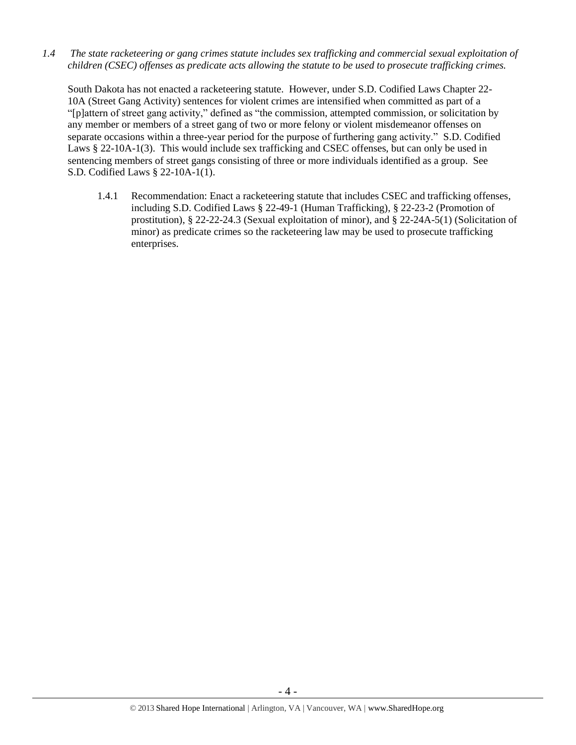*1.4 The state racketeering or gang crimes statute includes sex trafficking and commercial sexual exploitation of children (CSEC) offenses as predicate acts allowing the statute to be used to prosecute trafficking crimes.*

South Dakota has not enacted a racketeering statute. However, under S.D. Codified Laws Chapter 22-10A (Street Gang Activity) sentences for violent crimes are intensified when committed as part of a "[p]attern of street gang activity," defined as "the commission, attempted commission, or solicitation by any member or members of a street gang of two or more felony or violent misdemeanor offenses on separate occasions within a three-year period for the purpose of furthering gang activity." S.D. Codified Laws § 22-10A-1(3). This would include sex trafficking and CSEC offenses, but can only be used in sentencing members of street gangs consisting of three or more individuals identified as a group. See S.D. Codified Laws § 22-10A-1(1).

1.4.1 Recommendation: Enact a racketeering statute that includes CSEC and trafficking offenses, including S.D. Codified Laws § 22-49-1 (Human Trafficking), § 22-23-2 (Promotion of prostitution), § 22-22-24.3 (Sexual exploitation of minor), and § 22-24A-5(1) (Solicitation of minor) as predicate crimes so the racketeering law may be used to prosecute trafficking enterprises.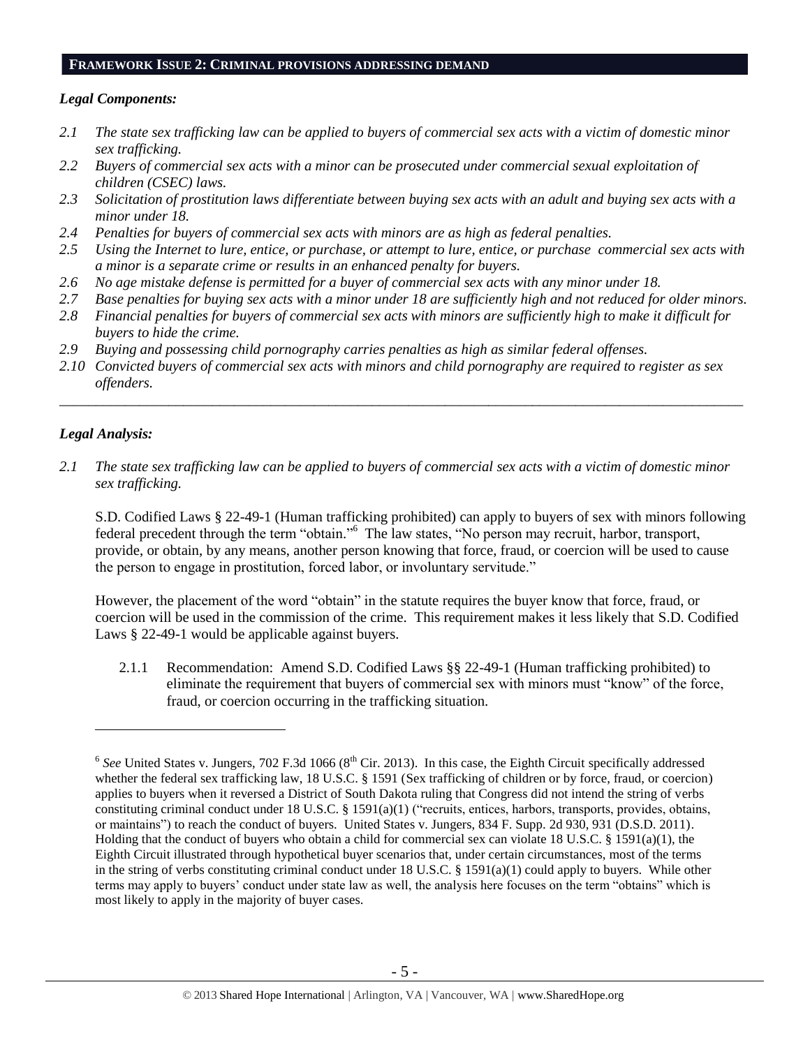## FRAMEWORK ISSUE 2: CRIMINAL PROVISIONS ADDRESSING DEMAND

### *Legal Components:*

*2.1 The state sex trafficking law can be applied to buyers of commercial sex acts with a victim of domestic minor sex trafficking.*

*2.2 Buyers of commercial sex acts with a minor can be prosecuted under commercial sexual exploitation of children (CSEC) laws.*

*2.3 Solicitation of prostitution laws differentiate between buying sex acts with an adult and buying sex acts with a minor under 18.*

*2.4 Penalties for buyers of commercial sex acts with minors are as high as federal penalties.*

*2.5 Using the Internet to lure, entice, or purchase, or attempt to lure, entice, or purchase commercial sex acts with a minor is a separate crime or results in an enhanced penalty for buyers.*

*2.6 No age mistake defense is permitted for a buyer of commercial sex acts with any minor under 18.*

*2.7 Base penalties for buying sex acts with a minor under 18 are sufficiently high and not reduced for older minors.*

*2.8 Financial penalties for buyers of commercial sex acts with minors are sufficiently high to make it difficult for buyers to hide the crime.*

*2.9 Buying and possessing child pornography carries penalties as high as similar federal offenses.*

*2.10 Convicted buyers of commercial sex acts with minors and child pornography are required to register as sex offenders.*

---

### *Legal Analysis:*

*2.1 The state sex trafficking law can be applied to buyers of commercial sex acts with a victim of domestic minor sex trafficking.*

S.D. Codified Laws § 22-49-1 (Human trafficking prohibited) can apply to buyers of sex with minors following federal precedent through the term "obtain."[6] The law states, "No person may recruit, harbor, transport, provide, or obtain, by any means, another person knowing that force, fraud, or coercion will be used to cause the person to engage in prostitution, forced labor, or involuntary servitude."

However, the placement of the word "obtain" in the statute requires the buyer know that force, fraud, or coercion will be used in the commission of the crime. This requirement makes it less likely that S.D. Codified Laws § 22-49-1 would be applicable against buyers.

2.1.1 Recommendation: Amend S.D. Codified Laws §§ 22-49-1 (Human trafficking prohibited) to eliminate the requirement that buyers of commercial sex with minors must "know" of the force, fraud, or coercion occurring in the trafficking situation.

---

[6] *See* United States v. Jungers, 702 F.3d 1066 (8th Cir. 2013). In this case, the Eighth Circuit specifically addressed whether the federal sex trafficking law, 18 U.S.C. § 1591 (Sex trafficking of children or by force, fraud, or coercion) applies to buyers when it reversed a District of South Dakota ruling that Congress did not intend the string of verbs constituting criminal conduct under 18 U.S.C. § 1591(a)(1) ("recruits, entices, harbors, transports, provides, obtains, or maintains") to reach the conduct of buyers. United States v. Jungers, 834 F. Supp. 2d 930, 931 (D.S.D. 2011). Holding that the conduct of buyers who obtain a child for commercial sex can violate 18 U.S.C. § 1591(a)(1), the Eighth Circuit illustrated through hypothetical buyer scenarios that, under certain circumstances, most of the terms in the string of verbs constituting criminal conduct under 18 U.S.C. § 1591(a)(1) could apply to buyers. While other terms may apply to buyers' conduct under state law as well, the analysis here focuses on the term "obtains" which is most likely to apply in the majority of buyer cases.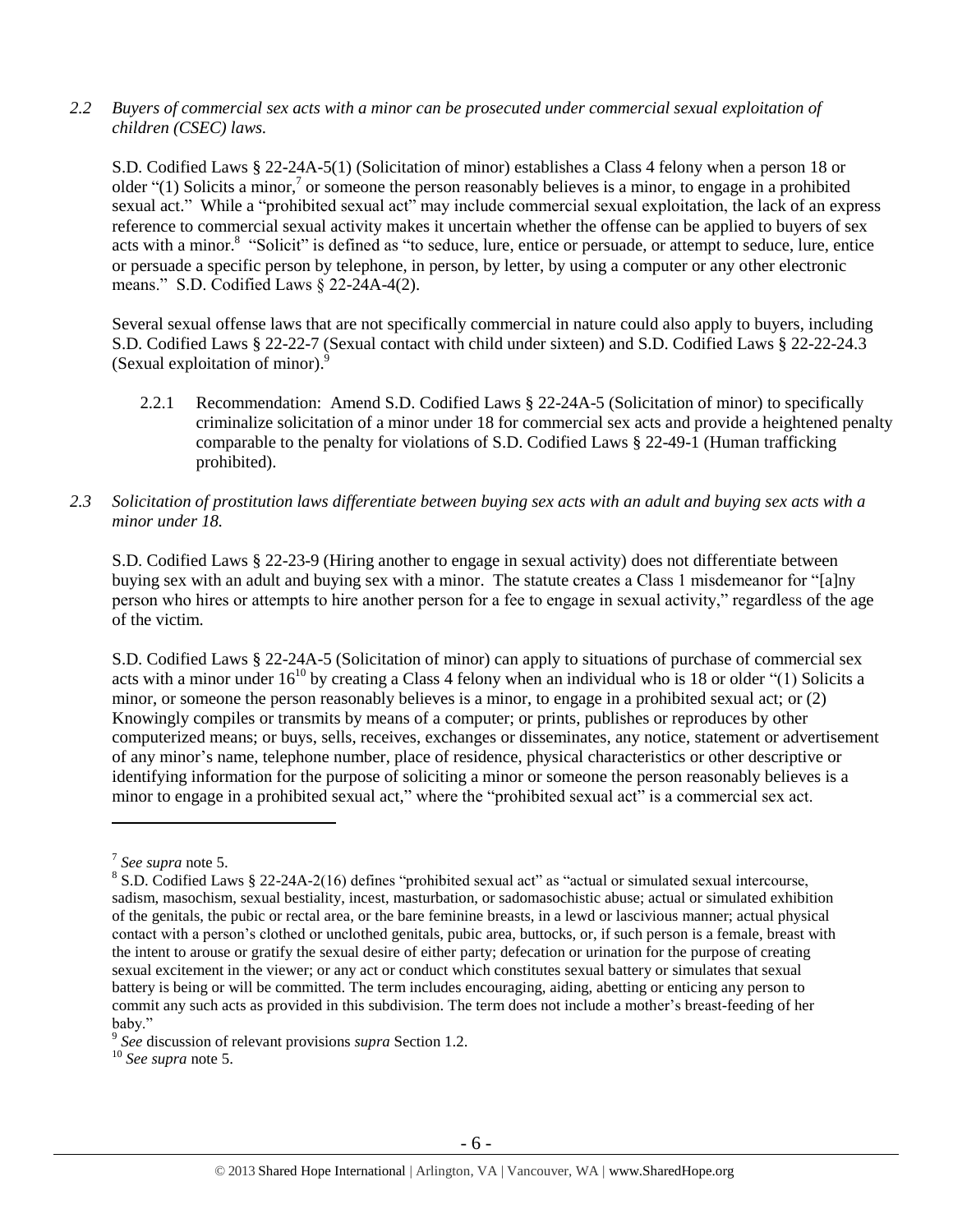*2.2 Buyers of commercial sex acts with a minor can be prosecuted under commercial sexual exploitation of children (CSEC) laws.*

S.D. Codified Laws § 22-24A-5(1) (Solicitation of minor) establishes a Class 4 felony when a person 18 or older "(1) Solicits a minor,[7] or someone the person reasonably believes is a minor, to engage in a prohibited sexual act." While a "prohibited sexual act" may include commercial sexual exploitation, the lack of an express reference to commercial sexual activity makes it uncertain whether the offense can be applied to buyers of sex acts with a minor.[8] "Solicit" is defined as "to seduce, lure, entice or persuade, or attempt to seduce, lure, entice or persuade a specific person by telephone, in person, by letter, by using a computer or any other electronic means." S.D. Codified Laws § 22-24A-4(2).

Several sexual offense laws that are not specifically commercial in nature could also apply to buyers, including S.D. Codified Laws § 22-22-7 (Sexual contact with child under sixteen) and S.D. Codified Laws § 22-22-24.3 (Sexual exploitation of minor).[9]

2.2.1 Recommendation: Amend S.D. Codified Laws § 22-24A-5 (Solicitation of minor) to specifically criminalize solicitation of a minor under 18 for commercial sex acts and provide a heightened penalty comparable to the penalty for violations of S.D. Codified Laws § 22-49-1 (Human trafficking prohibited).

*2.3 Solicitation of prostitution laws differentiate between buying sex acts with an adult and buying sex acts with a minor under 18.*

S.D. Codified Laws § 22-23-9 (Hiring another to engage in sexual activity) does not differentiate between buying sex with an adult and buying sex with a minor. The statute creates a Class 1 misdemeanor for "[a]ny person who hires or attempts to hire another person for a fee to engage in sexual activity," regardless of the age of the victim.

S.D. Codified Laws § 22-24A-5 (Solicitation of minor) can apply to situations of purchase of commercial sex acts with a minor under 16[10] by creating a Class 4 felony when an individual who is 18 or older "(1) Solicits a minor, or someone the person reasonably believes is a minor, to engage in a prohibited sexual act; or (2) Knowingly compiles or transmits by means of a computer; or prints, publishes or reproduces by other computerized means; or buys, sells, receives, exchanges or disseminates, any notice, statement or advertisement of any minor's name, telephone number, place of residence, physical characteristics or other descriptive or identifying information for the purpose of soliciting a minor or someone the person reasonably believes is a minor to engage in a prohibited sexual act," where the "prohibited sexual act" is a commercial sex act.

---

[7] *See supra* note 5.

[8] S.D. Codified Laws § 22-24A-2(16) defines "prohibited sexual act" as "actual or simulated sexual intercourse, sadism, masochism, sexual bestiality, incest, masturbation, or sadomasochistic abuse; actual or simulated exhibition of the genitals, the pubic or rectal area, or the bare feminine breasts, in a lewd or lascivious manner; actual physical contact with a person's clothed or unclothed genitals, pubic area, buttocks, or, if such person is a female, breast with the intent to arouse or gratify the sexual desire of either party; defecation or urination for the purpose of creating sexual excitement in the viewer; or any act or conduct which constitutes sexual battery or simulates that sexual battery is being or will be committed. The term includes encouraging, aiding, abetting or enticing any person to commit any such acts as provided in this subdivision. The term does not include a mother's breast-feeding of her baby."

[9] *See* discussion of relevant provisions *supra* Section 1.2.

[10] *See supra* note 5.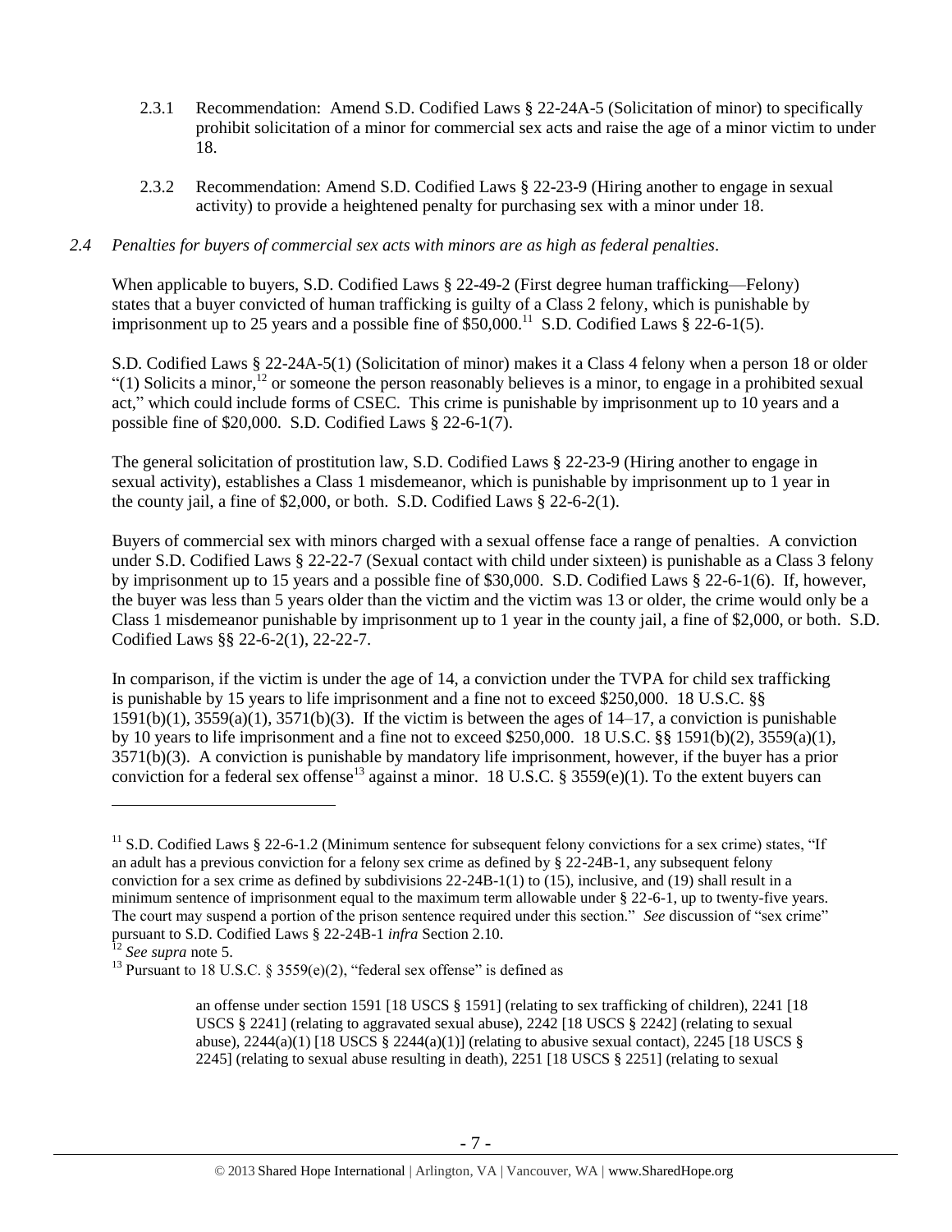2.3.1 Recommendation: Amend S.D. Codified Laws § 22-24A-5 (Solicitation of minor) to specifically prohibit solicitation of a minor for commercial sex acts and raise the age of a minor victim to under 18.

2.3.2 Recommendation: Amend S.D. Codified Laws § 22-23-9 (Hiring another to engage in sexual activity) to provide a heightened penalty for purchasing sex with a minor under 18.

*2.4 Penalties for buyers of commercial sex acts with minors are as high as federal penalties.*

When applicable to buyers, S.D. Codified Laws § 22-49-2 (First degree human trafficking—Felony) states that a buyer convicted of human trafficking is guilty of a Class 2 felony, which is punishable by imprisonment up to 25 years and a possible fine of $50,000.[11] S.D. Codified Laws § 22-6-1(5).

S.D. Codified Laws § 22-24A-5(1) (Solicitation of minor) makes it a Class 4 felony when a person 18 or older "(1) Solicits a minor,[12] or someone the person reasonably believes is a minor, to engage in a prohibited sexual act," which could include forms of CSEC. This crime is punishable by imprisonment up to 10 years and a possible fine of $20,000. S.D. Codified Laws § 22-6-1(7).

The general solicitation of prostitution law, S.D. Codified Laws § 22-23-9 (Hiring another to engage in sexual activity), establishes a Class 1 misdemeanor, which is punishable by imprisonment up to 1 year in the county jail, a fine of $2,000, or both. S.D. Codified Laws § 22-6-2(1).

Buyers of commercial sex with minors charged with a sexual offense face a range of penalties. A conviction under S.D. Codified Laws § 22-22-7 (Sexual contact with child under sixteen) is punishable as a Class 3 felony by imprisonment up to 15 years and a possible fine of $30,000. S.D. Codified Laws § 22-6-1(6). If, however, the buyer was less than 5 years older than the victim and the victim was 13 or older, the crime would only be a Class 1 misdemeanor punishable by imprisonment up to 1 year in the county jail, a fine of $2,000, or both. S.D. Codified Laws §§ 22-6-2(1), 22-22-7.

In comparison, if the victim is under the age of 14, a conviction under the TVPA for child sex trafficking is punishable by 15 years to life imprisonment and a fine not to exceed $250,000. 18 U.S.C. §§ 1591(b)(1), 3559(a)(1), 3571(b)(3). If the victim is between the ages of 14–17, a conviction is punishable by 10 years to life imprisonment and a fine not to exceed $250,000. 18 U.S.C. §§ 1591(b)(2), 3559(a)(1), 3571(b)(3). A conviction is punishable by mandatory life imprisonment, however, if the buyer has a prior conviction for a federal sex offense[13] against a minor. 18 U.S.C. § 3559(e)(1). To the extent buyers can

---

[11] S.D. Codified Laws § 22-6-1.2 (Minimum sentence for subsequent felony convictions for a sex crime) states, "If an adult has a previous conviction for a felony sex crime as defined by § 22-24B-1, any subsequent felony conviction for a sex crime as defined by subdivisions 22-24B-1(1) to (15), inclusive, and (19) shall result in a minimum sentence of imprisonment equal to the maximum term allowable under § 22-6-1, up to twenty-five years. The court may suspend a portion of the prison sentence required under this section." *See* discussion of "sex crime" pursuant to S.D. Codified Laws § 22-24B-1 *infra* Section 2.10.

[12] *See supra* note 5.

[13] Pursuant to 18 U.S.C. § 3559(e)(2), "federal sex offense" is defined as

> an offense under section 1591 [18 USCS § 1591] (relating to sex trafficking of children), 2241 [18 USCS § 2241] (relating to aggravated sexual abuse), 2242 [18 USCS § 2242] (relating to sexual abuse), 2244(a)(1) [18 USCS § 2244(a)(1)] (relating to abusive sexual contact), 2245 [18 USCS § 2245] (relating to sexual abuse resulting in death), 2251 [18 USCS § 2251] (relating to sexual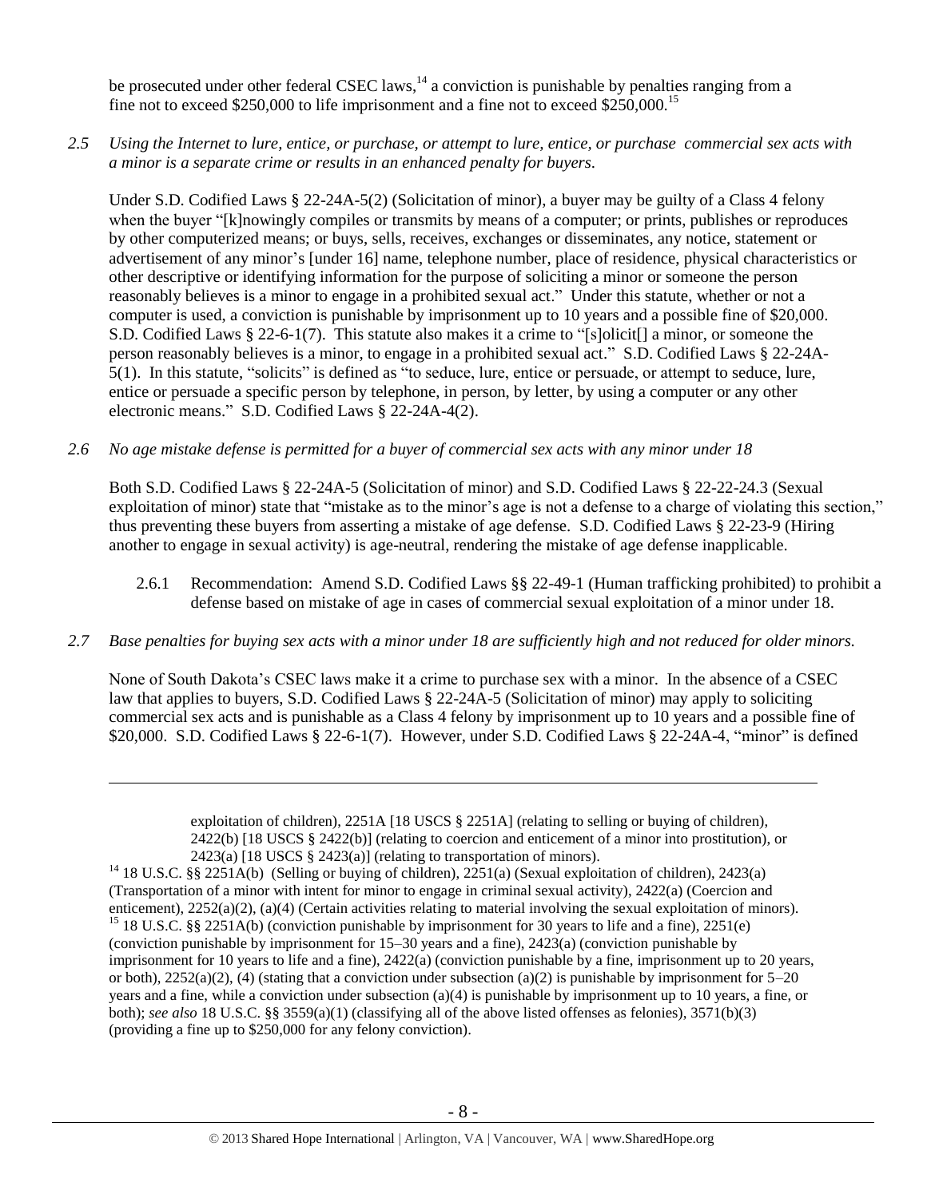be prosecuted under other federal CSEC laws,[14] a conviction is punishable by penalties ranging from a fine not to exceed $250,000 to life imprisonment and a fine not to exceed $250,000.[15]

*2.5 Using the Internet to lure, entice, or purchase, or attempt to lure, entice, or purchase commercial sex acts with a minor is a separate crime or results in an enhanced penalty for buyers.*

Under S.D. Codified Laws § 22-24A-5(2) (Solicitation of minor), a buyer may be guilty of a Class 4 felony when the buyer "[k]nowingly compiles or transmits by means of a computer; or prints, publishes or reproduces by other computerized means; or buys, sells, receives, exchanges or disseminates, any notice, statement or advertisement of any minor's [under 16] name, telephone number, place of residence, physical characteristics or other descriptive or identifying information for the purpose of soliciting a minor or someone the person reasonably believes is a minor to engage in a prohibited sexual act." Under this statute, whether or not a computer is used, a conviction is punishable by imprisonment up to 10 years and a possible fine of $20,000. S.D. Codified Laws § 22-6-1(7). This statute also makes it a crime to "[s]olicit[] a minor, or someone the person reasonably believes is a minor, to engage in a prohibited sexual act." S.D. Codified Laws § 22-24A-5(1). In this statute, "solicits" is defined as "to seduce, lure, entice or persuade, or attempt to seduce, lure, entice or persuade a specific person by telephone, in person, by letter, by using a computer or any other electronic means." S.D. Codified Laws § 22-24A-4(2).

*2.6 No age mistake defense is permitted for a buyer of commercial sex acts with any minor under 18*

Both S.D. Codified Laws § 22-24A-5 (Solicitation of minor) and S.D. Codified Laws § 22-22-24.3 (Sexual exploitation of minor) state that "mistake as to the minor's age is not a defense to a charge of violating this section," thus preventing these buyers from asserting a mistake of age defense. S.D. Codified Laws § 22-23-9 (Hiring another to engage in sexual activity) is age-neutral, rendering the mistake of age defense inapplicable.

2.6.1 Recommendation: Amend S.D. Codified Laws §§ 22-49-1 (Human trafficking prohibited) to prohibit a defense based on mistake of age in cases of commercial sexual exploitation of a minor under 18.

*2.7 Base penalties for buying sex acts with a minor under 18 are sufficiently high and not reduced for older minors.*

None of South Dakota's CSEC laws make it a crime to purchase sex with a minor. In the absence of a CSEC law that applies to buyers, S.D. Codified Laws § 22-24A-5 (Solicitation of minor) may apply to soliciting commercial sex acts and is punishable as a Class 4 felony by imprisonment up to 10 years and a possible fine of $20,000. S.D. Codified Laws § 22-6-1(7). However, under S.D. Codified Laws § 22-24A-4, "minor" is defined

---

exploitation of children), 2251A [18 USCS § 2251A] (relating to selling or buying of children), 2422(b) [18 USCS § 2422(b)] (relating to coercion and enticement of a minor into prostitution), or 2423(a) [18 USCS § 2423(a)] (relating to transportation of minors).

[14] 18 U.S.C. §§ 2251A(b) (Selling or buying of children), 2251(a) (Sexual exploitation of children), 2423(a) (Transportation of a minor with intent for minor to engage in criminal sexual activity), 2422(a) (Coercion and enticement), 2252(a)(2), (a)(4) (Certain activities relating to material involving the sexual exploitation of minors).

[15] 18 U.S.C. §§ 2251A(b) (conviction punishable by imprisonment for 30 years to life and a fine), 2251(e) (conviction punishable by imprisonment for 15–30 years and a fine), 2423(a) (conviction punishable by imprisonment for 10 years to life and a fine), 2422(a) (conviction punishable by a fine, imprisonment up to 20 years, or both), 2252(a)(2), (4) (stating that a conviction under subsection (a)(2) is punishable by imprisonment for 5–20 years and a fine, while a conviction under subsection (a)(4) is punishable by imprisonment up to 10 years, a fine, or both); *see also* 18 U.S.C. §§ 3559(a)(1) (classifying all of the above listed offenses as felonies), 3571(b)(3) (providing a fine up to $250,000 for any felony conviction).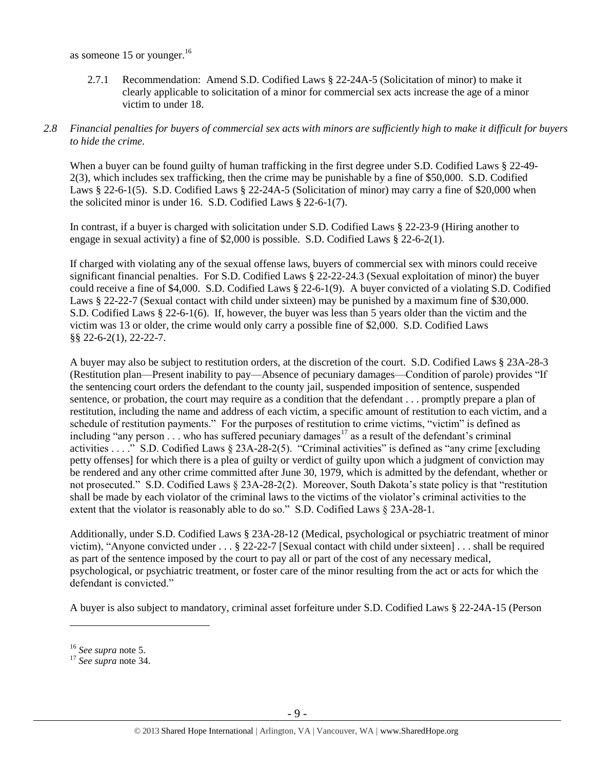as someone 15 or younger.[16]

2.7.1 Recommendation: Amend S.D. Codified Laws § 22-24A-5 (Solicitation of minor) to make it clearly applicable to solicitation of a minor for commercial sex acts increase the age of a minor victim to under 18.

*2.8 Financial penalties for buyers of commercial sex acts with minors are sufficiently high to make it difficult for buyers to hide the crime.*

When a buyer can be found guilty of human trafficking in the first degree under S.D. Codified Laws § 22-49-2(3), which includes sex trafficking, then the crime may be punishable by a fine of $50,000. S.D. Codified Laws § 22-6-1(5). S.D. Codified Laws § 22-24A-5 (Solicitation of minor) may carry a fine of $20,000 when the solicited minor is under 16. S.D. Codified Laws § 22-6-1(7).

In contrast, if a buyer is charged with solicitation under S.D. Codified Laws § 22-23-9 (Hiring another to engage in sexual activity) a fine of $2,000 is possible. S.D. Codified Laws § 22-6-2(1).

If charged with violating any of the sexual offense laws, buyers of commercial sex with minors could receive significant financial penalties. For S.D. Codified Laws § 22-22-24.3 (Sexual exploitation of minor) the buyer could receive a fine of $4,000. S.D. Codified Laws § 22-6-1(9). A buyer convicted of a violating S.D. Codified Laws § 22-22-7 (Sexual contact with child under sixteen) may be punished by a maximum fine of $30,000. S.D. Codified Laws § 22-6-1(6). If, however, the buyer was less than 5 years older than the victim and the victim was 13 or older, the crime would only carry a possible fine of $2,000. S.D. Codified Laws §§ 22-6-2(1), 22-22-7.

A buyer may also be subject to restitution orders, at the discretion of the court. S.D. Codified Laws § 23A-28-3 (Restitution plan—Present inability to pay—Absence of pecuniary damages—Condition of parole) provides "If the sentencing court orders the defendant to the county jail, suspended imposition of sentence, suspended sentence, or probation, the court may require as a condition that the defendant . . . promptly prepare a plan of restitution, including the name and address of each victim, a specific amount of restitution to each victim, and a schedule of restitution payments." For the purposes of restitution to crime victims, "victim" is defined as including "any person . . . who has suffered pecuniary damages[17] as a result of the defendant's criminal activities . . . ." S.D. Codified Laws § 23A-28-2(5). "Criminal activities" is defined as "any crime [excluding petty offenses] for which there is a plea of guilty or verdict of guilty upon which a judgment of conviction may be rendered and any other crime committed after June 30, 1979, which is admitted by the defendant, whether or not prosecuted." S.D. Codified Laws § 23A-28-2(2). Moreover, South Dakota's state policy is that "restitution shall be made by each violator of the criminal laws to the victims of the violator's criminal activities to the extent that the violator is reasonably able to do so." S.D. Codified Laws § 23A-28-1.

Additionally, under S.D. Codified Laws § 23A-28-12 (Medical, psychological or psychiatric treatment of minor victim), "Anyone convicted under . . . § 22-22-7 [Sexual contact with child under sixteen] . . . shall be required as part of the sentence imposed by the court to pay all or part of the cost of any necessary medical, psychological, or psychiatric treatment, or foster care of the minor resulting from the act or acts for which the defendant is convicted."

A buyer is also subject to mandatory, criminal asset forfeiture under S.D. Codified Laws § 22-24A-15 (Person

[16] *See supra* note 5.

[17] *See supra* note 34.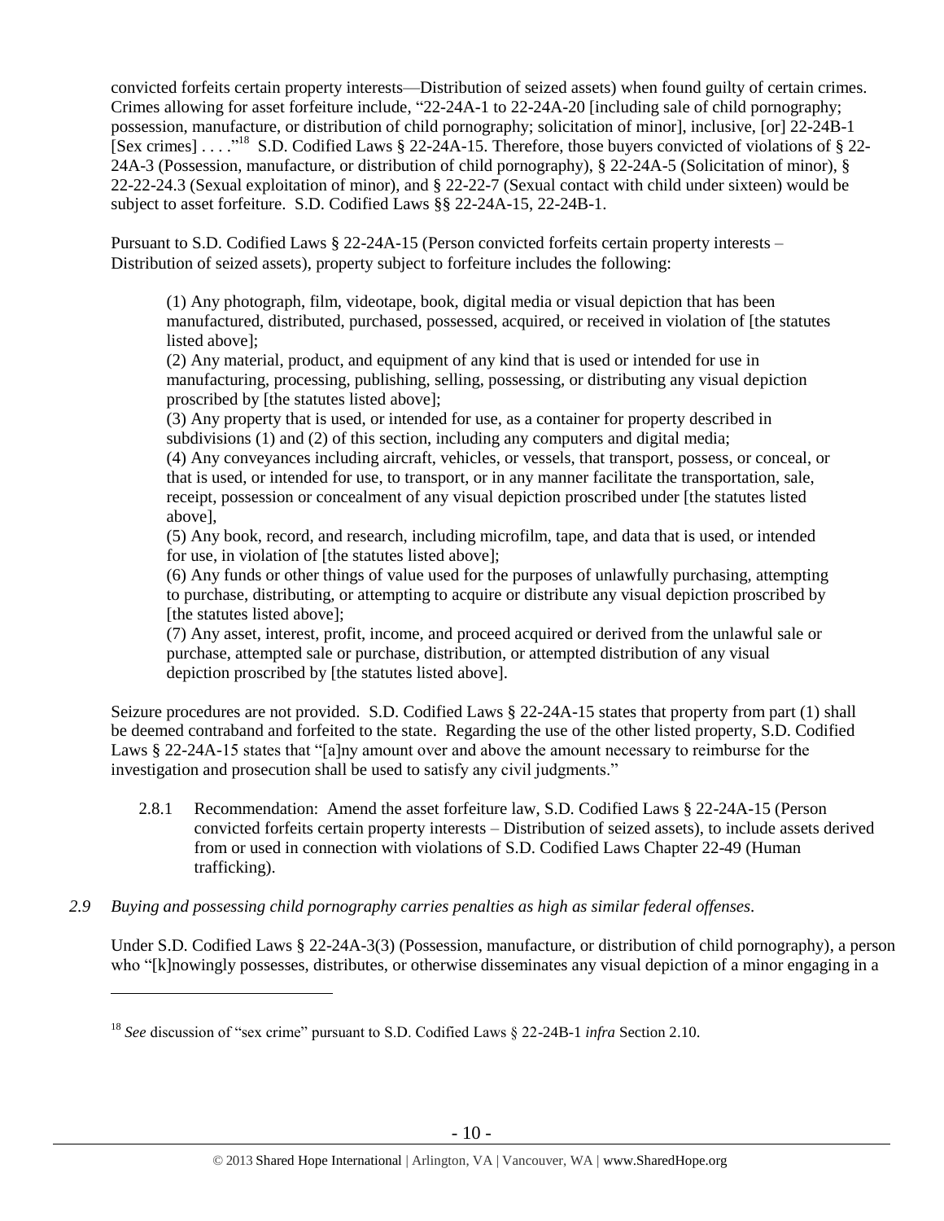convicted forfeits certain property interests—Distribution of seized assets) when found guilty of certain crimes. Crimes allowing for asset forfeiture include, "22-24A-1 to 22-24A-20 [including sale of child pornography; possession, manufacture, or distribution of child pornography; solicitation of minor], inclusive, [or] 22-24B-1 [Sex crimes] . . . ."[18] S.D. Codified Laws § 22-24A-15. Therefore, those buyers convicted of violations of § 22-24A-3 (Possession, manufacture, or distribution of child pornography), § 22-24A-5 (Solicitation of minor), § 22-22-24.3 (Sexual exploitation of minor), and § 22-22-7 (Sexual contact with child under sixteen) would be subject to asset forfeiture. S.D. Codified Laws §§ 22-24A-15, 22-24B-1.

Pursuant to S.D. Codified Laws § 22-24A-15 (Person convicted forfeits certain property interests – Distribution of seized assets), property subject to forfeiture includes the following:

> (1) Any photograph, film, videotape, book, digital media or visual depiction that has been manufactured, distributed, purchased, possessed, acquired, or received in violation of [the statutes listed above];
> (2) Any material, product, and equipment of any kind that is used or intended for use in manufacturing, processing, publishing, selling, possessing, or distributing any visual depiction proscribed by [the statutes listed above];
> (3) Any property that is used, or intended for use, as a container for property described in subdivisions (1) and (2) of this section, including any computers and digital media;
> (4) Any conveyances including aircraft, vehicles, or vessels, that transport, possess, or conceal, or that is used, or intended for use, to transport, or in any manner facilitate the transportation, sale, receipt, possession or concealment of any visual depiction proscribed under [the statutes listed above],
> (5) Any book, record, and research, including microfilm, tape, and data that is used, or intended for use, in violation of [the statutes listed above];
> (6) Any funds or other things of value used for the purposes of unlawfully purchasing, attempting to purchase, distributing, or attempting to acquire or distribute any visual depiction proscribed by [the statutes listed above];
> (7) Any asset, interest, profit, income, and proceed acquired or derived from the unlawful sale or purchase, attempted sale or purchase, distribution, or attempted distribution of any visual depiction proscribed by [the statutes listed above].

Seizure procedures are not provided. S.D. Codified Laws § 22-24A-15 states that property from part (1) shall be deemed contraband and forfeited to the state. Regarding the use of the other listed property, S.D. Codified Laws § 22-24A-15 states that "[a]ny amount over and above the amount necessary to reimburse for the investigation and prosecution shall be used to satisfy any civil judgments."

2.8.1 Recommendation: Amend the asset forfeiture law, S.D. Codified Laws § 22-24A-15 (Person convicted forfeits certain property interests – Distribution of seized assets), to include assets derived from or used in connection with violations of S.D. Codified Laws Chapter 22-49 (Human trafficking).

*2.9 Buying and possessing child pornography carries penalties as high as similar federal offenses.*

Under S.D. Codified Laws § 22-24A-3(3) (Possession, manufacture, or distribution of child pornography), a person who "[k]nowingly possesses, distributes, or otherwise disseminates any visual depiction of a minor engaging in a

---

[18] *See* discussion of "sex crime" pursuant to S.D. Codified Laws § 22-24B-1 *infra* Section 2.10.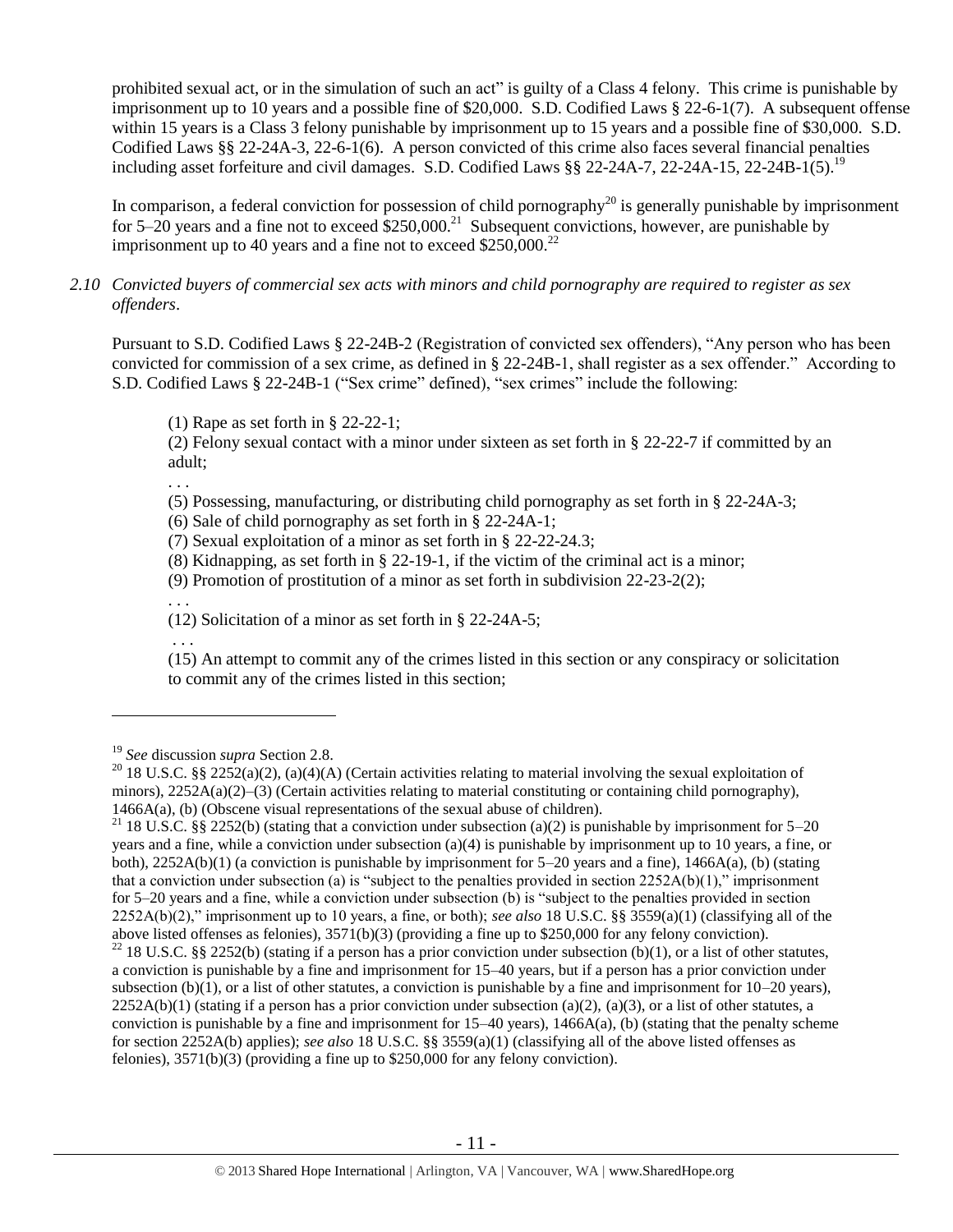prohibited sexual act, or in the simulation of such an act" is guilty of a Class 4 felony. This crime is punishable by imprisonment up to 10 years and a possible fine of $20,000. S.D. Codified Laws § 22-6-1(7). A subsequent offense within 15 years is a Class 3 felony punishable by imprisonment up to 15 years and a possible fine of $30,000. S.D. Codified Laws §§ 22-24A-3, 22-6-1(6). A person convicted of this crime also faces several financial penalties including asset forfeiture and civil damages. S.D. Codified Laws §§ 22-24A-7, 22-24A-15, 22-24B-1(5).[19]

In comparison, a federal conviction for possession of child pornography[20] is generally punishable by imprisonment for 5–20 years and a fine not to exceed $250,000.[21] Subsequent convictions, however, are punishable by imprisonment up to 40 years and a fine not to exceed $250,000.[22]

*2.10 Convicted buyers of commercial sex acts with minors and child pornography are required to register as sex offenders*.

Pursuant to S.D. Codified Laws § 22-24B-2 (Registration of convicted sex offenders), "Any person who has been convicted for commission of a sex crime, as defined in § 22-24B-1, shall register as a sex offender." According to S.D. Codified Laws § 22-24B-1 ("Sex crime" defined), "sex crimes" include the following:

> (1) Rape as set forth in § 22-22-1;
>
> (2) Felony sexual contact with a minor under sixteen as set forth in § 22-22-7 if committed by an adult;
>
> . . .
>
> (5) Possessing, manufacturing, or distributing child pornography as set forth in § 22-24A-3;
>
> (6) Sale of child pornography as set forth in § 22-24A-1;
>
> (7) Sexual exploitation of a minor as set forth in § 22-22-24.3;
>
> (8) Kidnapping, as set forth in § 22-19-1, if the victim of the criminal act is a minor;
>
> (9) Promotion of prostitution of a minor as set forth in subdivision 22-23-2(2);
>
> . . .
>
> (12) Solicitation of a minor as set forth in § 22-24A-5;
>
> . . .
>
> (15) An attempt to commit any of the crimes listed in this section or any conspiracy or solicitation to commit any of the crimes listed in this section;

---

[19] *See* discussion *supra* Section 2.8.

[20] 18 U.S.C. §§ 2252(a)(2), (a)(4)(A) (Certain activities relating to material involving the sexual exploitation of minors), 2252A(a)(2)–(3) (Certain activities relating to material constituting or containing child pornography), 1466A(a), (b) (Obscene visual representations of the sexual abuse of children).

[21] 18 U.S.C. §§ 2252(b) (stating that a conviction under subsection (a)(2) is punishable by imprisonment for 5–20 years and a fine, while a conviction under subsection (a)(4) is punishable by imprisonment up to 10 years, a fine, or both), 2252A(b)(1) (a conviction is punishable by imprisonment for 5–20 years and a fine), 1466A(a), (b) (stating that a conviction under subsection (a) is "subject to the penalties provided in section 2252A(b)(1)," imprisonment for 5–20 years and a fine, while a conviction under subsection (b) is "subject to the penalties provided in section 2252A(b)(2)," imprisonment up to 10 years, a fine, or both); *see also* 18 U.S.C. §§ 3559(a)(1) (classifying all of the above listed offenses as felonies), 3571(b)(3) (providing a fine up to $250,000 for any felony conviction).

[22] 18 U.S.C. §§ 2252(b) (stating if a person has a prior conviction under subsection (b)(1), or a list of other statutes, a conviction is punishable by a fine and imprisonment for 15–40 years, but if a person has a prior conviction under subsection (b)(1), or a list of other statutes, a conviction is punishable by a fine and imprisonment for 10–20 years), 2252A(b)(1) (stating if a person has a prior conviction under subsection (a)(2), (a)(3), or a list of other statutes, a conviction is punishable by a fine and imprisonment for 15–40 years), 1466A(a), (b) (stating that the penalty scheme for section 2252A(b) applies); *see also* 18 U.S.C. §§ 3559(a)(1) (classifying all of the above listed offenses as felonies), 3571(b)(3) (providing a fine up to $250,000 for any felony conviction).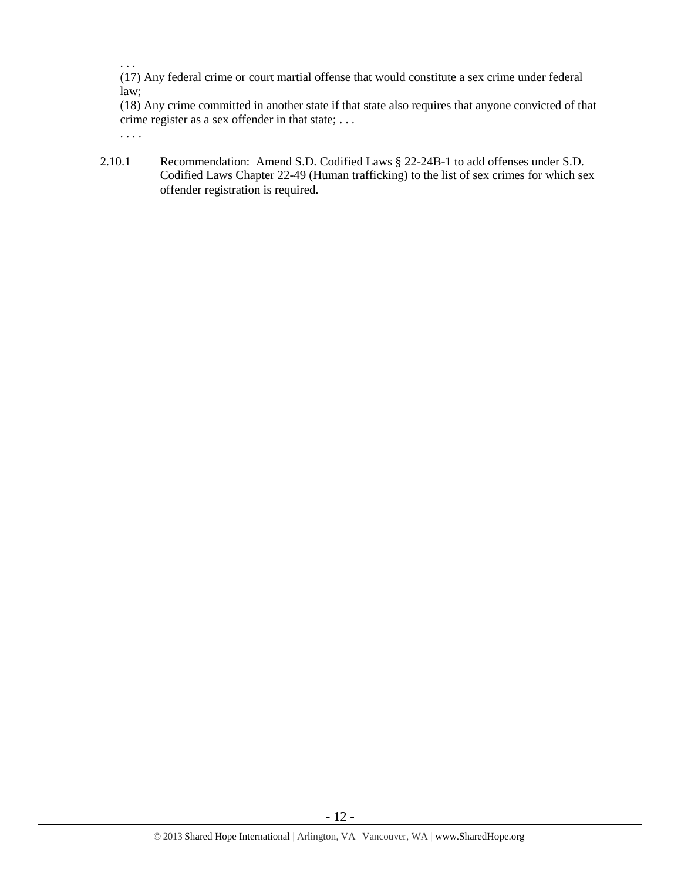. . .

(17) Any federal crime or court martial offense that would constitute a sex crime under federal law;

(18) Any crime committed in another state if that state also requires that anyone convicted of that crime register as a sex offender in that state; . . .

. . . .

2.10.1 Recommendation: Amend S.D. Codified Laws § 22-24B-1 to add offenses under S.D. Codified Laws Chapter 22-49 (Human trafficking) to the list of sex crimes for which sex offender registration is required.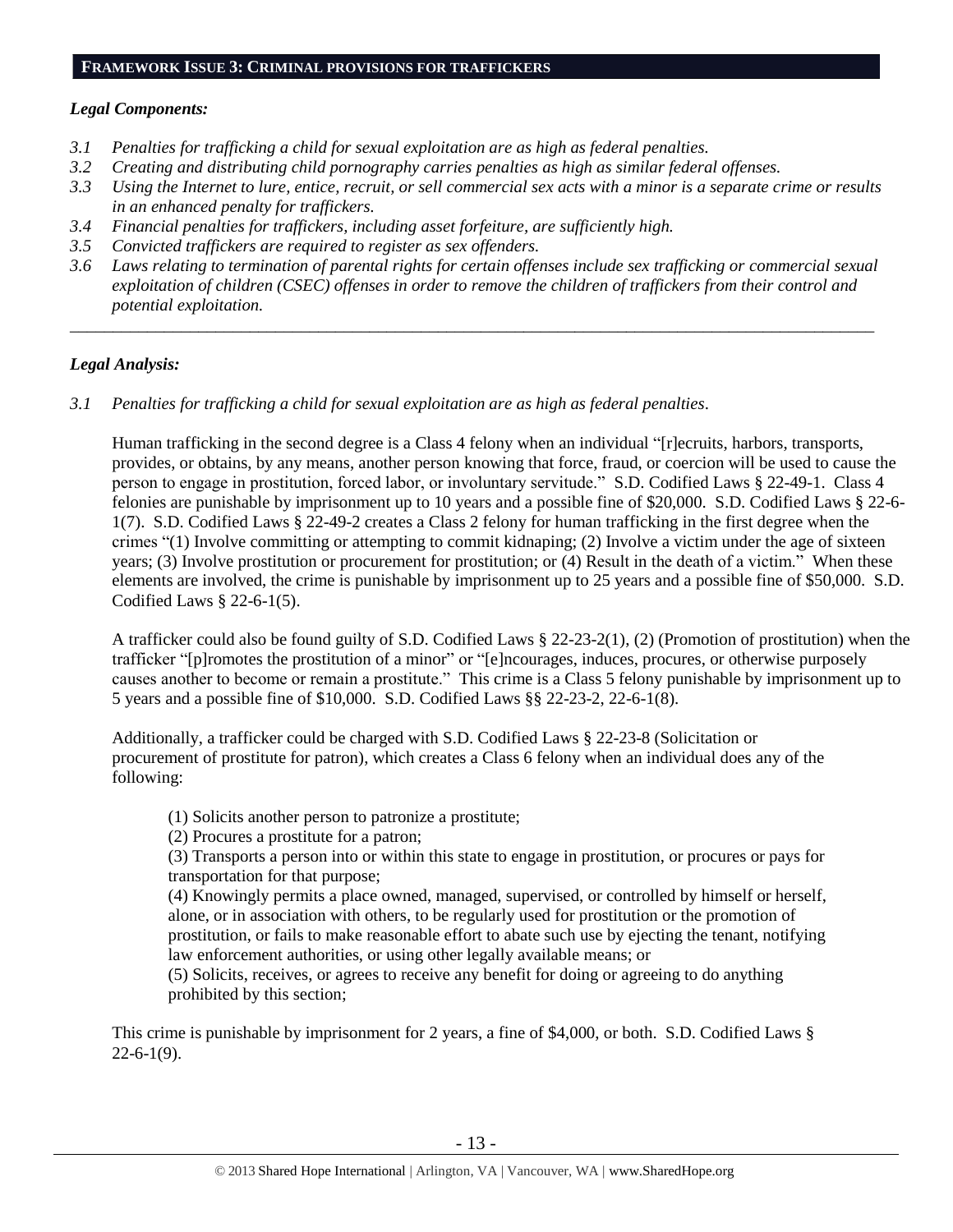## FRAMEWORK ISSUE 3: CRIMINAL PROVISIONS FOR TRAFFICKERS

### *Legal Components:*

*3.1 Penalties for trafficking a child for sexual exploitation are as high as federal penalties.*
*3.2 Creating and distributing child pornography carries penalties as high as similar federal offenses.*
*3.3 Using the Internet to lure, entice, recruit, or sell commercial sex acts with a minor is a separate crime or results in an enhanced penalty for traffickers.*
*3.4 Financial penalties for traffickers, including asset forfeiture, are sufficiently high.*
*3.5 Convicted traffickers are required to register as sex offenders.*
*3.6 Laws relating to termination of parental rights for certain offenses include sex trafficking or commercial sexual exploitation of children (CSEC) offenses in order to remove the children of traffickers from their control and potential exploitation.*

---

### *Legal Analysis:*

*3.1 Penalties for trafficking a child for sexual exploitation are as high as federal penalties.*

Human trafficking in the second degree is a Class 4 felony when an individual "[r]ecruits, harbors, transports, provides, or obtains, by any means, another person knowing that force, fraud, or coercion will be used to cause the person to engage in prostitution, forced labor, or involuntary servitude." S.D. Codified Laws § 22-49-1. Class 4 felonies are punishable by imprisonment up to 10 years and a possible fine of $20,000. S.D. Codified Laws § 22-6-1(7). S.D. Codified Laws § 22-49-2 creates a Class 2 felony for human trafficking in the first degree when the crimes "(1) Involve committing or attempting to commit kidnaping; (2) Involve a victim under the age of sixteen years; (3) Involve prostitution or procurement for prostitution; or (4) Result in the death of a victim." When these elements are involved, the crime is punishable by imprisonment up to 25 years and a possible fine of $50,000. S.D. Codified Laws § 22-6-1(5).

A trafficker could also be found guilty of S.D. Codified Laws § 22-23-2(1), (2) (Promotion of prostitution) when the trafficker "[p]romotes the prostitution of a minor" or "[e]ncourages, induces, procures, or otherwise purposely causes another to become or remain a prostitute." This crime is a Class 5 felony punishable by imprisonment up to 5 years and a possible fine of $10,000. S.D. Codified Laws §§ 22-23-2, 22-6-1(8).

Additionally, a trafficker could be charged with S.D. Codified Laws § 22-23-8 (Solicitation or procurement of prostitute for patron), which creates a Class 6 felony when an individual does any of the following:

> (1) Solicits another person to patronize a prostitute;
> (2) Procures a prostitute for a patron;
> (3) Transports a person into or within this state to engage in prostitution, or procures or pays for transportation for that purpose;
> (4) Knowingly permits a place owned, managed, supervised, or controlled by himself or herself, alone, or in association with others, to be regularly used for prostitution or the promotion of prostitution, or fails to make reasonable effort to abate such use by ejecting the tenant, notifying law enforcement authorities, or using other legally available means; or
> (5) Solicits, receives, or agrees to receive any benefit for doing or agreeing to do anything prohibited by this section;

This crime is punishable by imprisonment for 2 years, a fine of $4,000, or both. S.D. Codified Laws § 22-6-1(9).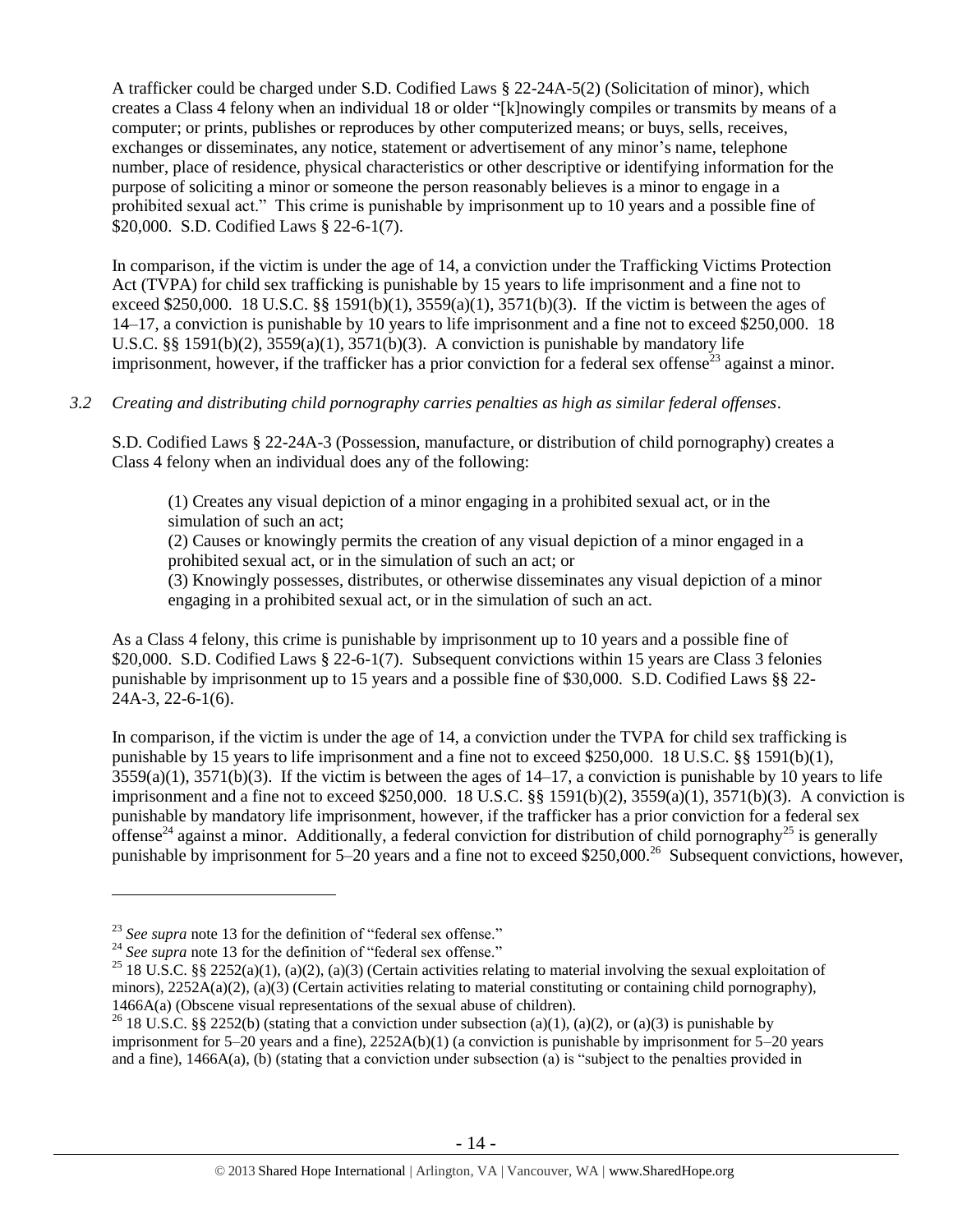A trafficker could be charged under S.D. Codified Laws § 22-24A-5(2) (Solicitation of minor), which creates a Class 4 felony when an individual 18 or older "[k]nowingly compiles or transmits by means of a computer; or prints, publishes or reproduces by other computerized means; or buys, sells, receives, exchanges or disseminates, any notice, statement or advertisement of any minor's name, telephone number, place of residence, physical characteristics or other descriptive or identifying information for the purpose of soliciting a minor or someone the person reasonably believes is a minor to engage in a prohibited sexual act." This crime is punishable by imprisonment up to 10 years and a possible fine of \$20,000. S.D. Codified Laws § 22-6-1(7).

In comparison, if the victim is under the age of 14, a conviction under the Trafficking Victims Protection Act (TVPA) for child sex trafficking is punishable by 15 years to life imprisonment and a fine not to exceed \$250,000. 18 U.S.C. §§ 1591(b)(1), 3559(a)(1), 3571(b)(3). If the victim is between the ages of 14–17, a conviction is punishable by 10 years to life imprisonment and a fine not to exceed \$250,000. 18 U.S.C. §§ 1591(b)(2), 3559(a)(1), 3571(b)(3). A conviction is punishable by mandatory life imprisonment, however, if the trafficker has a prior conviction for a federal sex offense[23] against a minor.

*3.2 Creating and distributing child pornography carries penalties as high as similar federal offenses.*

S.D. Codified Laws § 22-24A-3 (Possession, manufacture, or distribution of child pornography) creates a Class 4 felony when an individual does any of the following:

> (1) Creates any visual depiction of a minor engaging in a prohibited sexual act, or in the simulation of such an act;
> (2) Causes or knowingly permits the creation of any visual depiction of a minor engaged in a prohibited sexual act, or in the simulation of such an act; or
> (3) Knowingly possesses, distributes, or otherwise disseminates any visual depiction of a minor engaging in a prohibited sexual act, or in the simulation of such an act.

As a Class 4 felony, this crime is punishable by imprisonment up to 10 years and a possible fine of \$20,000. S.D. Codified Laws § 22-6-1(7). Subsequent convictions within 15 years are Class 3 felonies punishable by imprisonment up to 15 years and a possible fine of \$30,000. S.D. Codified Laws §§ 22-24A-3, 22-6-1(6).

In comparison, if the victim is under the age of 14, a conviction under the TVPA for child sex trafficking is punishable by 15 years to life imprisonment and a fine not to exceed \$250,000. 18 U.S.C. §§ 1591(b)(1), 3559(a)(1), 3571(b)(3). If the victim is between the ages of 14–17, a conviction is punishable by 10 years to life imprisonment and a fine not to exceed \$250,000. 18 U.S.C. §§ 1591(b)(2), 3559(a)(1), 3571(b)(3). A conviction is punishable by mandatory life imprisonment, however, if the trafficker has a prior conviction for a federal sex offense[24] against a minor. Additionally, a federal conviction for distribution of child pornography[25] is generally punishable by imprisonment for 5–20 years and a fine not to exceed \$250,000.[26] Subsequent convictions, however,

---

[23] *See supra* note 13 for the definition of "federal sex offense."

[24] *See supra* note 13 for the definition of "federal sex offense."

[25] 18 U.S.C. §§ 2252(a)(1), (a)(2), (a)(3) (Certain activities relating to material involving the sexual exploitation of minors), 2252A(a)(2), (a)(3) (Certain activities relating to material constituting or containing child pornography), 1466A(a) (Obscene visual representations of the sexual abuse of children).

[26] 18 U.S.C. §§ 2252(b) (stating that a conviction under subsection (a)(1), (a)(2), or (a)(3) is punishable by imprisonment for 5–20 years and a fine), 2252A(b)(1) (a conviction is punishable by imprisonment for 5–20 years and a fine), 1466A(a), (b) (stating that a conviction under subsection (a) is "subject to the penalties provided in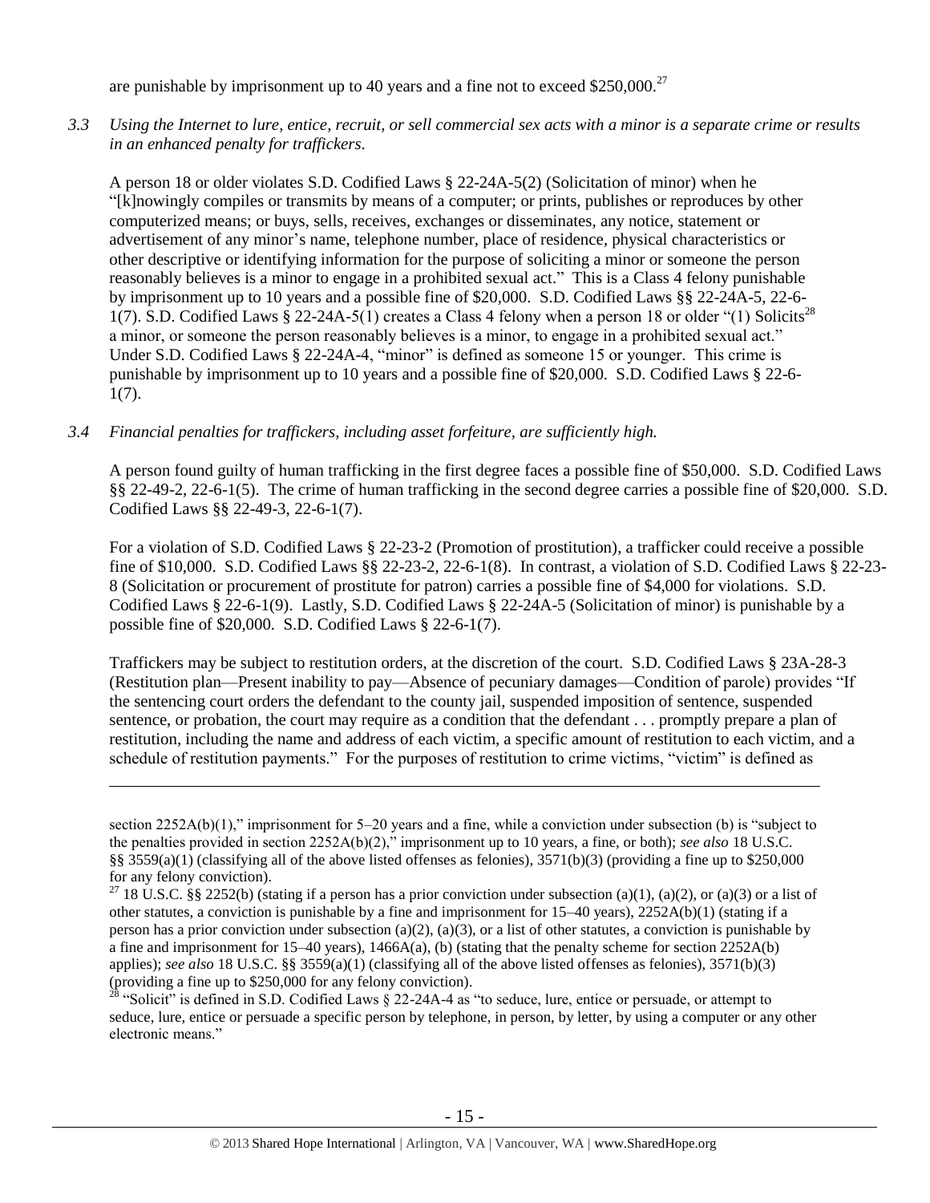are punishable by imprisonment up to 40 years and a fine not to exceed $250,000.[27]

*3.3 Using the Internet to lure, entice, recruit, or sell commercial sex acts with a minor is a separate crime or results in an enhanced penalty for traffickers.*

A person 18 or older violates S.D. Codified Laws § 22-24A-5(2) (Solicitation of minor) when he "[k]nowingly compiles or transmits by means of a computer; or prints, publishes or reproduces by other computerized means; or buys, sells, receives, exchanges or disseminates, any notice, statement or advertisement of any minor's name, telephone number, place of residence, physical characteristics or other descriptive or identifying information for the purpose of soliciting a minor or someone the person reasonably believes is a minor to engage in a prohibited sexual act." This is a Class 4 felony punishable by imprisonment up to 10 years and a possible fine of $20,000. S.D. Codified Laws §§ 22-24A-5, 22-6-1(7). S.D. Codified Laws § 22-24A-5(1) creates a Class 4 felony when a person 18 or older "(1) Solicits[28] a minor, or someone the person reasonably believes is a minor, to engage in a prohibited sexual act." Under S.D. Codified Laws § 22-24A-4, "minor" is defined as someone 15 or younger. This crime is punishable by imprisonment up to 10 years and a possible fine of $20,000. S.D. Codified Laws § 22-6-1(7).

*3.4 Financial penalties for traffickers, including asset forfeiture, are sufficiently high.*

A person found guilty of human trafficking in the first degree faces a possible fine of $50,000. S.D. Codified Laws §§ 22-49-2, 22-6-1(5). The crime of human trafficking in the second degree carries a possible fine of $20,000. S.D. Codified Laws §§ 22-49-3, 22-6-1(7).

For a violation of S.D. Codified Laws § 22-23-2 (Promotion of prostitution), a trafficker could receive a possible fine of $10,000. S.D. Codified Laws §§ 22-23-2, 22-6-1(8). In contrast, a violation of S.D. Codified Laws § 22-23-8 (Solicitation or procurement of prostitute for patron) carries a possible fine of $4,000 for violations. S.D. Codified Laws § 22-6-1(9). Lastly, S.D. Codified Laws § 22-24A-5 (Solicitation of minor) is punishable by a possible fine of $20,000. S.D. Codified Laws § 22-6-1(7).

Traffickers may be subject to restitution orders, at the discretion of the court. S.D. Codified Laws § 23A-28-3 (Restitution plan—Present inability to pay—Absence of pecuniary damages—Condition of parole) provides "If the sentencing court orders the defendant to the county jail, suspended imposition of sentence, suspended sentence, or probation, the court may require as a condition that the defendant . . . promptly prepare a plan of restitution, including the name and address of each victim, a specific amount of restitution to each victim, and a schedule of restitution payments." For the purposes of restitution to crime victims, "victim" is defined as

---

section 2252A(b)(1)," imprisonment for 5–20 years and a fine, while a conviction under subsection (b) is "subject to the penalties provided in section 2252A(b)(2)," imprisonment up to 10 years, a fine, or both); *see also* 18 U.S.C. §§ 3559(a)(1) (classifying all of the above listed offenses as felonies), 3571(b)(3) (providing a fine up to $250,000 for any felony conviction).

[27] 18 U.S.C. §§ 2252(b) (stating if a person has a prior conviction under subsection (a)(1), (a)(2), or (a)(3) or a list of other statutes, a conviction is punishable by a fine and imprisonment for 15–40 years), 2252A(b)(1) (stating if a person has a prior conviction under subsection (a)(2), (a)(3), or a list of other statutes, a conviction is punishable by a fine and imprisonment for 15–40 years), 1466A(a), (b) (stating that the penalty scheme for section 2252A(b) applies); *see also* 18 U.S.C. §§ 3559(a)(1) (classifying all of the above listed offenses as felonies), 3571(b)(3) (providing a fine up to $250,000 for any felony conviction).

[28] "Solicit" is defined in S.D. Codified Laws § 22-24A-4 as "to seduce, lure, entice or persuade, or attempt to seduce, lure, entice or persuade a specific person by telephone, in person, by letter, by using a computer or any other electronic means."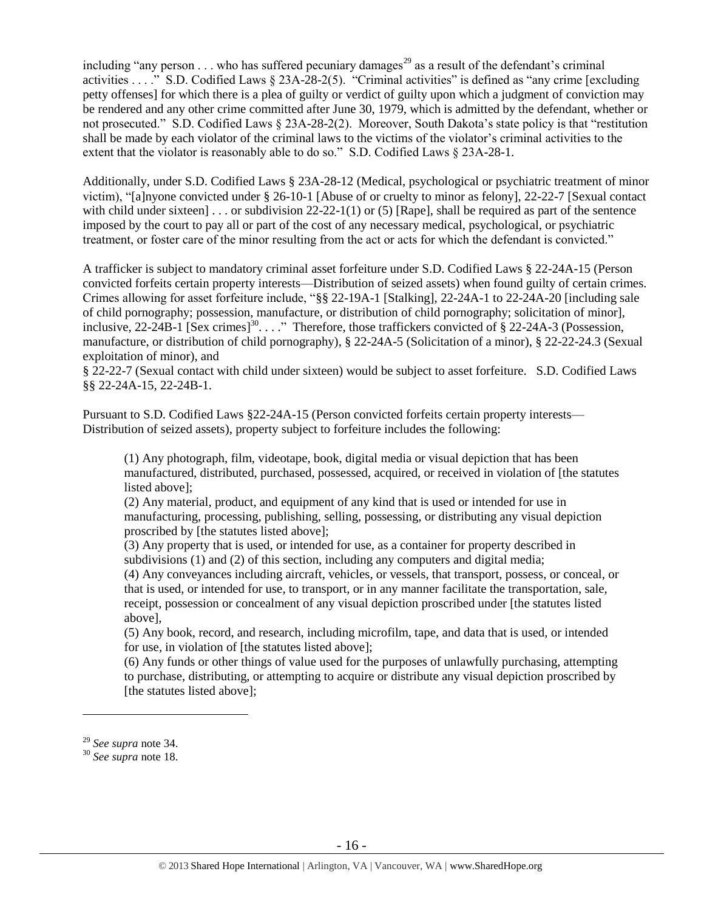including "any person . . . who has suffered pecuniary damages[29] as a result of the defendant's criminal activities . . . ." S.D. Codified Laws § 23A-28-2(5). "Criminal activities" is defined as "any crime [excluding petty offenses] for which there is a plea of guilty or verdict of guilty upon which a judgment of conviction may be rendered and any other crime committed after June 30, 1979, which is admitted by the defendant, whether or not prosecuted." S.D. Codified Laws § 23A-28-2(2). Moreover, South Dakota's state policy is that "restitution shall be made by each violator of the criminal laws to the victims of the violator's criminal activities to the extent that the violator is reasonably able to do so." S.D. Codified Laws § 23A-28-1.

Additionally, under S.D. Codified Laws § 23A-28-12 (Medical, psychological or psychiatric treatment of minor victim), "[a]nyone convicted under § 26-10-1 [Abuse of or cruelty to minor as felony], 22-22-7 [Sexual contact with child under sixteen] . . . or subdivision 22-22-1(1) or (5) [Rape], shall be required as part of the sentence imposed by the court to pay all or part of the cost of any necessary medical, psychological, or psychiatric treatment, or foster care of the minor resulting from the act or acts for which the defendant is convicted."

A trafficker is subject to mandatory criminal asset forfeiture under S.D. Codified Laws § 22-24A-15 (Person convicted forfeits certain property interests—Distribution of seized assets) when found guilty of certain crimes. Crimes allowing for asset forfeiture include, "§§ 22-19A-1 [Stalking], 22-24A-1 to 22-24A-20 [including sale of child pornography; possession, manufacture, or distribution of child pornography; solicitation of minor], inclusive, 22-24B-1 [Sex crimes][30]. . . ." Therefore, those traffickers convicted of § 22-24A-3 (Possession, manufacture, or distribution of child pornography), § 22-24A-5 (Solicitation of a minor), § 22-22-24.3 (Sexual exploitation of minor), and
§ 22-22-7 (Sexual contact with child under sixteen) would be subject to asset forfeiture. S.D. Codified Laws §§ 22-24A-15, 22-24B-1.

Pursuant to S.D. Codified Laws §22-24A-15 (Person convicted forfeits certain property interests—Distribution of seized assets), property subject to forfeiture includes the following:

> (1) Any photograph, film, videotape, book, digital media or visual depiction that has been manufactured, distributed, purchased, possessed, acquired, or received in violation of [the statutes listed above];
> (2) Any material, product, and equipment of any kind that is used or intended for use in manufacturing, processing, publishing, selling, possessing, or distributing any visual depiction proscribed by [the statutes listed above];
> (3) Any property that is used, or intended for use, as a container for property described in subdivisions (1) and (2) of this section, including any computers and digital media;
> (4) Any conveyances including aircraft, vehicles, or vessels, that transport, possess, or conceal, or that is used, or intended for use, to transport, or in any manner facilitate the transportation, sale, receipt, possession or concealment of any visual depiction proscribed under [the statutes listed above],
> (5) Any book, record, and research, including microfilm, tape, and data that is used, or intended for use, in violation of [the statutes listed above];
> (6) Any funds or other things of value used for the purposes of unlawfully purchasing, attempting to purchase, distributing, or attempting to acquire or distribute any visual depiction proscribed by [the statutes listed above];

[29] *See supra* note 34.
[30] *See supra* note 18.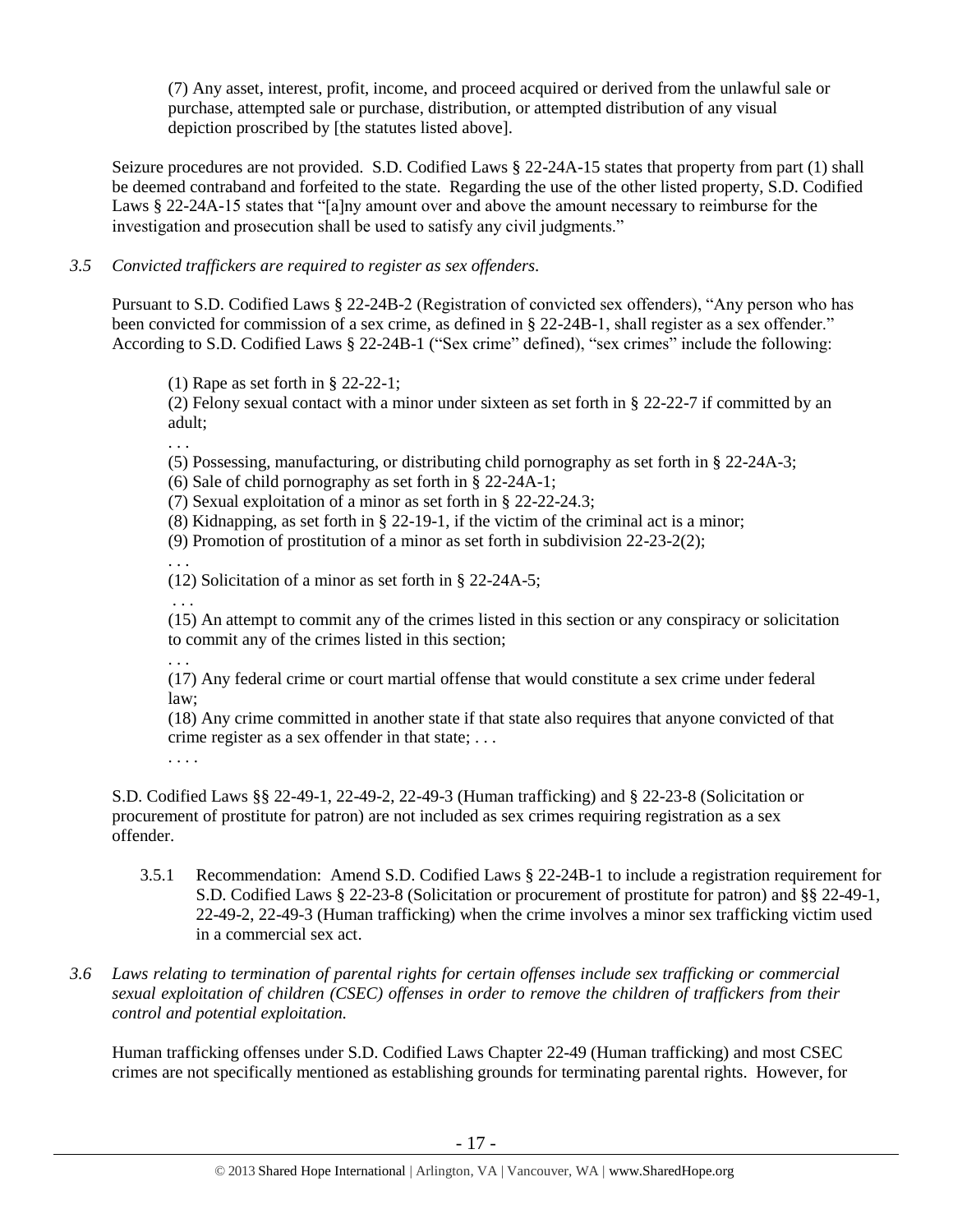(7) Any asset, interest, profit, income, and proceed acquired or derived from the unlawful sale or purchase, attempted sale or purchase, distribution, or attempted distribution of any visual depiction proscribed by [the statutes listed above].

Seizure procedures are not provided. S.D. Codified Laws § 22-24A-15 states that property from part (1) shall be deemed contraband and forfeited to the state. Regarding the use of the other listed property, S.D. Codified Laws § 22-24A-15 states that "[a]ny amount over and above the amount necessary to reimburse for the investigation and prosecution shall be used to satisfy any civil judgments."

*3.5 Convicted traffickers are required to register as sex offenders.*

Pursuant to S.D. Codified Laws § 22-24B-2 (Registration of convicted sex offenders), "Any person who has been convicted for commission of a sex crime, as defined in § 22-24B-1, shall register as a sex offender." According to S.D. Codified Laws § 22-24B-1 ("Sex crime" defined), "sex crimes" include the following:

> (1) Rape as set forth in § 22-22-1;
> (2) Felony sexual contact with a minor under sixteen as set forth in § 22-22-7 if committed by an adult;
> . . .
> (5) Possessing, manufacturing, or distributing child pornography as set forth in § 22-24A-3;
> (6) Sale of child pornography as set forth in § 22-24A-1;
> (7) Sexual exploitation of a minor as set forth in § 22-22-24.3;
> (8) Kidnapping, as set forth in § 22-19-1, if the victim of the criminal act is a minor;
> (9) Promotion of prostitution of a minor as set forth in subdivision 22-23-2(2);
> . . .
> (12) Solicitation of a minor as set forth in § 22-24A-5;
> . . .
> (15) An attempt to commit any of the crimes listed in this section or any conspiracy or solicitation to commit any of the crimes listed in this section;
> . . .
> (17) Any federal crime or court martial offense that would constitute a sex crime under federal law;
> (18) Any crime committed in another state if that state also requires that anyone convicted of that crime register as a sex offender in that state; . . .
> . . . .

S.D. Codified Laws §§ 22-49-1, 22-49-2, 22-49-3 (Human trafficking) and § 22-23-8 (Solicitation or procurement of prostitute for patron) are not included as sex crimes requiring registration as a sex offender.

3.5.1 Recommendation: Amend S.D. Codified Laws § 22-24B-1 to include a registration requirement for S.D. Codified Laws § 22-23-8 (Solicitation or procurement of prostitute for patron) and §§ 22-49-1, 22-49-2, 22-49-3 (Human trafficking) when the crime involves a minor sex trafficking victim used in a commercial sex act.

*3.6 Laws relating to termination of parental rights for certain offenses include sex trafficking or commercial sexual exploitation of children (CSEC) offenses in order to remove the children of traffickers from their control and potential exploitation.*

Human trafficking offenses under S.D. Codified Laws Chapter 22-49 (Human trafficking) and most CSEC crimes are not specifically mentioned as establishing grounds for terminating parental rights. However, for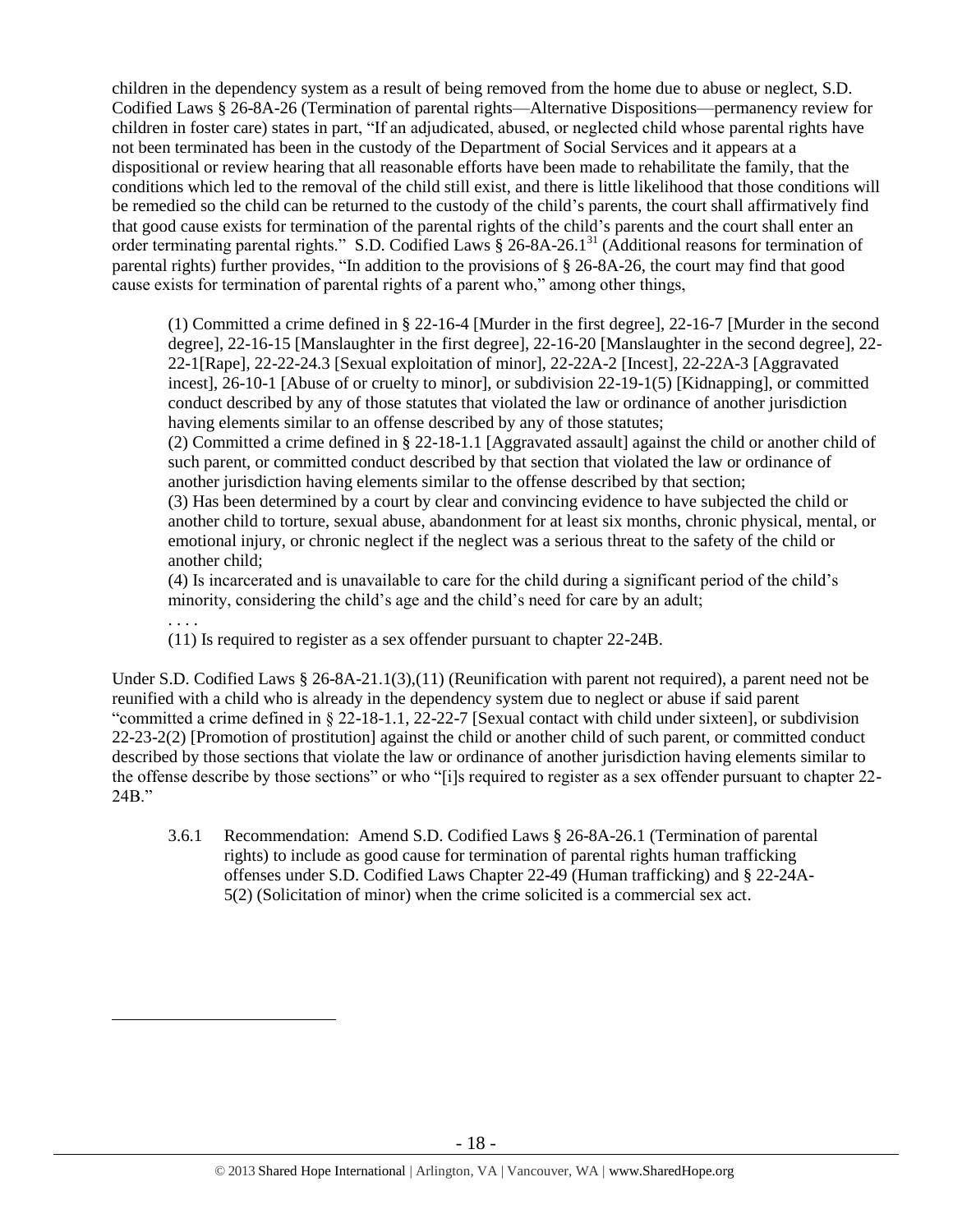children in the dependency system as a result of being removed from the home due to abuse or neglect, S.D. Codified Laws § 26-8A-26 (Termination of parental rights—Alternative Dispositions—permanency review for children in foster care) states in part, "If an adjudicated, abused, or neglected child whose parental rights have not been terminated has been in the custody of the Department of Social Services and it appears at a dispositional or review hearing that all reasonable efforts have been made to rehabilitate the family, that the conditions which led to the removal of the child still exist, and there is little likelihood that those conditions will be remedied so the child can be returned to the custody of the child's parents, the court shall affirmatively find that good cause exists for termination of the parental rights of the child's parents and the court shall enter an order terminating parental rights." S.D. Codified Laws § 26-8A-26.1[31] (Additional reasons for termination of parental rights) further provides, "In addition to the provisions of § 26-8A-26, the court may find that good cause exists for termination of parental rights of a parent who," among other things,

> (1) Committed a crime defined in § 22-16-4 [Murder in the first degree], 22-16-7 [Murder in the second degree], 22-16-15 [Manslaughter in the first degree], 22-16-20 [Manslaughter in the second degree], 22-22-1[Rape], 22-22-24.3 [Sexual exploitation of minor], 22-22A-2 [Incest], 22-22A-3 [Aggravated incest], 26-10-1 [Abuse of or cruelty to minor], or subdivision 22-19-1(5) [Kidnapping], or committed conduct described by any of those statutes that violated the law or ordinance of another jurisdiction having elements similar to an offense described by any of those statutes;
>
> (2) Committed a crime defined in § 22-18-1.1 [Aggravated assault] against the child or another child of such parent, or committed conduct described by that section that violated the law or ordinance of another jurisdiction having elements similar to the offense described by that section;
>
> (3) Has been determined by a court by clear and convincing evidence to have subjected the child or another child to torture, sexual abuse, abandonment for at least six months, chronic physical, mental, or emotional injury, or chronic neglect if the neglect was a serious threat to the safety of the child or another child;
>
> (4) Is incarcerated and is unavailable to care for the child during a significant period of the child's minority, considering the child's age and the child's need for care by an adult;
>
> . . . .
>
> (11) Is required to register as a sex offender pursuant to chapter 22-24B.

Under S.D. Codified Laws § 26-8A-21.1(3),(11) (Reunification with parent not required), a parent need not be reunified with a child who is already in the dependency system due to neglect or abuse if said parent "committed a crime defined in § 22-18-1.1, 22-22-7 [Sexual contact with child under sixteen], or subdivision 22-23-2(2) [Promotion of prostitution] against the child or another child of such parent, or committed conduct described by those sections that violate the law or ordinance of another jurisdiction having elements similar to the offense describe by those sections" or who "[i]s required to register as a sex offender pursuant to chapter 22-24B."

> 3.6.1 Recommendation: Amend S.D. Codified Laws § 26-8A-26.1 (Termination of parental rights) to include as good cause for termination of parental rights human trafficking offenses under S.D. Codified Laws Chapter 22-49 (Human trafficking) and § 22-24A-5(2) (Solicitation of minor) when the crime solicited is a commercial sex act.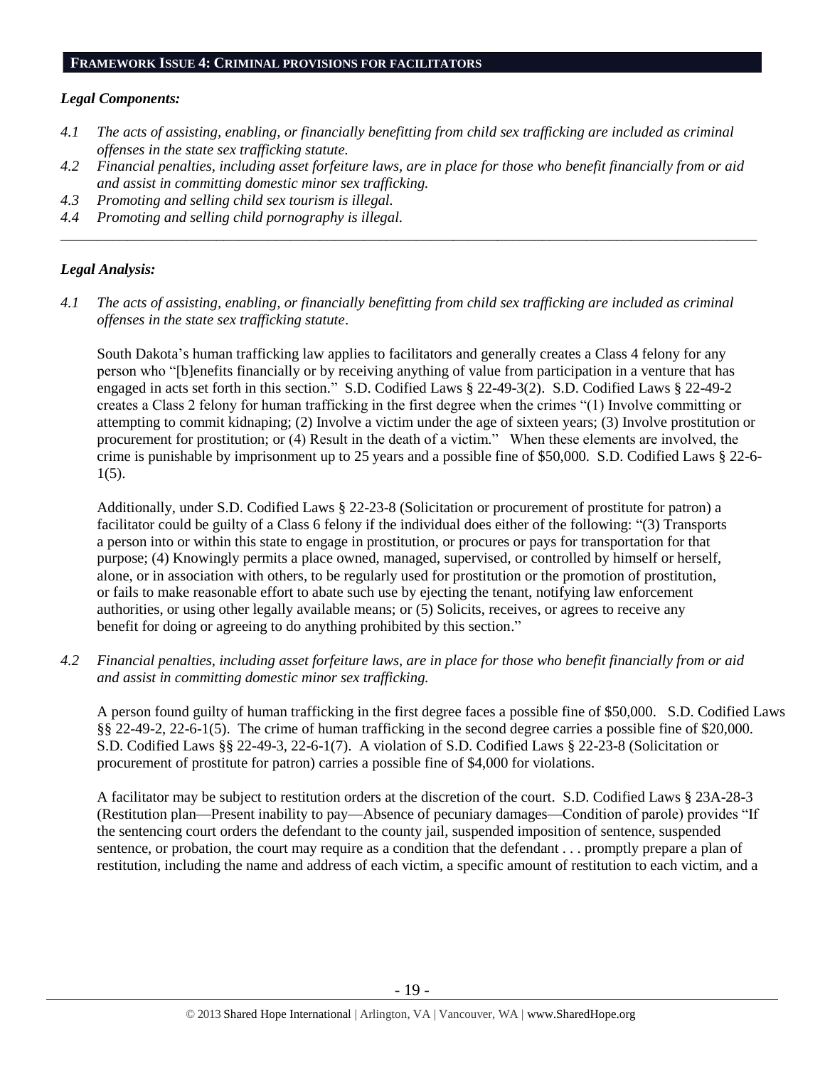## FRAMEWORK ISSUE 4: CRIMINAL PROVISIONS FOR FACILITATORS

### *Legal Components:*

*4.1 The acts of assisting, enabling, or financially benefitting from child sex trafficking are included as criminal offenses in the state sex trafficking statute.*
*4.2 Financial penalties, including asset forfeiture laws, are in place for those who benefit financially from or aid and assist in committing domestic minor sex trafficking.*
*4.3 Promoting and selling child sex tourism is illegal.*
*4.4 Promoting and selling child pornography is illegal.*

---

### *Legal Analysis:*

*4.1 The acts of assisting, enabling, or financially benefitting from child sex trafficking are included as criminal offenses in the state sex trafficking statute.*

South Dakota's human trafficking law applies to facilitators and generally creates a Class 4 felony for any person who "[b]enefits financially or by receiving anything of value from participation in a venture that has engaged in acts set forth in this section." S.D. Codified Laws § 22-49-3(2). S.D. Codified Laws § 22-49-2 creates a Class 2 felony for human trafficking in the first degree when the crimes "(1) Involve committing or attempting to commit kidnaping; (2) Involve a victim under the age of sixteen years; (3) Involve prostitution or procurement for prostitution; or (4) Result in the death of a victim." When these elements are involved, the crime is punishable by imprisonment up to 25 years and a possible fine of $50,000. S.D. Codified Laws § 22-6-1(5).

Additionally, under S.D. Codified Laws § 22-23-8 (Solicitation or procurement of prostitute for patron) a facilitator could be guilty of a Class 6 felony if the individual does either of the following: "(3) Transports a person into or within this state to engage in prostitution, or procures or pays for transportation for that purpose; (4) Knowingly permits a place owned, managed, supervised, or controlled by himself or herself, alone, or in association with others, to be regularly used for prostitution or the promotion of prostitution, or fails to make reasonable effort to abate such use by ejecting the tenant, notifying law enforcement authorities, or using other legally available means; or (5) Solicits, receives, or agrees to receive any benefit for doing or agreeing to do anything prohibited by this section."

*4.2 Financial penalties, including asset forfeiture laws, are in place for those who benefit financially from or aid and assist in committing domestic minor sex trafficking.*

A person found guilty of human trafficking in the first degree faces a possible fine of $50,000. S.D. Codified Laws §§ 22-49-2, 22-6-1(5). The crime of human trafficking in the second degree carries a possible fine of $20,000. S.D. Codified Laws §§ 22-49-3, 22-6-1(7). A violation of S.D. Codified Laws § 22-23-8 (Solicitation or procurement of prostitute for patron) carries a possible fine of $4,000 for violations.

A facilitator may be subject to restitution orders at the discretion of the court. S.D. Codified Laws § 23A-28-3 (Restitution plan—Present inability to pay—Absence of pecuniary damages—Condition of parole) provides "If the sentencing court orders the defendant to the county jail, suspended imposition of sentence, suspended sentence, or probation, the court may require as a condition that the defendant . . . promptly prepare a plan of restitution, including the name and address of each victim, a specific amount of restitution to each victim, and a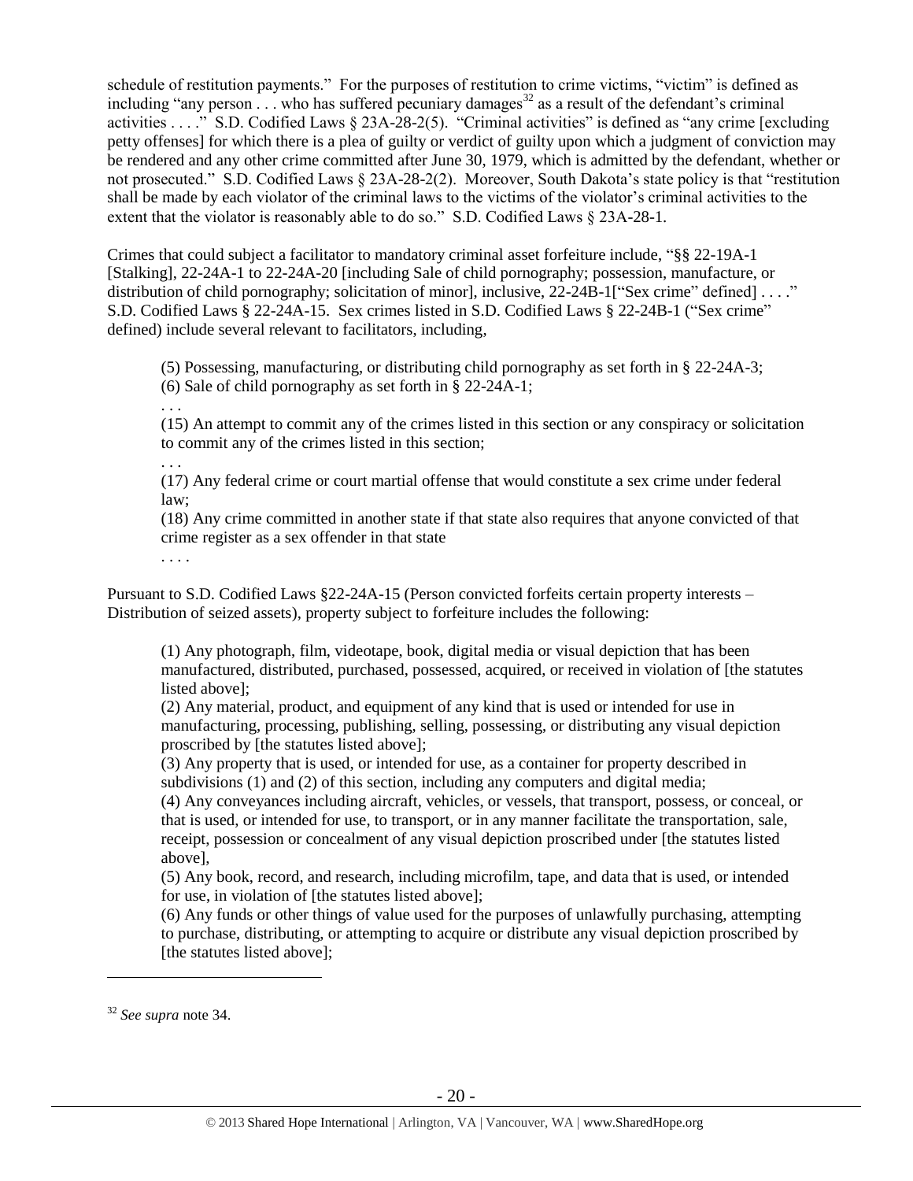schedule of restitution payments." For the purposes of restitution to crime victims, "victim" is defined as including "any person . . . who has suffered pecuniary damages[32] as a result of the defendant's criminal activities . . . ." S.D. Codified Laws § 23A-28-2(5). "Criminal activities" is defined as "any crime [excluding petty offenses] for which there is a plea of guilty or verdict of guilty upon which a judgment of conviction may be rendered and any other crime committed after June 30, 1979, which is admitted by the defendant, whether or not prosecuted." S.D. Codified Laws § 23A-28-2(2). Moreover, South Dakota's state policy is that "restitution shall be made by each violator of the criminal laws to the victims of the violator's criminal activities to the extent that the violator is reasonably able to do so." S.D. Codified Laws § 23A-28-1.

Crimes that could subject a facilitator to mandatory criminal asset forfeiture include, "§§ 22-19A-1 [Stalking], 22-24A-1 to 22-24A-20 [including Sale of child pornography; possession, manufacture, or distribution of child pornography; solicitation of minor], inclusive, 22-24B-1["Sex crime" defined] . . . ." S.D. Codified Laws § 22-24A-15. Sex crimes listed in S.D. Codified Laws § 22-24B-1 ("Sex crime" defined) include several relevant to facilitators, including,

> (5) Possessing, manufacturing, or distributing child pornography as set forth in § 22-24A-3;
> (6) Sale of child pornography as set forth in § 22-24A-1;
> . . .
> (15) An attempt to commit any of the crimes listed in this section or any conspiracy or solicitation to commit any of the crimes listed in this section;
> . . .
> (17) Any federal crime or court martial offense that would constitute a sex crime under federal law;
> (18) Any crime committed in another state if that state also requires that anyone convicted of that crime register as a sex offender in that state
> . . . .

Pursuant to S.D. Codified Laws §22-24A-15 (Person convicted forfeits certain property interests – Distribution of seized assets), property subject to forfeiture includes the following:

> (1) Any photograph, film, videotape, book, digital media or visual depiction that has been manufactured, distributed, purchased, possessed, acquired, or received in violation of [the statutes listed above];
> (2) Any material, product, and equipment of any kind that is used or intended for use in manufacturing, processing, publishing, selling, possessing, or distributing any visual depiction proscribed by [the statutes listed above];
> (3) Any property that is used, or intended for use, as a container for property described in subdivisions (1) and (2) of this section, including any computers and digital media;
> (4) Any conveyances including aircraft, vehicles, or vessels, that transport, possess, or conceal, or that is used, or intended for use, to transport, or in any manner facilitate the transportation, sale, receipt, possession or concealment of any visual depiction proscribed under [the statutes listed above],
> (5) Any book, record, and research, including microfilm, tape, and data that is used, or intended for use, in violation of [the statutes listed above];
> (6) Any funds or other things of value used for the purposes of unlawfully purchasing, attempting to purchase, distributing, or attempting to acquire or distribute any visual depiction proscribed by [the statutes listed above];

---

[32] *See supra* note 34.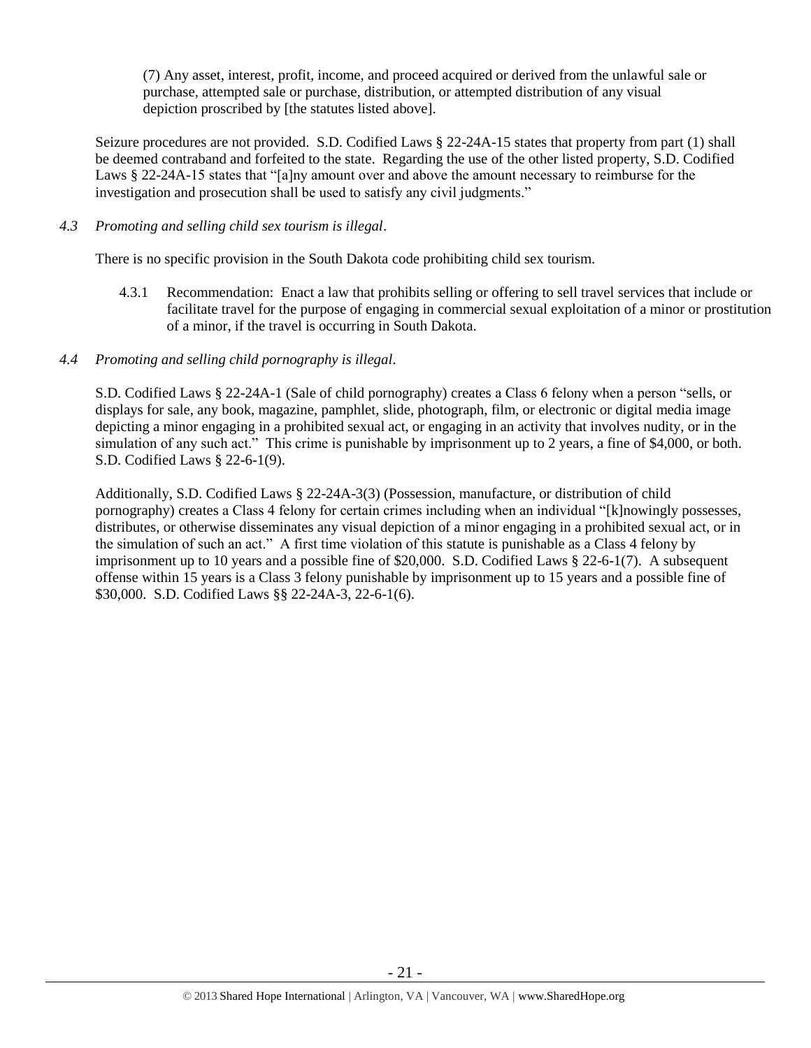(7) Any asset, interest, profit, income, and proceed acquired or derived from the unlawful sale or purchase, attempted sale or purchase, distribution, or attempted distribution of any visual depiction proscribed by [the statutes listed above].

Seizure procedures are not provided. S.D. Codified Laws § 22-24A-15 states that property from part (1) shall be deemed contraband and forfeited to the state. Regarding the use of the other listed property, S.D. Codified Laws § 22-24A-15 states that "[a]ny amount over and above the amount necessary to reimburse for the investigation and prosecution shall be used to satisfy any civil judgments."

*4.3 Promoting and selling child sex tourism is illegal.*

There is no specific provision in the South Dakota code prohibiting child sex tourism.

4.3.1 Recommendation: Enact a law that prohibits selling or offering to sell travel services that include or facilitate travel for the purpose of engaging in commercial sexual exploitation of a minor or prostitution of a minor, if the travel is occurring in South Dakota.

*4.4 Promoting and selling child pornography is illegal.*

S.D. Codified Laws § 22-24A-1 (Sale of child pornography) creates a Class 6 felony when a person "sells, or displays for sale, any book, magazine, pamphlet, slide, photograph, film, or electronic or digital media image depicting a minor engaging in a prohibited sexual act, or engaging in an activity that involves nudity, or in the simulation of any such act." This crime is punishable by imprisonment up to 2 years, a fine of $4,000, or both. S.D. Codified Laws § 22-6-1(9).

Additionally, S.D. Codified Laws § 22-24A-3(3) (Possession, manufacture, or distribution of child pornography) creates a Class 4 felony for certain crimes including when an individual "[k]nowingly possesses, distributes, or otherwise disseminates any visual depiction of a minor engaging in a prohibited sexual act, or in the simulation of such an act." A first time violation of this statute is punishable as a Class 4 felony by imprisonment up to 10 years and a possible fine of $20,000. S.D. Codified Laws § 22-6-1(7). A subsequent offense within 15 years is a Class 3 felony punishable by imprisonment up to 15 years and a possible fine of $30,000. S.D. Codified Laws §§ 22-24A-3, 22-6-1(6).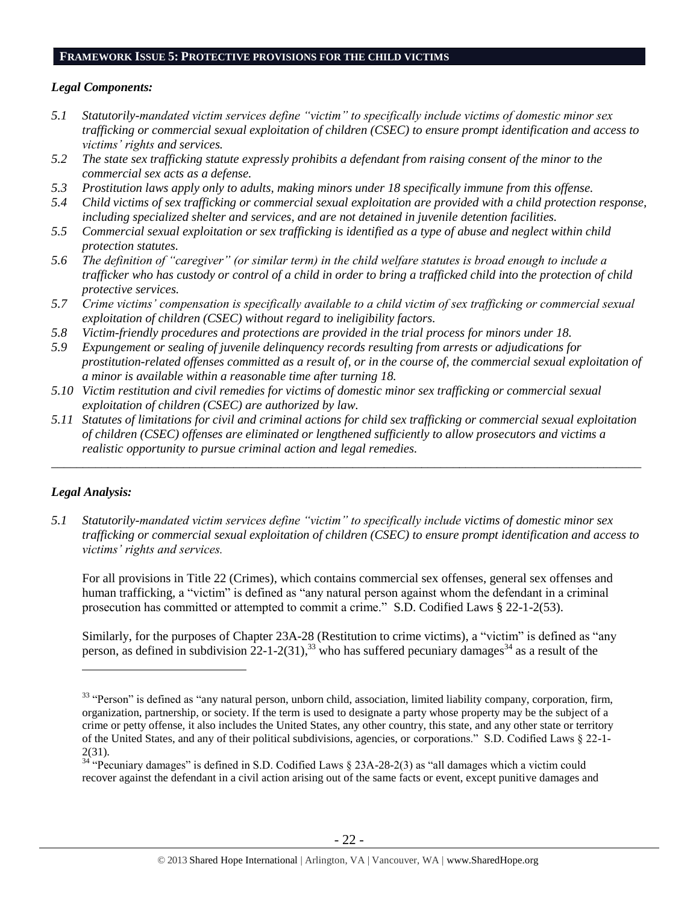## FRAMEWORK ISSUE 5: PROTECTIVE PROVISIONS FOR THE CHILD VICTIMS

### *Legal Components:*

*5.1 Statutorily-mandated victim services define "victim" to specifically include victims of domestic minor sex trafficking or commercial sexual exploitation of children (CSEC) to ensure prompt identification and access to victims' rights and services.*

*5.2 The state sex trafficking statute expressly prohibits a defendant from raising consent of the minor to the commercial sex acts as a defense.*

*5.3 Prostitution laws apply only to adults, making minors under 18 specifically immune from this offense.*

*5.4 Child victims of sex trafficking or commercial sexual exploitation are provided with a child protection response, including specialized shelter and services, and are not detained in juvenile detention facilities.*

*5.5 Commercial sexual exploitation or sex trafficking is identified as a type of abuse and neglect within child protection statutes.*

*5.6 The definition of "caregiver" (or similar term) in the child welfare statutes is broad enough to include a trafficker who has custody or control of a child in order to bring a trafficked child into the protection of child protective services.*

*5.7 Crime victims' compensation is specifically available to a child victim of sex trafficking or commercial sexual exploitation of children (CSEC) without regard to ineligibility factors.*

*5.8 Victim-friendly procedures and protections are provided in the trial process for minors under 18.*

*5.9 Expungement or sealing of juvenile delinquency records resulting from arrests or adjudications for prostitution-related offenses committed as a result of, or in the course of, the commercial sexual exploitation of a minor is available within a reasonable time after turning 18.*

*5.10 Victim restitution and civil remedies for victims of domestic minor sex trafficking or commercial sexual exploitation of children (CSEC) are authorized by law.*

*5.11 Statutes of limitations for civil and criminal actions for child sex trafficking or commercial sexual exploitation of children (CSEC) offenses are eliminated or lengthened sufficiently to allow prosecutors and victims a realistic opportunity to pursue criminal action and legal remedies.*

---

### *Legal Analysis:*

*5.1 Statutorily-mandated victim services define "victim" to specifically include victims of domestic minor sex trafficking or commercial sexual exploitation of children (CSEC) to ensure prompt identification and access to victims' rights and services.*

For all provisions in Title 22 (Crimes), which contains commercial sex offenses, general sex offenses and human trafficking, a "victim" is defined as "any natural person against whom the defendant in a criminal prosecution has committed or attempted to commit a crime." S.D. Codified Laws § 22-1-2(53).

Similarly, for the purposes of Chapter 23A-28 (Restitution to crime victims), a "victim" is defined as "any person, as defined in subdivision 22-1-2(31),[33] who has suffered pecuniary damages[34] as a result of the

---

[33] "Person" is defined as "any natural person, unborn child, association, limited liability company, corporation, firm, organization, partnership, or society. If the term is used to designate a party whose property may be the subject of a crime or petty offense, it also includes the United States, any other country, this state, and any other state or territory of the United States, and any of their political subdivisions, agencies, or corporations." S.D. Codified Laws § 22-1-2(31).

[34] "Pecuniary damages" is defined in S.D. Codified Laws § 23A-28-2(3) as "all damages which a victim could recover against the defendant in a civil action arising out of the same facts or event, except punitive damages and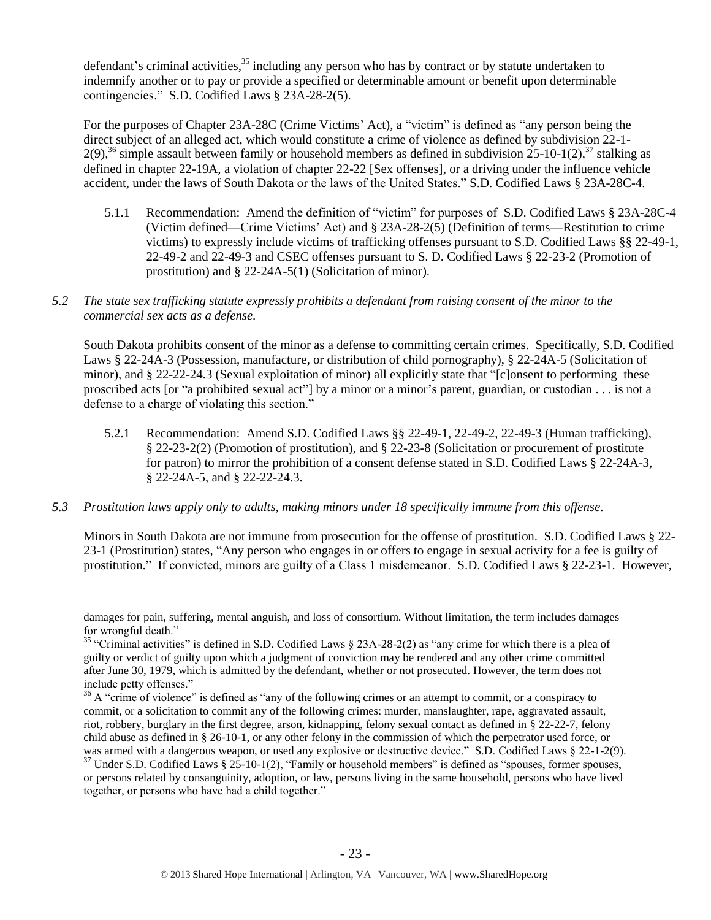defendant's criminal activities,[35] including any person who has by contract or by statute undertaken to indemnify another or to pay or provide a specified or determinable amount or benefit upon determinable contingencies." S.D. Codified Laws § 23A-28-2(5).

For the purposes of Chapter 23A-28C (Crime Victims' Act), a "victim" is defined as "any person being the direct subject of an alleged act, which would constitute a crime of violence as defined by subdivision 22-1-2(9),[36] simple assault between family or household members as defined in subdivision 25-10-1(2),[37] stalking as defined in chapter 22-19A, a violation of chapter 22-22 [Sex offenses], or a driving under the influence vehicle accident, under the laws of South Dakota or the laws of the United States." S.D. Codified Laws § 23A-28C-4.

5.1.1 Recommendation: Amend the definition of "victim" for purposes of S.D. Codified Laws § 23A-28C-4 (Victim defined—Crime Victims' Act) and § 23A-28-2(5) (Definition of terms—Restitution to crime victims) to expressly include victims of trafficking offenses pursuant to S.D. Codified Laws §§ 22-49-1, 22-49-2 and 22-49-3 and CSEC offenses pursuant to S. D. Codified Laws § 22-23-2 (Promotion of prostitution) and § 22-24A-5(1) (Solicitation of minor).

*5.2 The state sex trafficking statute expressly prohibits a defendant from raising consent of the minor to the commercial sex acts as a defense.*

South Dakota prohibits consent of the minor as a defense to committing certain crimes. Specifically, S.D. Codified Laws § 22-24A-3 (Possession, manufacture, or distribution of child pornography), § 22-24A-5 (Solicitation of minor), and § 22-22-24.3 (Sexual exploitation of minor) all explicitly state that "[c]onsent to performing these proscribed acts [or "a prohibited sexual act"] by a minor or a minor's parent, guardian, or custodian . . . is not a defense to a charge of violating this section."

5.2.1 Recommendation: Amend S.D. Codified Laws §§ 22-49-1, 22-49-2, 22-49-3 (Human trafficking), § 22-23-2(2) (Promotion of prostitution), and § 22-23-8 (Solicitation or procurement of prostitute for patron) to mirror the prohibition of a consent defense stated in S.D. Codified Laws § 22-24A-3, § 22-24A-5, and § 22-22-24.3.

*5.3 Prostitution laws apply only to adults, making minors under 18 specifically immune from this offense.*

Minors in South Dakota are not immune from prosecution for the offense of prostitution. S.D. Codified Laws § 22-23-1 (Prostitution) states, "Any person who engages in or offers to engage in sexual activity for a fee is guilty of prostitution." If convicted, minors are guilty of a Class 1 misdemeanor. S.D. Codified Laws § 22-23-1. However,

---

damages for pain, suffering, mental anguish, and loss of consortium. Without limitation, the term includes damages for wrongful death."

[35] "Criminal activities" is defined in S.D. Codified Laws § 23A-28-2(2) as "any crime for which there is a plea of guilty or verdict of guilty upon which a judgment of conviction may be rendered and any other crime committed after June 30, 1979, which is admitted by the defendant, whether or not prosecuted. However, the term does not include petty offenses."

[36] A "crime of violence" is defined as "any of the following crimes or an attempt to commit, or a conspiracy to commit, or a solicitation to commit any of the following crimes: murder, manslaughter, rape, aggravated assault, riot, robbery, burglary in the first degree, arson, kidnapping, felony sexual contact as defined in § 22-22-7, felony child abuse as defined in § 26-10-1, or any other felony in the commission of which the perpetrator used force, or was armed with a dangerous weapon, or used any explosive or destructive device." S.D. Codified Laws § 22-1-2(9).

[37] Under S.D. Codified Laws § 25-10-1(2), "Family or household members" is defined as "spouses, former spouses, or persons related by consanguinity, adoption, or law, persons living in the same household, persons who have lived together, or persons who have had a child together."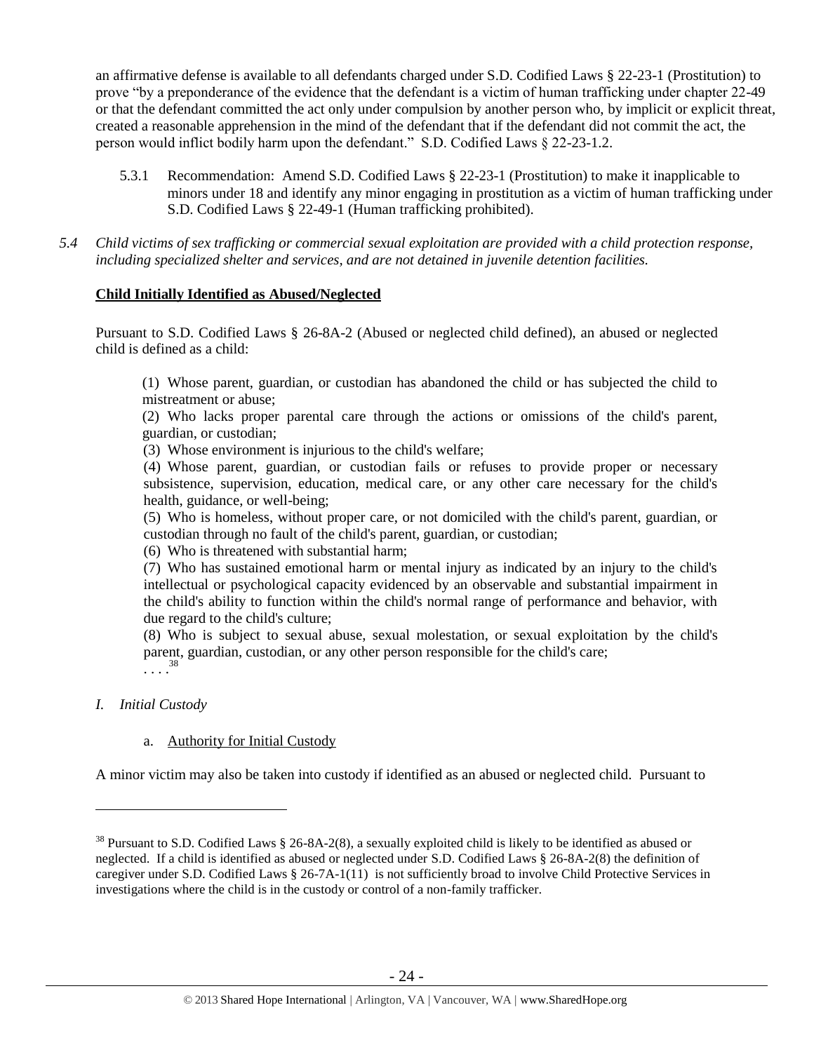an affirmative defense is available to all defendants charged under S.D. Codified Laws § 22-23-1 (Prostitution) to prove "by a preponderance of the evidence that the defendant is a victim of human trafficking under chapter 22-49 or that the defendant committed the act only under compulsion by another person who, by implicit or explicit threat, created a reasonable apprehension in the mind of the defendant that if the defendant did not commit the act, the person would inflict bodily harm upon the defendant." S.D. Codified Laws § 22-23-1.2.

5.3.1 Recommendation: Amend S.D. Codified Laws § 22-23-1 (Prostitution) to make it inapplicable to minors under 18 and identify any minor engaging in prostitution as a victim of human trafficking under S.D. Codified Laws § 22-49-1 (Human trafficking prohibited).

*5.4 Child victims of sex trafficking or commercial sexual exploitation are provided with a child protection response, including specialized shelter and services, and are not detained in juvenile detention facilities.*

**Child Initially Identified as Abused/Neglected**

Pursuant to S.D. Codified Laws § 26-8A-2 (Abused or neglected child defined), an abused or neglected child is defined as a child:

> (1) Whose parent, guardian, or custodian has abandoned the child or has subjected the child to mistreatment or abuse;
> (2) Who lacks proper parental care through the actions or omissions of the child's parent, guardian, or custodian;
> (3) Whose environment is injurious to the child's welfare;
> (4) Whose parent, guardian, or custodian fails or refuses to provide proper or necessary subsistence, supervision, education, medical care, or any other care necessary for the child's health, guidance, or well-being;
> (5) Who is homeless, without proper care, or not domiciled with the child's parent, guardian, or custodian through no fault of the child's parent, guardian, or custodian;
> (6) Who is threatened with substantial harm;
> (7) Who has sustained emotional harm or mental injury as indicated by an injury to the child's intellectual or psychological capacity evidenced by an observable and substantial impairment in the child's ability to function within the child's normal range of performance and behavior, with due regard to the child's culture;
> (8) Who is subject to sexual abuse, sexual molestation, or sexual exploitation by the child's parent, guardian, custodian, or any other person responsible for the child's care;
> . . . .[38]

*I. Initial Custody*

a. Authority for Initial Custody

A minor victim may also be taken into custody if identified as an abused or neglected child. Pursuant to

---

[38] Pursuant to S.D. Codified Laws § 26-8A-2(8), a sexually exploited child is likely to be identified as abused or neglected. If a child is identified as abused or neglected under S.D. Codified Laws § 26-8A-2(8) the definition of caregiver under S.D. Codified Laws § 26-7A-1(11) is not sufficiently broad to involve Child Protective Services in investigations where the child is in the custody or control of a non-family trafficker.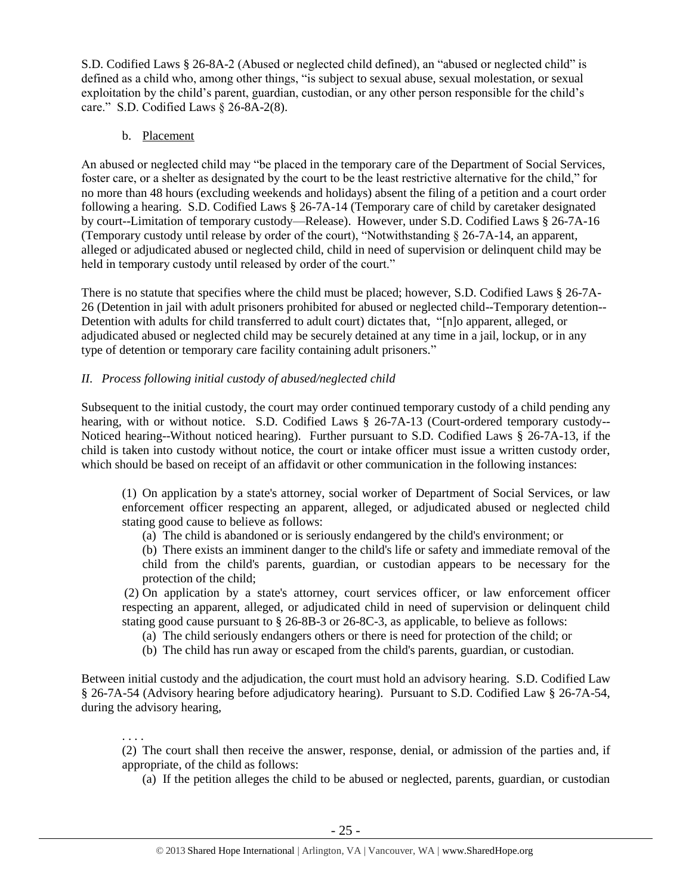S.D. Codified Laws § 26-8A-2 (Abused or neglected child defined), an "abused or neglected child" is defined as a child who, among other things, "is subject to sexual abuse, sexual molestation, or sexual exploitation by the child's parent, guardian, custodian, or any other person responsible for the child's care." S.D. Codified Laws § 26-8A-2(8).

b. Placement

An abused or neglected child may "be placed in the temporary care of the Department of Social Services, foster care, or a shelter as designated by the court to be the least restrictive alternative for the child," for no more than 48 hours (excluding weekends and holidays) absent the filing of a petition and a court order following a hearing. S.D. Codified Laws § 26-7A-14 (Temporary care of child by caretaker designated by court--Limitation of temporary custody—Release). However, under S.D. Codified Laws § 26-7A-16 (Temporary custody until release by order of the court), "Notwithstanding § 26-7A-14, an apparent, alleged or adjudicated abused or neglected child, child in need of supervision or delinquent child may be held in temporary custody until released by order of the court."

There is no statute that specifies where the child must be placed; however, S.D. Codified Laws § 26-7A-26 (Detention in jail with adult prisoners prohibited for abused or neglected child--Temporary detention--Detention with adults for child transferred to adult court) dictates that, "[n]o apparent, alleged, or adjudicated abused or neglected child may be securely detained at any time in a jail, lockup, or in any type of detention or temporary care facility containing adult prisoners."

*II. Process following initial custody of abused/neglected child*

Subsequent to the initial custody, the court may order continued temporary custody of a child pending any hearing, with or without notice. S.D. Codified Laws § 26-7A-13 (Court-ordered temporary custody--Noticed hearing--Without noticed hearing). Further pursuant to S.D. Codified Laws § 26-7A-13, if the child is taken into custody without notice, the court or intake officer must issue a written custody order, which should be based on receipt of an affidavit or other communication in the following instances:

> (1) On application by a state's attorney, social worker of Department of Social Services, or law enforcement officer respecting an apparent, alleged, or adjudicated abused or neglected child stating good cause to believe as follows:
>
> (a) The child is abandoned or is seriously endangered by the child's environment; or
>
> (b) There exists an imminent danger to the child's life or safety and immediate removal of the child from the child's parents, guardian, or custodian appears to be necessary for the protection of the child;
>
> (2) On application by a state's attorney, court services officer, or law enforcement officer respecting an apparent, alleged, or adjudicated child in need of supervision or delinquent child stating good cause pursuant to § 26-8B-3 or 26-8C-3, as applicable, to believe as follows:
>
> (a) The child seriously endangers others or there is need for protection of the child; or
>
> (b) The child has run away or escaped from the child's parents, guardian, or custodian.

Between initial custody and the adjudication, the court must hold an advisory hearing. S.D. Codified Law § 26-7A-54 (Advisory hearing before adjudicatory hearing). Pursuant to S.D. Codified Law § 26-7A-54, during the advisory hearing,

> . . . .
>
> (2) The court shall then receive the answer, response, denial, or admission of the parties and, if appropriate, of the child as follows:
>
> (a) If the petition alleges the child to be abused or neglected, parents, guardian, or custodian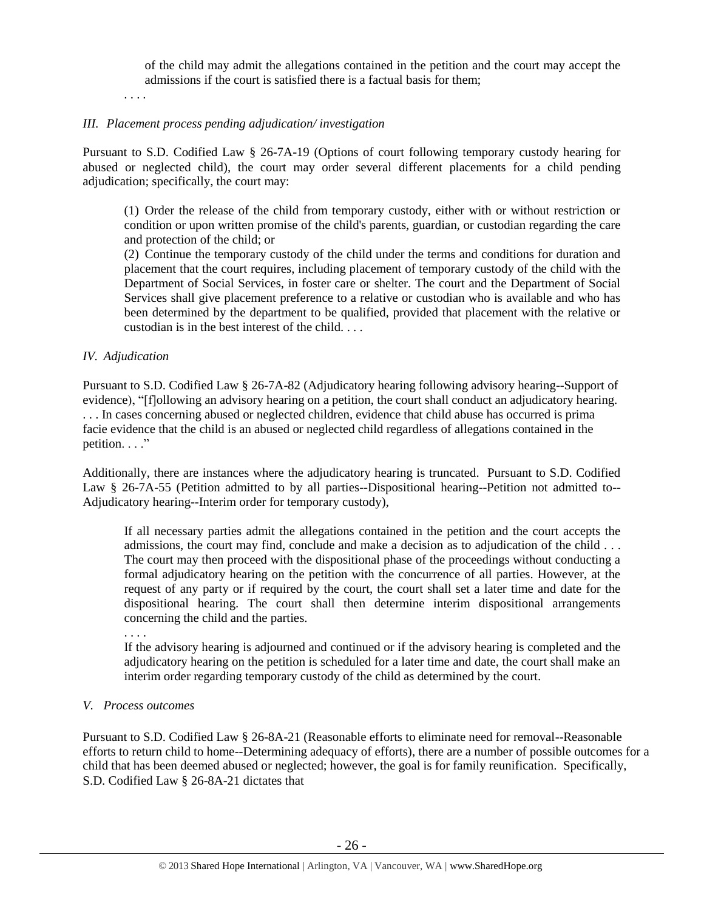of the child may admit the allegations contained in the petition and the court may accept the admissions if the court is satisfied there is a factual basis for them;

. . . .

*III. Placement process pending adjudication/ investigation*

Pursuant to S.D. Codified Law § 26-7A-19 (Options of court following temporary custody hearing for abused or neglected child), the court may order several different placements for a child pending adjudication; specifically, the court may:

> (1) Order the release of the child from temporary custody, either with or without restriction or condition or upon written promise of the child's parents, guardian, or custodian regarding the care and protection of the child; or
>
> (2) Continue the temporary custody of the child under the terms and conditions for duration and placement that the court requires, including placement of temporary custody of the child with the Department of Social Services, in foster care or shelter. The court and the Department of Social Services shall give placement preference to a relative or custodian who is available and who has been determined by the department to be qualified, provided that placement with the relative or custodian is in the best interest of the child. . . .

*IV. Adjudication*

Pursuant to S.D. Codified Law § 26-7A-82 (Adjudicatory hearing following advisory hearing--Support of evidence), "[f]ollowing an advisory hearing on a petition, the court shall conduct an adjudicatory hearing. . . . In cases concerning abused or neglected children, evidence that child abuse has occurred is prima facie evidence that the child is an abused or neglected child regardless of allegations contained in the petition. . . ."

Additionally, there are instances where the adjudicatory hearing is truncated. Pursuant to S.D. Codified Law § 26-7A-55 (Petition admitted to by all parties--Dispositional hearing--Petition not admitted to--Adjudicatory hearing--Interim order for temporary custody),

> If all necessary parties admit the allegations contained in the petition and the court accepts the admissions, the court may find, conclude and make a decision as to adjudication of the child . . . The court may then proceed with the dispositional phase of the proceedings without conducting a formal adjudicatory hearing on the petition with the concurrence of all parties. However, at the request of any party or if required by the court, the court shall set a later time and date for the dispositional hearing. The court shall then determine interim dispositional arrangements concerning the child and the parties.
>
> . . . .
>
> If the advisory hearing is adjourned and continued or if the advisory hearing is completed and the adjudicatory hearing on the petition is scheduled for a later time and date, the court shall make an interim order regarding temporary custody of the child as determined by the court.

*V. Process outcomes*

Pursuant to S.D. Codified Law § 26-8A-21 (Reasonable efforts to eliminate need for removal--Reasonable efforts to return child to home--Determining adequacy of efforts), there are a number of possible outcomes for a child that has been deemed abused or neglected; however, the goal is for family reunification. Specifically, S.D. Codified Law § 26-8A-21 dictates that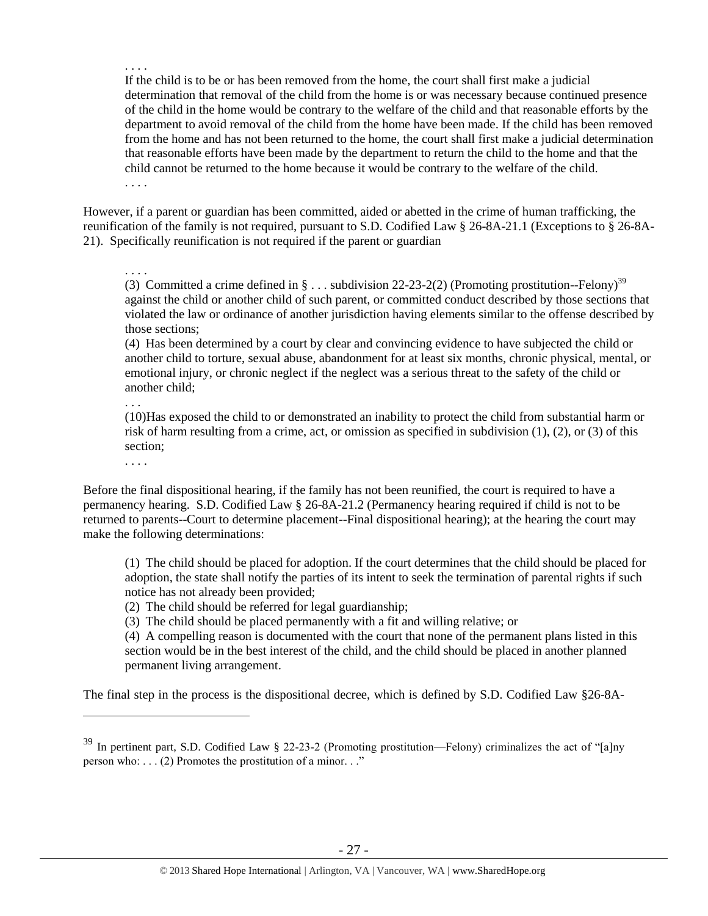> . . . .
> If the child is to be or has been removed from the home, the court shall first make a judicial determination that removal of the child from the home is or was necessary because continued presence of the child in the home would be contrary to the welfare of the child and that reasonable efforts by the department to avoid removal of the child from the home have been made. If the child has been removed from the home and has not been returned to the home, the court shall first make a judicial determination that reasonable efforts have been made by the department to return the child to the home and that the child cannot be returned to the home because it would be contrary to the welfare of the child.
> . . . .

However, if a parent or guardian has been committed, aided or abetted in the crime of human trafficking, the reunification of the family is not required, pursuant to S.D. Codified Law § 26-8A-21.1 (Exceptions to § 26-8A-21). Specifically reunification is not required if the parent or guardian

> . . . .
> (3) Committed a crime defined in § . . . subdivision 22-23-2(2) (Promoting prostitution--Felony)[39] against the child or another child of such parent, or committed conduct described by those sections that violated the law or ordinance of another jurisdiction having elements similar to the offense described by those sections;
> (4) Has been determined by a court by clear and convincing evidence to have subjected the child or another child to torture, sexual abuse, abandonment for at least six months, chronic physical, mental, or emotional injury, or chronic neglect if the neglect was a serious threat to the safety of the child or another child;
> . . .
> (10)Has exposed the child to or demonstrated an inability to protect the child from substantial harm or risk of harm resulting from a crime, act, or omission as specified in subdivision (1), (2), or (3) of this section;
> . . . .

Before the final dispositional hearing, if the family has not been reunified, the court is required to have a permanency hearing. S.D. Codified Law § 26-8A-21.2 (Permanency hearing required if child is not to be returned to parents--Court to determine placement--Final dispositional hearing); at the hearing the court may make the following determinations:

> (1) The child should be placed for adoption. If the court determines that the child should be placed for adoption, the state shall notify the parties of its intent to seek the termination of parental rights if such notice has not already been provided;
> (2) The child should be referred for legal guardianship;
> (3) The child should be placed permanently with a fit and willing relative; or
> (4) A compelling reason is documented with the court that none of the permanent plans listed in this section would be in the best interest of the child, and the child should be placed in another planned permanent living arrangement.

The final step in the process is the dispositional decree, which is defined by S.D. Codified Law §26-8A-

---

[39] In pertinent part, S.D. Codified Law § 22-23-2 (Promoting prostitution—Felony) criminalizes the act of "[a]ny person who: . . . (2) Promotes the prostitution of a minor. . ."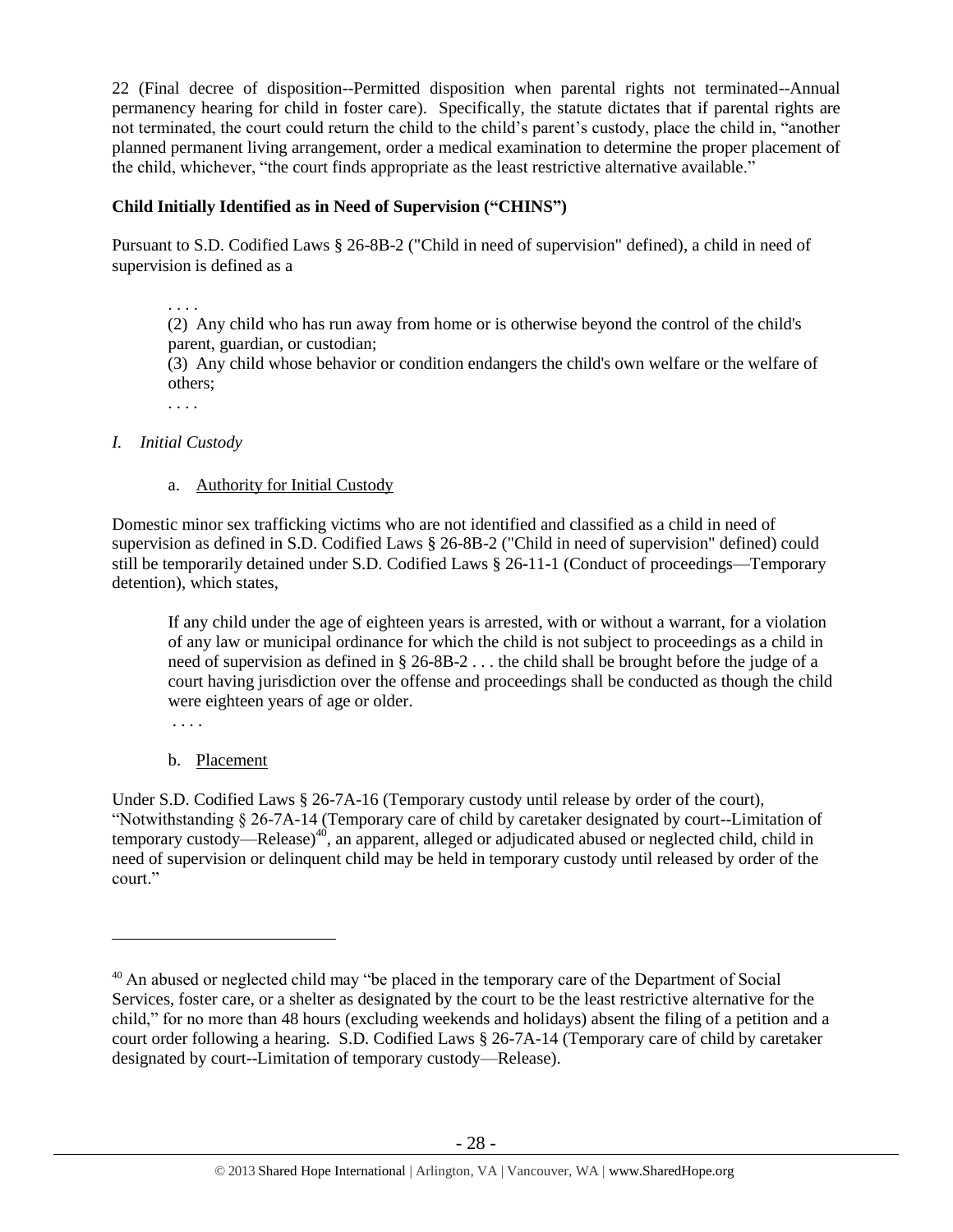22 (Final decree of disposition--Permitted disposition when parental rights not terminated--Annual permanency hearing for child in foster care). Specifically, the statute dictates that if parental rights are not terminated, the court could return the child to the child's parent's custody, place the child in, "another planned permanent living arrangement, order a medical examination to determine the proper placement of the child, whichever, "the court finds appropriate as the least restrictive alternative available."

**Child Initially Identified as in Need of Supervision ("CHINS")**

Pursuant to S.D. Codified Laws § 26-8B-2 ("Child in need of supervision" defined), a child in need of supervision is defined as a

> . . . .
>
> (2) Any child who has run away from home or is otherwise beyond the control of the child's parent, guardian, or custodian;
>
> (3) Any child whose behavior or condition endangers the child's own welfare or the welfare of others;
>
> . . . .

*I. Initial Custody*

a. Authority for Initial Custody

Domestic minor sex trafficking victims who are not identified and classified as a child in need of supervision as defined in S.D. Codified Laws § 26-8B-2 ("Child in need of supervision" defined) could still be temporarily detained under S.D. Codified Laws § 26-11-1 (Conduct of proceedings—Temporary detention), which states,

> If any child under the age of eighteen years is arrested, with or without a warrant, for a violation of any law or municipal ordinance for which the child is not subject to proceedings as a child in need of supervision as defined in § 26-8B-2 . . . the child shall be brought before the judge of a court having jurisdiction over the offense and proceedings shall be conducted as though the child were eighteen years of age or older.
>
> . . . .

b. Placement

Under S.D. Codified Laws § 26-7A-16 (Temporary custody until release by order of the court), "Notwithstanding § 26-7A-14 (Temporary care of child by caretaker designated by court--Limitation of temporary custody—Release)[40], an apparent, alleged or adjudicated abused or neglected child, child in need of supervision or delinquent child may be held in temporary custody until released by order of the court."

---

[40] An abused or neglected child may "be placed in the temporary care of the Department of Social Services, foster care, or a shelter as designated by the court to be the least restrictive alternative for the child," for no more than 48 hours (excluding weekends and holidays) absent the filing of a petition and a court order following a hearing. S.D. Codified Laws § 26-7A-14 (Temporary care of child by caretaker designated by court--Limitation of temporary custody—Release).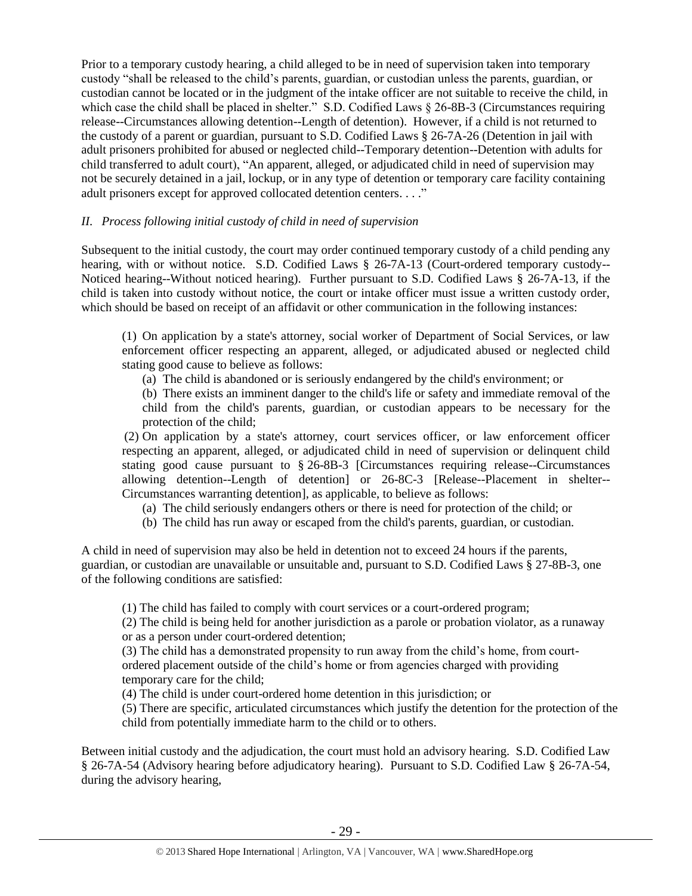Prior to a temporary custody hearing, a child alleged to be in need of supervision taken into temporary custody "shall be released to the child's parents, guardian, or custodian unless the parents, guardian, or custodian cannot be located or in the judgment of the intake officer are not suitable to receive the child, in which case the child shall be placed in shelter." S.D. Codified Laws § 26-8B-3 (Circumstances requiring release--Circumstances allowing detention--Length of detention). However, if a child is not returned to the custody of a parent or guardian, pursuant to S.D. Codified Laws § 26-7A-26 (Detention in jail with adult prisoners prohibited for abused or neglected child--Temporary detention--Detention with adults for child transferred to adult court), "An apparent, alleged, or adjudicated child in need of supervision may not be securely detained in a jail, lockup, or in any type of detention or temporary care facility containing adult prisoners except for approved collocated detention centers. . . ."

*II. Process following initial custody of child in need of supervision*

Subsequent to the initial custody, the court may order continued temporary custody of a child pending any hearing, with or without notice. S.D. Codified Laws § 26-7A-13 (Court-ordered temporary custody--Noticed hearing--Without noticed hearing). Further pursuant to S.D. Codified Laws § 26-7A-13, if the child is taken into custody without notice, the court or intake officer must issue a written custody order, which should be based on receipt of an affidavit or other communication in the following instances:

> (1) On application by a state's attorney, social worker of Department of Social Services, or law enforcement officer respecting an apparent, alleged, or adjudicated abused or neglected child stating good cause to believe as follows:
>
> (a) The child is abandoned or is seriously endangered by the child's environment; or
>
> (b) There exists an imminent danger to the child's life or safety and immediate removal of the child from the child's parents, guardian, or custodian appears to be necessary for the protection of the child;
>
> (2) On application by a state's attorney, court services officer, or law enforcement officer respecting an apparent, alleged, or adjudicated child in need of supervision or delinquent child stating good cause pursuant to § 26-8B-3 [Circumstances requiring release--Circumstances allowing detention--Length of detention] or 26-8C-3 [Release--Placement in shelter--Circumstances warranting detention], as applicable, to believe as follows:
>
> (a) The child seriously endangers others or there is need for protection of the child; or
>
> (b) The child has run away or escaped from the child's parents, guardian, or custodian.

A child in need of supervision may also be held in detention not to exceed 24 hours if the parents, guardian, or custodian are unavailable or unsuitable and, pursuant to S.D. Codified Laws § 27-8B-3, one of the following conditions are satisfied:

> (1) The child has failed to comply with court services or a court-ordered program;
>
> (2) The child is being held for another jurisdiction as a parole or probation violator, as a runaway or as a person under court-ordered detention;
>
> (3) The child has a demonstrated propensity to run away from the child's home, from court-ordered placement outside of the child's home or from agencies charged with providing temporary care for the child;
>
> (4) The child is under court-ordered home detention in this jurisdiction; or
>
> (5) There are specific, articulated circumstances which justify the detention for the protection of the child from potentially immediate harm to the child or to others.

Between initial custody and the adjudication, the court must hold an advisory hearing. S.D. Codified Law § 26-7A-54 (Advisory hearing before adjudicatory hearing). Pursuant to S.D. Codified Law § 26-7A-54, during the advisory hearing,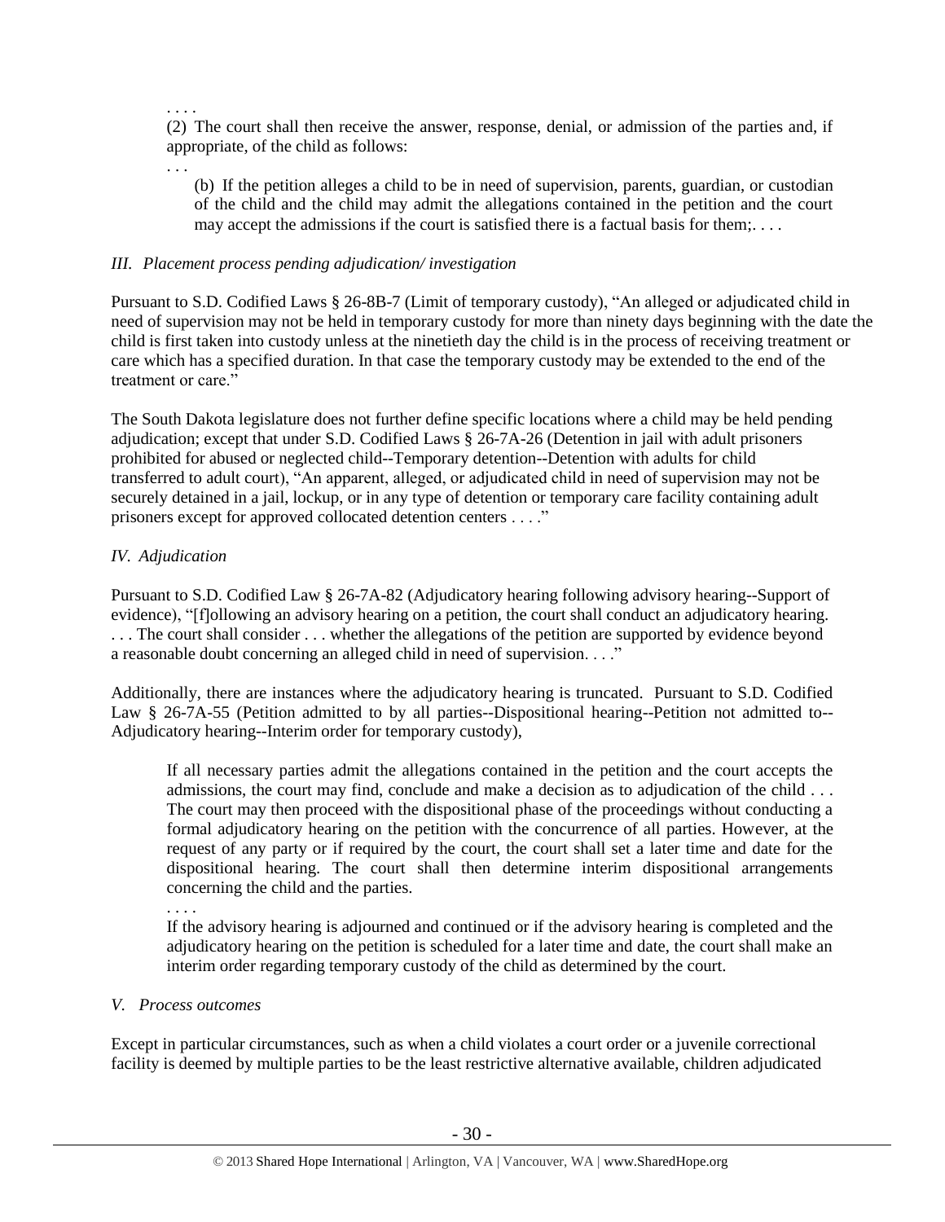. . . .

(2) The court shall then receive the answer, response, denial, or admission of the parties and, if appropriate, of the child as follows:

. . .

(b) If the petition alleges a child to be in need of supervision, parents, guardian, or custodian of the child and the child may admit the allegations contained in the petition and the court may accept the admissions if the court is satisfied there is a factual basis for them;. . . .

### *III. Placement process pending adjudication/ investigation*

Pursuant to S.D. Codified Laws § 26-8B-7 (Limit of temporary custody), "An alleged or adjudicated child in need of supervision may not be held in temporary custody for more than ninety days beginning with the date the child is first taken into custody unless at the ninetieth day the child is in the process of receiving treatment or care which has a specified duration. In that case the temporary custody may be extended to the end of the treatment or care."

The South Dakota legislature does not further define specific locations where a child may be held pending adjudication; except that under S.D. Codified Laws § 26-7A-26 (Detention in jail with adult prisoners prohibited for abused or neglected child--Temporary detention--Detention with adults for child transferred to adult court), "An apparent, alleged, or adjudicated child in need of supervision may not be securely detained in a jail, lockup, or in any type of detention or temporary care facility containing adult prisoners except for approved collocated detention centers . . . ."

### *IV. Adjudication*

Pursuant to S.D. Codified Law § 26-7A-82 (Adjudicatory hearing following advisory hearing--Support of evidence), "[f]ollowing an advisory hearing on a petition, the court shall conduct an adjudicatory hearing. . . . The court shall consider . . . whether the allegations of the petition are supported by evidence beyond a reasonable doubt concerning an alleged child in need of supervision. . . ."

Additionally, there are instances where the adjudicatory hearing is truncated. Pursuant to S.D. Codified Law § 26-7A-55 (Petition admitted to by all parties--Dispositional hearing--Petition not admitted to--Adjudicatory hearing--Interim order for temporary custody),

> If all necessary parties admit the allegations contained in the petition and the court accepts the admissions, the court may find, conclude and make a decision as to adjudication of the child . . . The court may then proceed with the dispositional phase of the proceedings without conducting a formal adjudicatory hearing on the petition with the concurrence of all parties. However, at the request of any party or if required by the court, the court shall set a later time and date for the dispositional hearing. The court shall then determine interim dispositional arrangements concerning the child and the parties.
>
> . . . .
>
> If the advisory hearing is adjourned and continued or if the advisory hearing is completed and the adjudicatory hearing on the petition is scheduled for a later time and date, the court shall make an interim order regarding temporary custody of the child as determined by the court.

### *V. Process outcomes*

Except in particular circumstances, such as when a child violates a court order or a juvenile correctional facility is deemed by multiple parties to be the least restrictive alternative available, children adjudicated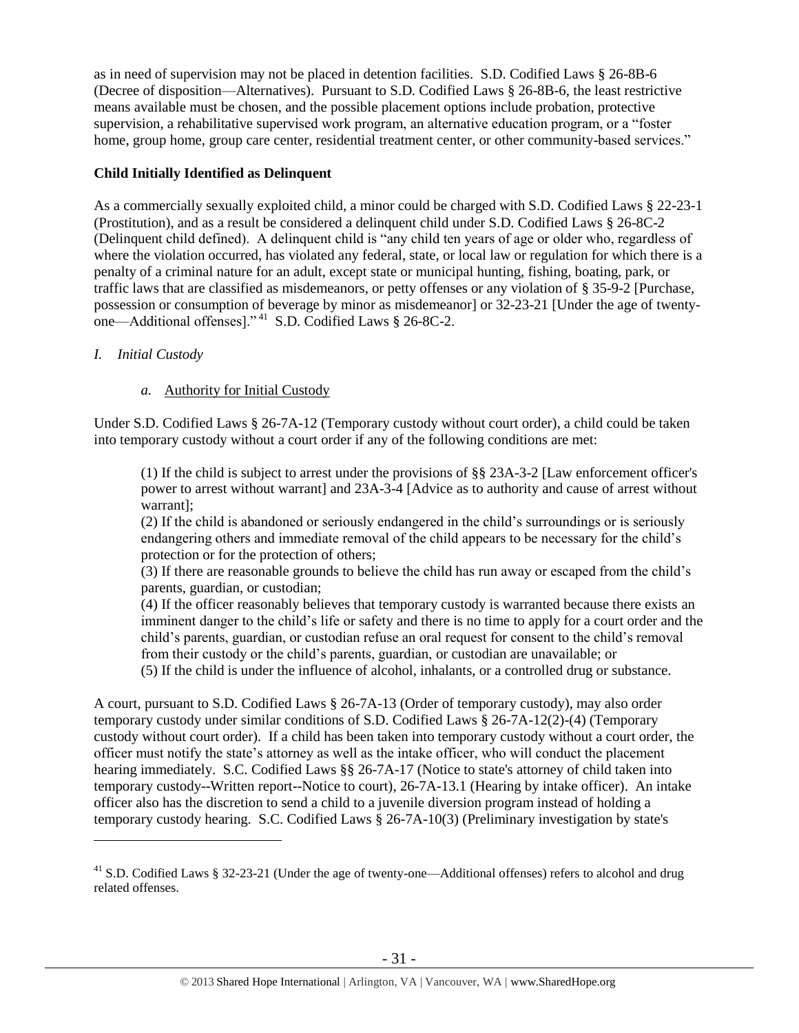as in need of supervision may not be placed in detention facilities. S.D. Codified Laws § 26-8B-6 (Decree of disposition—Alternatives). Pursuant to S.D. Codified Laws § 26-8B-6, the least restrictive means available must be chosen, and the possible placement options include probation, protective supervision, a rehabilitative supervised work program, an alternative education program, or a "foster home, group home, group care center, residential treatment center, or other community-based services."

**Child Initially Identified as Delinquent**

As a commercially sexually exploited child, a minor could be charged with S.D. Codified Laws § 22-23-1 (Prostitution), and as a result be considered a delinquent child under S.D. Codified Laws § 26-8C-2 (Delinquent child defined). A delinquent child is "any child ten years of age or older who, regardless of where the violation occurred, has violated any federal, state, or local law or regulation for which there is a penalty of a criminal nature for an adult, except state or municipal hunting, fishing, boating, park, or traffic laws that are classified as misdemeanors, or petty offenses or any violation of § 35-9-2 [Purchase, possession or consumption of beverage by minor as misdemeanor] or 32-23-21 [Under the age of twenty-one—Additional offenses]."[41] S.D. Codified Laws § 26-8C-2.

*I. Initial Custody*

*a.* Authority for Initial Custody

Under S.D. Codified Laws § 26-7A-12 (Temporary custody without court order), a child could be taken into temporary custody without a court order if any of the following conditions are met:

> (1) If the child is subject to arrest under the provisions of §§ 23A-3-2 [Law enforcement officer's power to arrest without warrant] and 23A-3-4 [Advice as to authority and cause of arrest without warrant];
>
> (2) If the child is abandoned or seriously endangered in the child's surroundings or is seriously endangering others and immediate removal of the child appears to be necessary for the child's protection or for the protection of others;
>
> (3) If there are reasonable grounds to believe the child has run away or escaped from the child's parents, guardian, or custodian;
>
> (4) If the officer reasonably believes that temporary custody is warranted because there exists an imminent danger to the child's life or safety and there is no time to apply for a court order and the child's parents, guardian, or custodian refuse an oral request for consent to the child's removal from their custody or the child's parents, guardian, or custodian are unavailable; or
>
> (5) If the child is under the influence of alcohol, inhalants, or a controlled drug or substance.

A court, pursuant to S.D. Codified Laws § 26-7A-13 (Order of temporary custody), may also order temporary custody under similar conditions of S.D. Codified Laws § 26-7A-12(2)-(4) (Temporary custody without court order). If a child has been taken into temporary custody without a court order, the officer must notify the state's attorney as well as the intake officer, who will conduct the placement hearing immediately. S.C. Codified Laws §§ 26-7A-17 (Notice to state's attorney of child taken into temporary custody--Written report--Notice to court), 26-7A-13.1 (Hearing by intake officer). An intake officer also has the discretion to send a child to a juvenile diversion program instead of holding a temporary custody hearing. S.C. Codified Laws § 26-7A-10(3) (Preliminary investigation by state's

---

[41] S.D. Codified Laws § 32-23-21 (Under the age of twenty-one—Additional offenses) refers to alcohol and drug related offenses.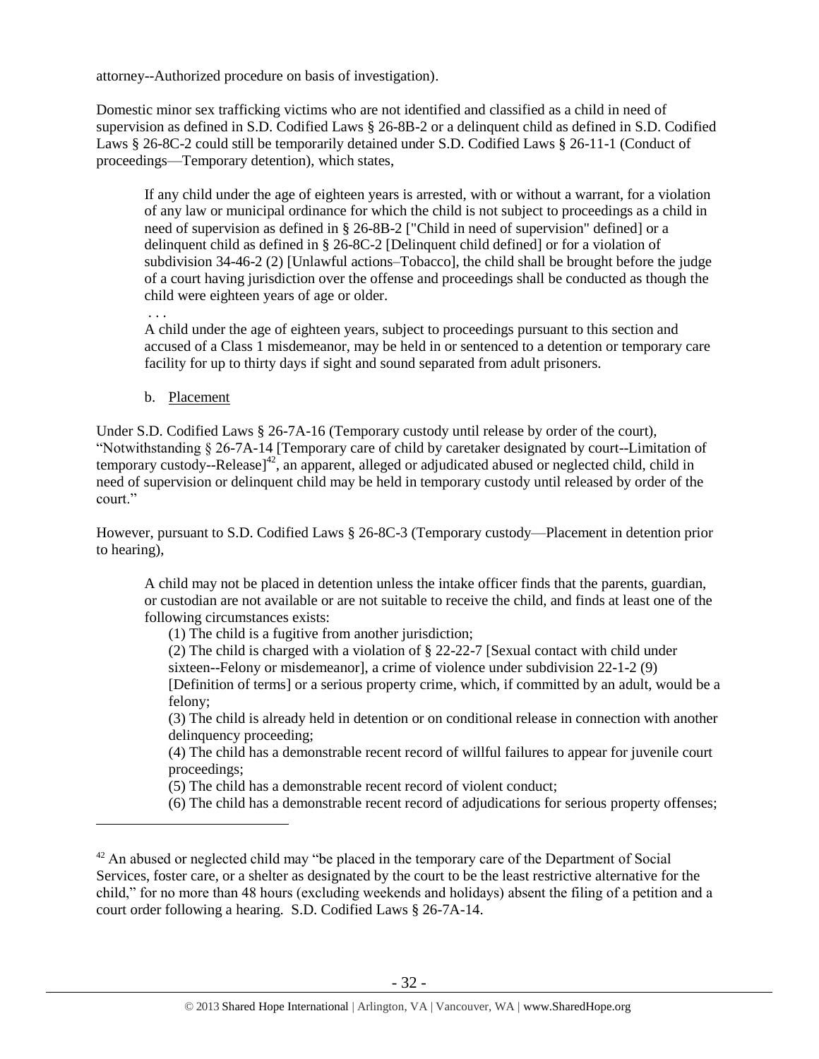attorney--Authorized procedure on basis of investigation).

Domestic minor sex trafficking victims who are not identified and classified as a child in need of supervision as defined in S.D. Codified Laws § 26-8B-2 or a delinquent child as defined in S.D. Codified Laws § 26-8C-2 could still be temporarily detained under S.D. Codified Laws § 26-11-1 (Conduct of proceedings—Temporary detention), which states,

> If any child under the age of eighteen years is arrested, with or without a warrant, for a violation of any law or municipal ordinance for which the child is not subject to proceedings as a child in need of supervision as defined in § 26-8B-2 ["Child in need of supervision" defined] or a delinquent child as defined in § 26-8C-2 [Delinquent child defined] or for a violation of subdivision 34-46-2 (2) [Unlawful actions–Tobacco], the child shall be brought before the judge of a court having jurisdiction over the offense and proceedings shall be conducted as though the child were eighteen years of age or older.
>
> . . .
>
> A child under the age of eighteen years, subject to proceedings pursuant to this section and accused of a Class 1 misdemeanor, may be held in or sentenced to a detention or temporary care facility for up to thirty days if sight and sound separated from adult prisoners.

b. Placement

Under S.D. Codified Laws § 26-7A-16 (Temporary custody until release by order of the court), "Notwithstanding § 26-7A-14 [Temporary care of child by caretaker designated by court--Limitation of temporary custody--Release][42], an apparent, alleged or adjudicated abused or neglected child, child in need of supervision or delinquent child may be held in temporary custody until released by order of the court."

However, pursuant to S.D. Codified Laws § 26-8C-3 (Temporary custody—Placement in detention prior to hearing),

> A child may not be placed in detention unless the intake officer finds that the parents, guardian, or custodian are not available or are not suitable to receive the child, and finds at least one of the following circumstances exists:
>
> (1) The child is a fugitive from another jurisdiction;
>
> (2) The child is charged with a violation of § 22-22-7 [Sexual contact with child under sixteen--Felony or misdemeanor], a crime of violence under subdivision 22-1-2 (9) [Definition of terms] or a serious property crime, which, if committed by an adult, would be a felony;
>
> (3) The child is already held in detention or on conditional release in connection with another delinquency proceeding;
>
> (4) The child has a demonstrable recent record of willful failures to appear for juvenile court proceedings;
>
> (5) The child has a demonstrable recent record of violent conduct;
>
> (6) The child has a demonstrable recent record of adjudications for serious property offenses;

---

[42] An abused or neglected child may "be placed in the temporary care of the Department of Social Services, foster care, or a shelter as designated by the court to be the least restrictive alternative for the child," for no more than 48 hours (excluding weekends and holidays) absent the filing of a petition and a court order following a hearing. S.D. Codified Laws § 26-7A-14.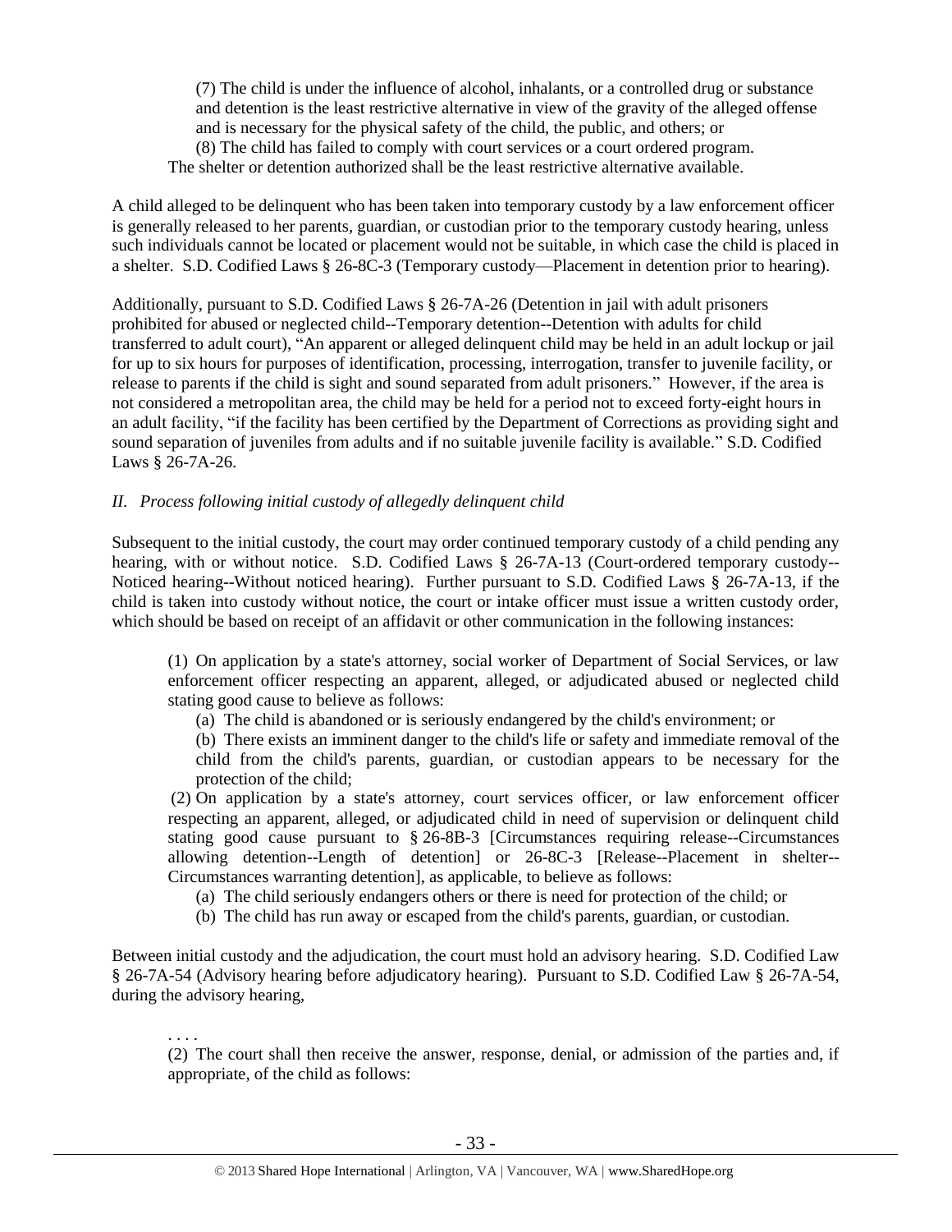> (7) The child is under the influence of alcohol, inhalants, or a controlled drug or substance and detention is the least restrictive alternative in view of the gravity of the alleged offense and is necessary for the physical safety of the child, the public, and others; or
> (8) The child has failed to comply with court services or a court ordered program.
>
> The shelter or detention authorized shall be the least restrictive alternative available.

A child alleged to be delinquent who has been taken into temporary custody by a law enforcement officer is generally released to her parents, guardian, or custodian prior to the temporary custody hearing, unless such individuals cannot be located or placement would not be suitable, in which case the child is placed in a shelter. S.D. Codified Laws § 26-8C-3 (Temporary custody—Placement in detention prior to hearing).

Additionally, pursuant to S.D. Codified Laws § 26-7A-26 (Detention in jail with adult prisoners prohibited for abused or neglected child--Temporary detention--Detention with adults for child transferred to adult court), "An apparent or alleged delinquent child may be held in an adult lockup or jail for up to six hours for purposes of identification, processing, interrogation, transfer to juvenile facility, or release to parents if the child is sight and sound separated from adult prisoners." However, if the area is not considered a metropolitan area, the child may be held for a period not to exceed forty-eight hours in an adult facility, "if the facility has been certified by the Department of Corrections as providing sight and sound separation of juveniles from adults and if no suitable juvenile facility is available." S.D. Codified Laws § 26-7A-26.

### *II. Process following initial custody of allegedly delinquent child*

Subsequent to the initial custody, the court may order continued temporary custody of a child pending any hearing, with or without notice. S.D. Codified Laws § 26-7A-13 (Court-ordered temporary custody--Noticed hearing--Without noticed hearing). Further pursuant to S.D. Codified Laws § 26-7A-13, if the child is taken into custody without notice, the court or intake officer must issue a written custody order, which should be based on receipt of an affidavit or other communication in the following instances:

> (1) On application by a state's attorney, social worker of Department of Social Services, or law enforcement officer respecting an apparent, alleged, or adjudicated abused or neglected child stating good cause to believe as follows:
> > (a) The child is abandoned or is seriously endangered by the child's environment; or
> > (b) There exists an imminent danger to the child's life or safety and immediate removal of the child from the child's parents, guardian, or custodian appears to be necessary for the protection of the child;
>
> (2) On application by a state's attorney, court services officer, or law enforcement officer respecting an apparent, alleged, or adjudicated child in need of supervision or delinquent child stating good cause pursuant to § 26-8B-3 [Circumstances requiring release--Circumstances allowing detention--Length of detention] or 26-8C-3 [Release--Placement in shelter--Circumstances warranting detention], as applicable, to believe as follows:
> > (a) The child seriously endangers others or there is need for protection of the child; or
> > (b) The child has run away or escaped from the child's parents, guardian, or custodian.

Between initial custody and the adjudication, the court must hold an advisory hearing. S.D. Codified Law § 26-7A-54 (Advisory hearing before adjudicatory hearing). Pursuant to S.D. Codified Law § 26-7A-54, during the advisory hearing,

> . . . .
> (2) The court shall then receive the answer, response, denial, or admission of the parties and, if appropriate, of the child as follows: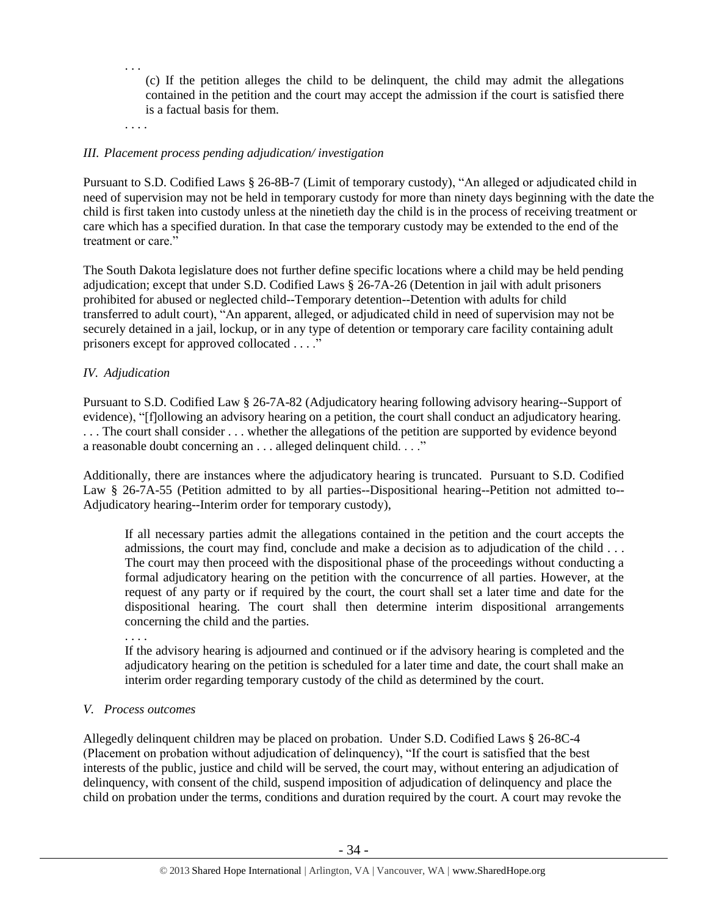. . .

> (c) If the petition alleges the child to be delinquent, the child may admit the allegations contained in the petition and the court may accept the admission if the court is satisfied there is a factual basis for them.

. . . .

*III. Placement process pending adjudication/ investigation*

Pursuant to S.D. Codified Laws § 26-8B-7 (Limit of temporary custody), "An alleged or adjudicated child in need of supervision may not be held in temporary custody for more than ninety days beginning with the date the child is first taken into custody unless at the ninetieth day the child is in the process of receiving treatment or care which has a specified duration. In that case the temporary custody may be extended to the end of the treatment or care."

The South Dakota legislature does not further define specific locations where a child may be held pending adjudication; except that under S.D. Codified Laws § 26-7A-26 (Detention in jail with adult prisoners prohibited for abused or neglected child--Temporary detention--Detention with adults for child transferred to adult court), "An apparent, alleged, or adjudicated child in need of supervision may not be securely detained in a jail, lockup, or in any type of detention or temporary care facility containing adult prisoners except for approved collocated . . . ."

*IV. Adjudication*

Pursuant to S.D. Codified Law § 26-7A-82 (Adjudicatory hearing following advisory hearing--Support of evidence), "[f]ollowing an advisory hearing on a petition, the court shall conduct an adjudicatory hearing. . . . The court shall consider . . . whether the allegations of the petition are supported by evidence beyond a reasonable doubt concerning an . . . alleged delinquent child. . . ."

Additionally, there are instances where the adjudicatory hearing is truncated. Pursuant to S.D. Codified Law § 26-7A-55 (Petition admitted to by all parties--Dispositional hearing--Petition not admitted to--Adjudicatory hearing--Interim order for temporary custody),

> If all necessary parties admit the allegations contained in the petition and the court accepts the admissions, the court may find, conclude and make a decision as to adjudication of the child . . . The court may then proceed with the dispositional phase of the proceedings without conducting a formal adjudicatory hearing on the petition with the concurrence of all parties. However, at the request of any party or if required by the court, the court shall set a later time and date for the dispositional hearing. The court shall then determine interim dispositional arrangements concerning the child and the parties.
>
> . . . .
>
> If the advisory hearing is adjourned and continued or if the advisory hearing is completed and the adjudicatory hearing on the petition is scheduled for a later time and date, the court shall make an interim order regarding temporary custody of the child as determined by the court.

*V. Process outcomes*

Allegedly delinquent children may be placed on probation. Under S.D. Codified Laws § 26-8C-4 (Placement on probation without adjudication of delinquency), "If the court is satisfied that the best interests of the public, justice and child will be served, the court may, without entering an adjudication of delinquency, with consent of the child, suspend imposition of adjudication of delinquency and place the child on probation under the terms, conditions and duration required by the court. A court may revoke the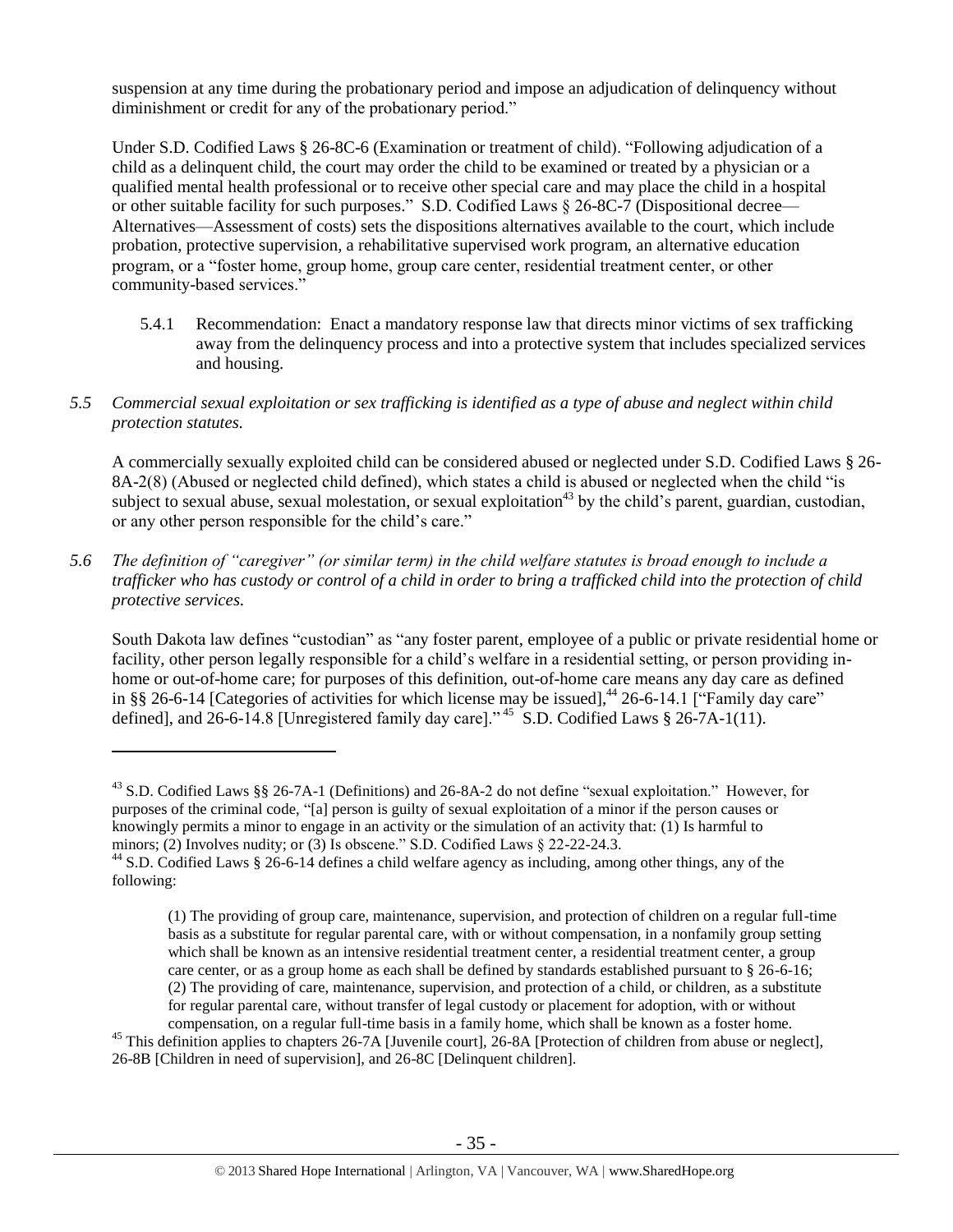suspension at any time during the probationary period and impose an adjudication of delinquency without diminishment or credit for any of the probationary period."

Under S.D. Codified Laws § 26-8C-6 (Examination or treatment of child). "Following adjudication of a child as a delinquent child, the court may order the child to be examined or treated by a physician or a qualified mental health professional or to receive other special care and may place the child in a hospital or other suitable facility for such purposes." S.D. Codified Laws § 26-8C-7 (Dispositional decree—Alternatives—Assessment of costs) sets the dispositions alternatives available to the court, which include probation, protective supervision, a rehabilitative supervised work program, an alternative education program, or a "foster home, group home, group care center, residential treatment center, or other community-based services."

5.4.1 Recommendation: Enact a mandatory response law that directs minor victims of sex trafficking away from the delinquency process and into a protective system that includes specialized services and housing.

*5.5 Commercial sexual exploitation or sex trafficking is identified as a type of abuse and neglect within child protection statutes.*

A commercially sexually exploited child can be considered abused or neglected under S.D. Codified Laws § 26-8A-2(8) (Abused or neglected child defined), which states a child is abused or neglected when the child "is subject to sexual abuse, sexual molestation, or sexual exploitation[43] by the child's parent, guardian, custodian, or any other person responsible for the child's care."

*5.6 The definition of "caregiver" (or similar term) in the child welfare statutes is broad enough to include a trafficker who has custody or control of a child in order to bring a trafficked child into the protection of child protective services.*

South Dakota law defines "custodian" as "any foster parent, employee of a public or private residential home or facility, other person legally responsible for a child's welfare in a residential setting, or person providing in-home or out-of-home care; for purposes of this definition, out-of-home care means any day care as defined in §§ 26-6-14 [Categories of activities for which license may be issued],[44] 26-6-14.1 ["Family day care" defined], and 26-6-14.8 [Unregistered family day care]."[45] S.D. Codified Laws § 26-7A-1(11).

---

[43] S.D. Codified Laws §§ 26-7A-1 (Definitions) and 26-8A-2 do not define "sexual exploitation." However, for purposes of the criminal code, "[a] person is guilty of sexual exploitation of a minor if the person causes or knowingly permits a minor to engage in an activity or the simulation of an activity that: (1) Is harmful to minors; (2) Involves nudity; or (3) Is obscene." S.D. Codified Laws § 22-22-24.3.

[44] S.D. Codified Laws § 26-6-14 defines a child welfare agency as including, among other things, any of the following:

> (1) The providing of group care, maintenance, supervision, and protection of children on a regular full-time basis as a substitute for regular parental care, with or without compensation, in a nonfamily group setting which shall be known as an intensive residential treatment center, a residential treatment center, a group care center, or as a group home as each shall be defined by standards established pursuant to § 26-6-16;
> (2) The providing of care, maintenance, supervision, and protection of a child, or children, as a substitute for regular parental care, without transfer of legal custody or placement for adoption, with or without compensation, on a regular full-time basis in a family home, which shall be known as a foster home.

[45] This definition applies to chapters 26-7A [Juvenile court], 26-8A [Protection of children from abuse or neglect], 26-8B [Children in need of supervision], and 26-8C [Delinquent children].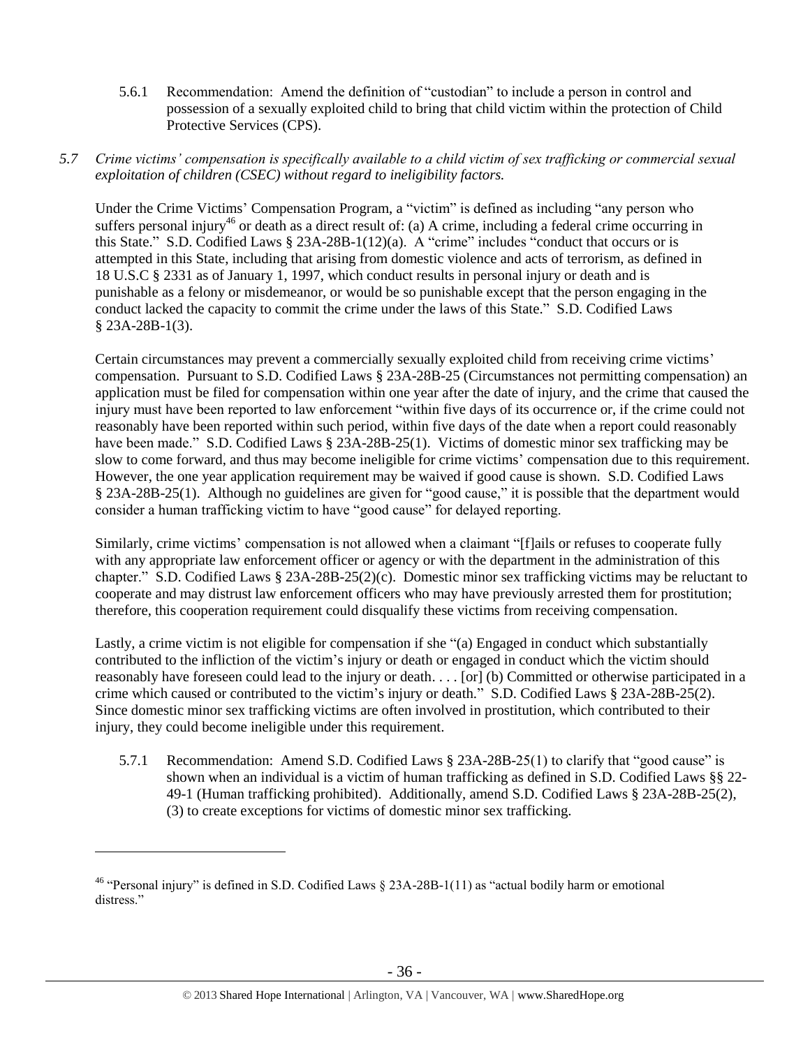5.6.1 Recommendation: Amend the definition of "custodian" to include a person in control and possession of a sexually exploited child to bring that child victim within the protection of Child Protective Services (CPS).

*5.7 Crime victims' compensation is specifically available to a child victim of sex trafficking or commercial sexual exploitation of children (CSEC) without regard to ineligibility factors.*

Under the Crime Victims' Compensation Program, a "victim" is defined as including "any person who suffers personal injury[46] or death as a direct result of: (a) A crime, including a federal crime occurring in this State." S.D. Codified Laws § 23A-28B-1(12)(a). A "crime" includes "conduct that occurs or is attempted in this State, including that arising from domestic violence and acts of terrorism, as defined in 18 U.S.C § 2331 as of January 1, 1997, which conduct results in personal injury or death and is punishable as a felony or misdemeanor, or would be so punishable except that the person engaging in the conduct lacked the capacity to commit the crime under the laws of this State." S.D. Codified Laws § 23A-28B-1(3).

Certain circumstances may prevent a commercially sexually exploited child from receiving crime victims' compensation. Pursuant to S.D. Codified Laws § 23A-28B-25 (Circumstances not permitting compensation) an application must be filed for compensation within one year after the date of injury, and the crime that caused the injury must have been reported to law enforcement "within five days of its occurrence or, if the crime could not reasonably have been reported within such period, within five days of the date when a report could reasonably have been made." S.D. Codified Laws § 23A-28B-25(1). Victims of domestic minor sex trafficking may be slow to come forward, and thus may become ineligible for crime victims' compensation due to this requirement. However, the one year application requirement may be waived if good cause is shown. S.D. Codified Laws § 23A-28B-25(1). Although no guidelines are given for "good cause," it is possible that the department would consider a human trafficking victim to have "good cause" for delayed reporting.

Similarly, crime victims' compensation is not allowed when a claimant "[f]ails or refuses to cooperate fully with any appropriate law enforcement officer or agency or with the department in the administration of this chapter." S.D. Codified Laws § 23A-28B-25(2)(c). Domestic minor sex trafficking victims may be reluctant to cooperate and may distrust law enforcement officers who may have previously arrested them for prostitution; therefore, this cooperation requirement could disqualify these victims from receiving compensation.

Lastly, a crime victim is not eligible for compensation if she "(a) Engaged in conduct which substantially contributed to the infliction of the victim's injury or death or engaged in conduct which the victim should reasonably have foreseen could lead to the injury or death. . . . [or] (b) Committed or otherwise participated in a crime which caused or contributed to the victim's injury or death." S.D. Codified Laws § 23A-28B-25(2). Since domestic minor sex trafficking victims are often involved in prostitution, which contributed to their injury, they could become ineligible under this requirement.

5.7.1 Recommendation: Amend S.D. Codified Laws § 23A-28B-25(1) to clarify that "good cause" is shown when an individual is a victim of human trafficking as defined in S.D. Codified Laws §§ 22-49-1 (Human trafficking prohibited). Additionally, amend S.D. Codified Laws § 23A-28B-25(2), (3) to create exceptions for victims of domestic minor sex trafficking.

---

[46] "Personal injury" is defined in S.D. Codified Laws § 23A-28B-1(11) as "actual bodily harm or emotional distress."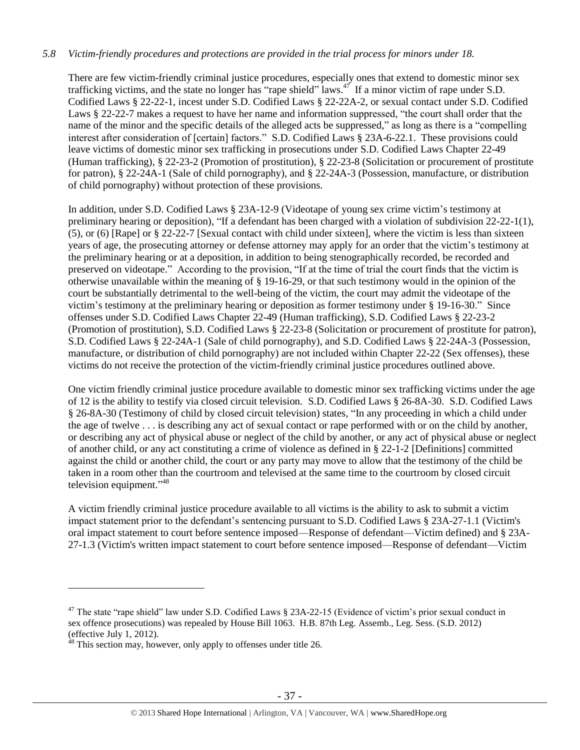*5.8 Victim-friendly procedures and protections are provided in the trial process for minors under 18.*

There are few victim-friendly criminal justice procedures, especially ones that extend to domestic minor sex trafficking victims, and the state no longer has "rape shield" laws.[47] If a minor victim of rape under S.D. Codified Laws § 22-22-1, incest under S.D. Codified Laws § 22-22A-2, or sexual contact under S.D. Codified Laws § 22-22-7 makes a request to have her name and information suppressed, "the court shall order that the name of the minor and the specific details of the alleged acts be suppressed," as long as there is a "compelling interest after consideration of [certain] factors." S.D. Codified Laws § 23A-6-22.1. These provisions could leave victims of domestic minor sex trafficking in prosecutions under S.D. Codified Laws Chapter 22-49 (Human trafficking), § 22-23-2 (Promotion of prostitution), § 22-23-8 (Solicitation or procurement of prostitute for patron), § 22-24A-1 (Sale of child pornography), and § 22-24A-3 (Possession, manufacture, or distribution of child pornography) without protection of these provisions.

In addition, under S.D. Codified Laws § 23A-12-9 (Videotape of young sex crime victim's testimony at preliminary hearing or deposition), "If a defendant has been charged with a violation of subdivision 22-22-1(1), (5), or (6) [Rape] or § 22-22-7 [Sexual contact with child under sixteen], where the victim is less than sixteen years of age, the prosecuting attorney or defense attorney may apply for an order that the victim's testimony at the preliminary hearing or at a deposition, in addition to being stenographically recorded, be recorded and preserved on videotape." According to the provision, "If at the time of trial the court finds that the victim is otherwise unavailable within the meaning of § 19-16-29, or that such testimony would in the opinion of the court be substantially detrimental to the well-being of the victim, the court may admit the videotape of the victim's testimony at the preliminary hearing or deposition as former testimony under § 19-16-30." Since offenses under S.D. Codified Laws Chapter 22-49 (Human trafficking), S.D. Codified Laws § 22-23-2 (Promotion of prostitution), S.D. Codified Laws § 22-23-8 (Solicitation or procurement of prostitute for patron), S.D. Codified Laws § 22-24A-1 (Sale of child pornography), and S.D. Codified Laws § 22-24A-3 (Possession, manufacture, or distribution of child pornography) are not included within Chapter 22-22 (Sex offenses), these victims do not receive the protection of the victim-friendly criminal justice procedures outlined above.

One victim friendly criminal justice procedure available to domestic minor sex trafficking victims under the age of 12 is the ability to testify via closed circuit television. S.D. Codified Laws § 26-8A-30. S.D. Codified Laws § 26-8A-30 (Testimony of child by closed circuit television) states, "In any proceeding in which a child under the age of twelve . . . is describing any act of sexual contact or rape performed with or on the child by another, or describing any act of physical abuse or neglect of the child by another, or any act of physical abuse or neglect of another child, or any act constituting a crime of violence as defined in § 22-1-2 [Definitions] committed against the child or another child, the court or any party may move to allow that the testimony of the child be taken in a room other than the courtroom and televised at the same time to the courtroom by closed circuit television equipment."[48]

A victim friendly criminal justice procedure available to all victims is the ability to ask to submit a victim impact statement prior to the defendant's sentencing pursuant to S.D. Codified Laws § 23A-27-1.1 (Victim's oral impact statement to court before sentence imposed—Response of defendant—Victim defined) and § 23A-27-1.3 (Victim's written impact statement to court before sentence imposed—Response of defendant—Victim

---

[47] The state "rape shield" law under S.D. Codified Laws § 23A-22-15 (Evidence of victim's prior sexual conduct in sex offence prosecutions) was repealed by House Bill 1063. H.B. 87th Leg. Assemb., Leg. Sess. (S.D. 2012) (effective July 1, 2012).

[48] This section may, however, only apply to offenses under title 26.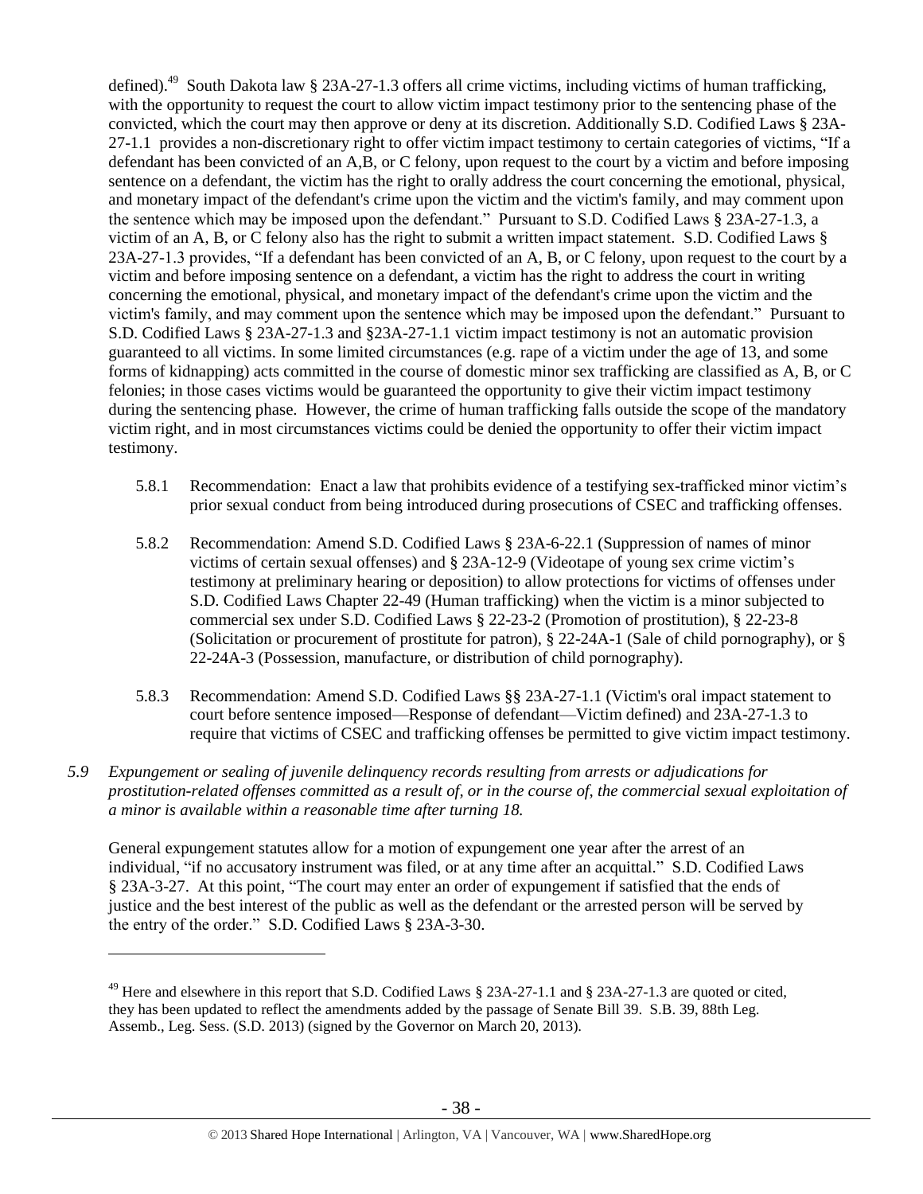defined).[49] South Dakota law § 23A-27-1.3 offers all crime victims, including victims of human trafficking, with the opportunity to request the court to allow victim impact testimony prior to the sentencing phase of the convicted, which the court may then approve or deny at its discretion. Additionally S.D. Codified Laws § 23A-27-1.1 provides a non-discretionary right to offer victim impact testimony to certain categories of victims, "If a defendant has been convicted of an A,B, or C felony, upon request to the court by a victim and before imposing sentence on a defendant, the victim has the right to orally address the court concerning the emotional, physical, and monetary impact of the defendant's crime upon the victim and the victim's family, and may comment upon the sentence which may be imposed upon the defendant." Pursuant to S.D. Codified Laws § 23A-27-1.3, a victim of an A, B, or C felony also has the right to submit a written impact statement. S.D. Codified Laws § 23A-27-1.3 provides, "If a defendant has been convicted of an A, B, or C felony, upon request to the court by a victim and before imposing sentence on a defendant, a victim has the right to address the court in writing concerning the emotional, physical, and monetary impact of the defendant's crime upon the victim and the victim's family, and may comment upon the sentence which may be imposed upon the defendant." Pursuant to S.D. Codified Laws § 23A-27-1.3 and §23A-27-1.1 victim impact testimony is not an automatic provision guaranteed to all victims. In some limited circumstances (e.g. rape of a victim under the age of 13, and some forms of kidnapping) acts committed in the course of domestic minor sex trafficking are classified as A, B, or C felonies; in those cases victims would be guaranteed the opportunity to give their victim impact testimony during the sentencing phase. However, the crime of human trafficking falls outside the scope of the mandatory victim right, and in most circumstances victims could be denied the opportunity to offer their victim impact testimony.

5.8.1 Recommendation: Enact a law that prohibits evidence of a testifying sex-trafficked minor victim's prior sexual conduct from being introduced during prosecutions of CSEC and trafficking offenses.

5.8.2 Recommendation: Amend S.D. Codified Laws § 23A-6-22.1 (Suppression of names of minor victims of certain sexual offenses) and § 23A-12-9 (Videotape of young sex crime victim's testimony at preliminary hearing or deposition) to allow protections for victims of offenses under S.D. Codified Laws Chapter 22-49 (Human trafficking) when the victim is a minor subjected to commercial sex under S.D. Codified Laws § 22-23-2 (Promotion of prostitution), § 22-23-8 (Solicitation or procurement of prostitute for patron), § 22-24A-1 (Sale of child pornography), or § 22-24A-3 (Possession, manufacture, or distribution of child pornography).

5.8.3 Recommendation: Amend S.D. Codified Laws §§ 23A-27-1.1 (Victim's oral impact statement to court before sentence imposed—Response of defendant—Victim defined) and 23A-27-1.3 to require that victims of CSEC and trafficking offenses be permitted to give victim impact testimony.

*5.9 Expungement or sealing of juvenile delinquency records resulting from arrests or adjudications for prostitution-related offenses committed as a result of, or in the course of, the commercial sexual exploitation of a minor is available within a reasonable time after turning 18.*

General expungement statutes allow for a motion of expungement one year after the arrest of an individual, "if no accusatory instrument was filed, or at any time after an acquittal." S.D. Codified Laws § 23A-3-27. At this point, "The court may enter an order of expungement if satisfied that the ends of justice and the best interest of the public as well as the defendant or the arrested person will be served by the entry of the order." S.D. Codified Laws § 23A-3-30.

[49] Here and elsewhere in this report that S.D. Codified Laws § 23A-27-1.1 and § 23A-27-1.3 are quoted or cited, they has been updated to reflect the amendments added by the passage of Senate Bill 39. S.B. 39, 88th Leg. Assemb., Leg. Sess. (S.D. 2013) (signed by the Governor on March 20, 2013).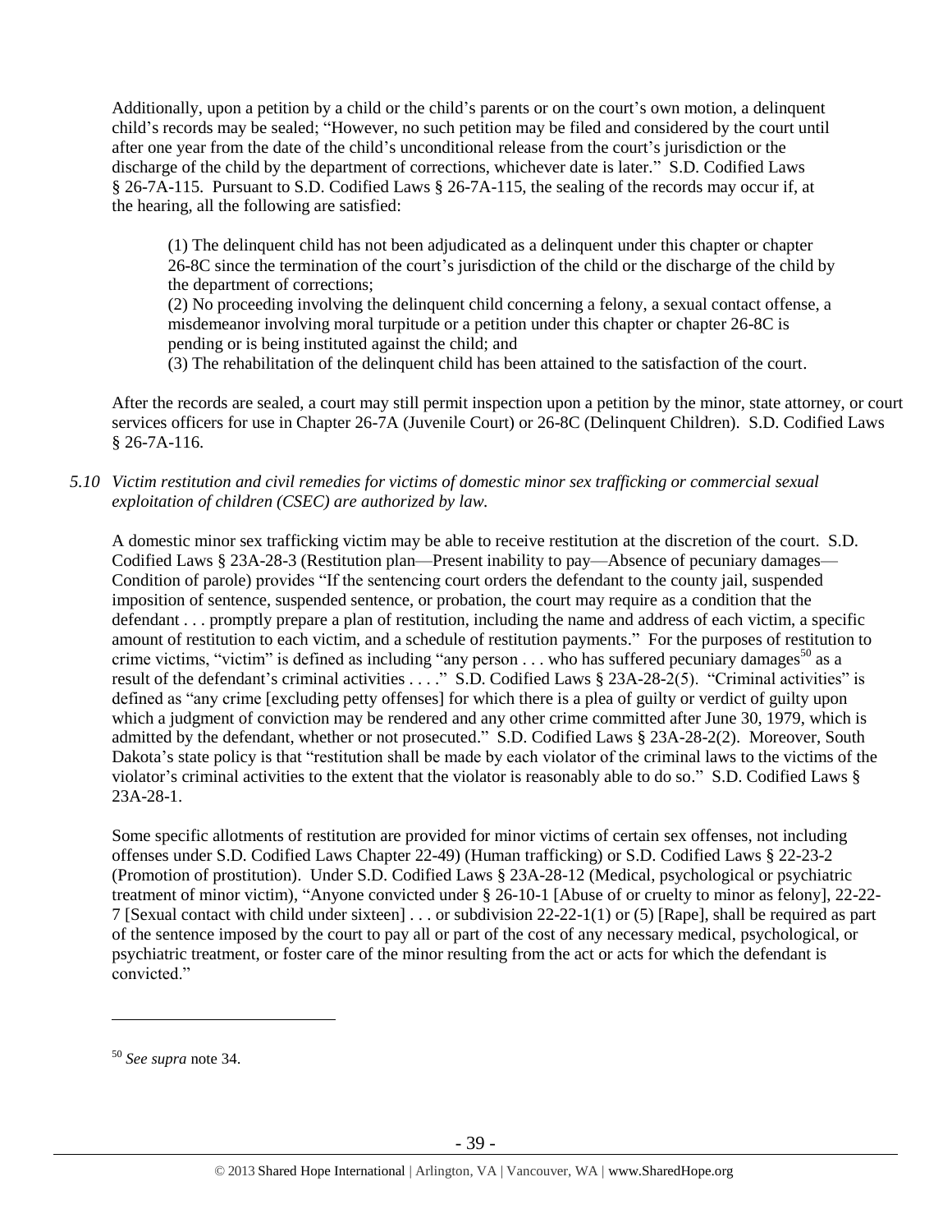Additionally, upon a petition by a child or the child's parents or on the court's own motion, a delinquent child's records may be sealed; "However, no such petition may be filed and considered by the court until after one year from the date of the child's unconditional release from the court's jurisdiction or the discharge of the child by the department of corrections, whichever date is later." S.D. Codified Laws § 26-7A-115. Pursuant to S.D. Codified Laws § 26-7A-115, the sealing of the records may occur if, at the hearing, all the following are satisfied:

> (1) The delinquent child has not been adjudicated as a delinquent under this chapter or chapter 26-8C since the termination of the court's jurisdiction of the child or the discharge of the child by the department of corrections;
>
> (2) No proceeding involving the delinquent child concerning a felony, a sexual contact offense, a misdemeanor involving moral turpitude or a petition under this chapter or chapter 26-8C is pending or is being instituted against the child; and
>
> (3) The rehabilitation of the delinquent child has been attained to the satisfaction of the court.

After the records are sealed, a court may still permit inspection upon a petition by the minor, state attorney, or court services officers for use in Chapter 26-7A (Juvenile Court) or 26-8C (Delinquent Children). S.D. Codified Laws § 26-7A-116.

*5.10 Victim restitution and civil remedies for victims of domestic minor sex trafficking or commercial sexual exploitation of children (CSEC) are authorized by law.*

A domestic minor sex trafficking victim may be able to receive restitution at the discretion of the court. S.D. Codified Laws § 23A-28-3 (Restitution plan—Present inability to pay—Absence of pecuniary damages—Condition of parole) provides "If the sentencing court orders the defendant to the county jail, suspended imposition of sentence, suspended sentence, or probation, the court may require as a condition that the defendant . . . promptly prepare a plan of restitution, including the name and address of each victim, a specific amount of restitution to each victim, and a schedule of restitution payments." For the purposes of restitution to crime victims, "victim" is defined as including "any person . . . who has suffered pecuniary damages[50] as a result of the defendant's criminal activities . . . ." S.D. Codified Laws § 23A-28-2(5). "Criminal activities" is defined as "any crime [excluding petty offenses] for which there is a plea of guilty or verdict of guilty upon which a judgment of conviction may be rendered and any other crime committed after June 30, 1979, which is admitted by the defendant, whether or not prosecuted." S.D. Codified Laws § 23A-28-2(2). Moreover, South Dakota's state policy is that "restitution shall be made by each violator of the criminal laws to the victims of the violator's criminal activities to the extent that the violator is reasonably able to do so." S.D. Codified Laws § 23A-28-1.

Some specific allotments of restitution are provided for minor victims of certain sex offenses, not including offenses under S.D. Codified Laws Chapter 22-49) (Human trafficking) or S.D. Codified Laws § 22-23-2 (Promotion of prostitution). Under S.D. Codified Laws § 23A-28-12 (Medical, psychological or psychiatric treatment of minor victim), "Anyone convicted under § 26-10-1 [Abuse of or cruelty to minor as felony], 22-22-7 [Sexual contact with child under sixteen] . . . or subdivision 22-22-1(1) or (5) [Rape], shall be required as part of the sentence imposed by the court to pay all or part of the cost of any necessary medical, psychological, or psychiatric treatment, or foster care of the minor resulting from the act or acts for which the defendant is convicted."

---

[50] *See supra* note 34.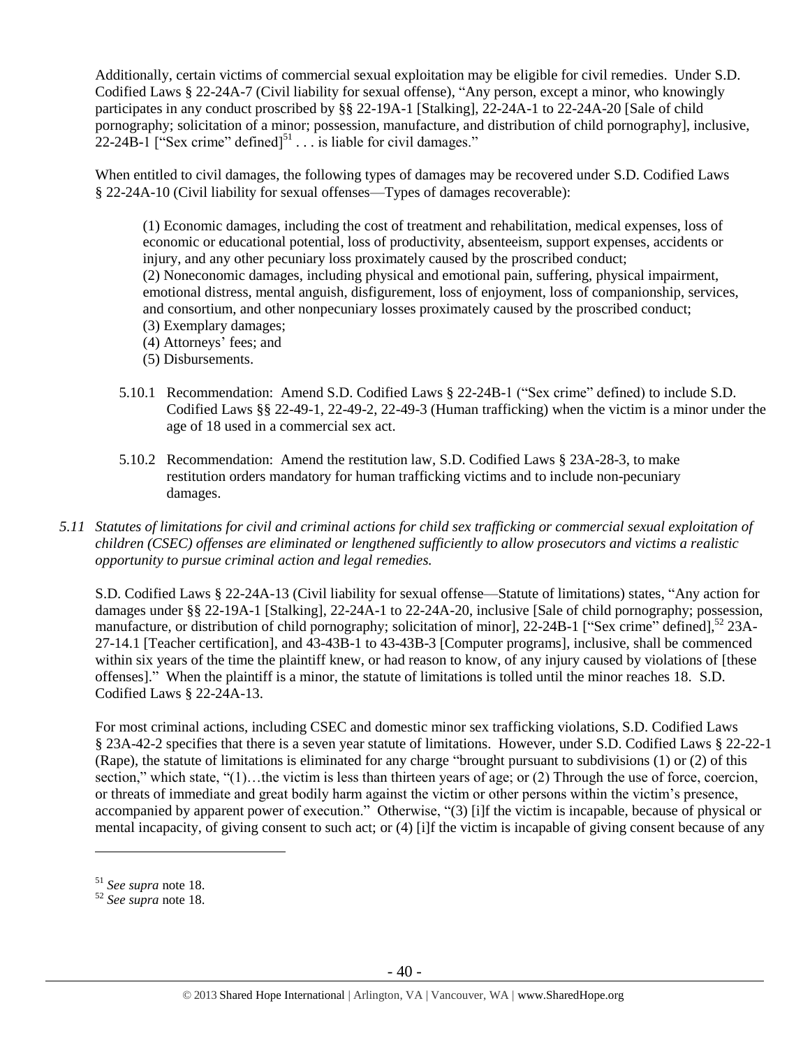Additionally, certain victims of commercial sexual exploitation may be eligible for civil remedies. Under S.D. Codified Laws § 22-24A-7 (Civil liability for sexual offense), "Any person, except a minor, who knowingly participates in any conduct proscribed by §§ 22-19A-1 [Stalking], 22-24A-1 to 22-24A-20 [Sale of child pornography; solicitation of a minor; possession, manufacture, and distribution of child pornography], inclusive, 22-24B-1 ["Sex crime" defined][51] . . . is liable for civil damages."

When entitled to civil damages, the following types of damages may be recovered under S.D. Codified Laws § 22-24A-10 (Civil liability for sexual offenses—Types of damages recoverable):

> (1) Economic damages, including the cost of treatment and rehabilitation, medical expenses, loss of economic or educational potential, loss of productivity, absenteeism, support expenses, accidents or injury, and any other pecuniary loss proximately caused by the proscribed conduct;
> (2) Noneconomic damages, including physical and emotional pain, suffering, physical impairment, emotional distress, mental anguish, disfigurement, loss of enjoyment, loss of companionship, services, and consortium, and other nonpecuniary losses proximately caused by the proscribed conduct;
> (3) Exemplary damages;
> (4) Attorneys' fees; and
> (5) Disbursements.

5.10.1 Recommendation: Amend S.D. Codified Laws § 22-24B-1 ("Sex crime" defined) to include S.D. Codified Laws §§ 22-49-1, 22-49-2, 22-49-3 (Human trafficking) when the victim is a minor under the age of 18 used in a commercial sex act.

5.10.2 Recommendation: Amend the restitution law, S.D. Codified Laws § 23A-28-3, to make restitution orders mandatory for human trafficking victims and to include non-pecuniary damages.

*5.11 Statutes of limitations for civil and criminal actions for child sex trafficking or commercial sexual exploitation of children (CSEC) offenses are eliminated or lengthened sufficiently to allow prosecutors and victims a realistic opportunity to pursue criminal action and legal remedies.*

S.D. Codified Laws § 22-24A-13 (Civil liability for sexual offense—Statute of limitations) states, "Any action for damages under §§ 22-19A-1 [Stalking], 22-24A-1 to 22-24A-20, inclusive [Sale of child pornography; possession, manufacture, or distribution of child pornography; solicitation of minor], 22-24B-1 ["Sex crime" defined],[52] 23A-27-14.1 [Teacher certification], and 43-43B-1 to 43-43B-3 [Computer programs], inclusive, shall be commenced within six years of the time the plaintiff knew, or had reason to know, of any injury caused by violations of [these offenses]." When the plaintiff is a minor, the statute of limitations is tolled until the minor reaches 18. S.D. Codified Laws § 22-24A-13.

For most criminal actions, including CSEC and domestic minor sex trafficking violations, S.D. Codified Laws § 23A-42-2 specifies that there is a seven year statute of limitations. However, under S.D. Codified Laws § 22-22-1 (Rape), the statute of limitations is eliminated for any charge "brought pursuant to subdivisions (1) or (2) of this section," which state, "(1)…the victim is less than thirteen years of age; or (2) Through the use of force, coercion, or threats of immediate and great bodily harm against the victim or other persons within the victim's presence, accompanied by apparent power of execution." Otherwise, "(3) [i]f the victim is incapable, because of physical or mental incapacity, of giving consent to such act; or (4) [i]f the victim is incapable of giving consent because of any

---

[51] *See supra* note 18.

[52] *See supra* note 18.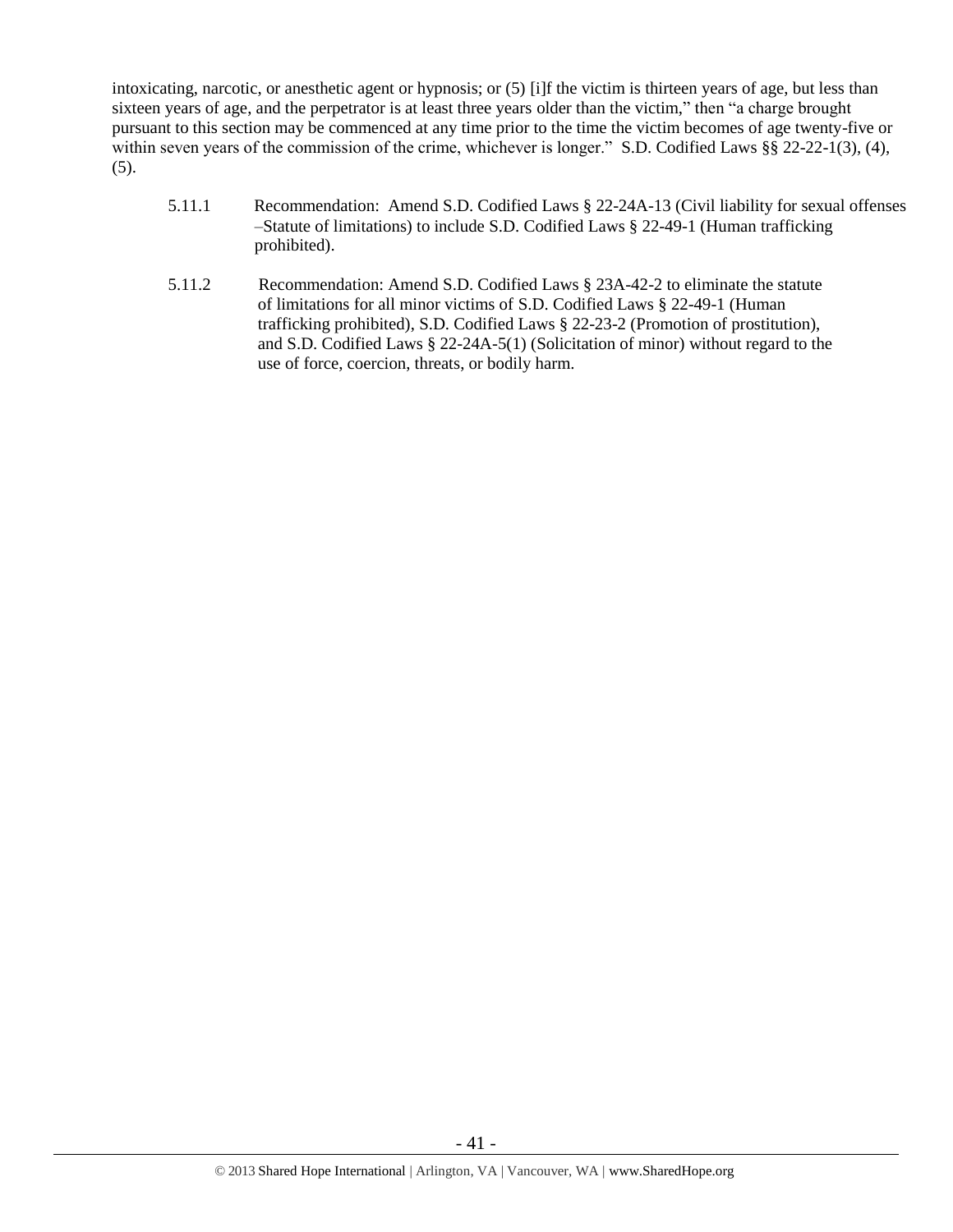intoxicating, narcotic, or anesthetic agent or hypnosis; or (5) [i]f the victim is thirteen years of age, but less than sixteen years of age, and the perpetrator is at least three years older than the victim," then "a charge brought pursuant to this section may be commenced at any time prior to the time the victim becomes of age twenty-five or within seven years of the commission of the crime, whichever is longer." S.D. Codified Laws §§ 22-22-1(3), (4), (5).

5.11.1 Recommendation: Amend S.D. Codified Laws § 22-24A-13 (Civil liability for sexual offenses –Statute of limitations) to include S.D. Codified Laws § 22-49-1 (Human trafficking prohibited).

5.11.2 Recommendation: Amend S.D. Codified Laws § 23A-42-2 to eliminate the statute of limitations for all minor victims of S.D. Codified Laws § 22-49-1 (Human trafficking prohibited), S.D. Codified Laws § 22-23-2 (Promotion of prostitution), and S.D. Codified Laws § 22-24A-5(1) (Solicitation of minor) without regard to the use of force, coercion, threats, or bodily harm.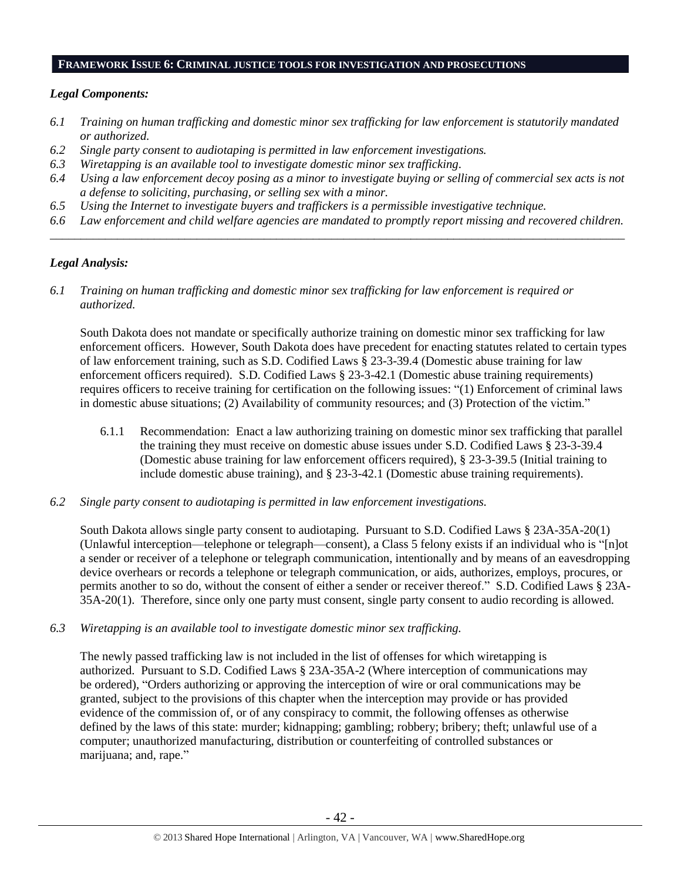## FRAMEWORK ISSUE 6: CRIMINAL JUSTICE TOOLS FOR INVESTIGATION AND PROSECUTIONS

### *Legal Components:*

*6.1 Training on human trafficking and domestic minor sex trafficking for law enforcement is statutorily mandated or authorized.*
*6.2 Single party consent to audiotaping is permitted in law enforcement investigations.*
*6.3 Wiretapping is an available tool to investigate domestic minor sex trafficking.*
*6.4 Using a law enforcement decoy posing as a minor to investigate buying or selling of commercial sex acts is not a defense to soliciting, purchasing, or selling sex with a minor.*
*6.5 Using the Internet to investigate buyers and traffickers is a permissible investigative technique.*
*6.6 Law enforcement and child welfare agencies are mandated to promptly report missing and recovered children.*

---

### *Legal Analysis:*

*6.1 Training on human trafficking and domestic minor sex trafficking for law enforcement is required or authorized.*

South Dakota does not mandate or specifically authorize training on domestic minor sex trafficking for law enforcement officers. However, South Dakota does have precedent for enacting statutes related to certain types of law enforcement training, such as S.D. Codified Laws § 23-3-39.4 (Domestic abuse training for law enforcement officers required). S.D. Codified Laws § 23-3-42.1 (Domestic abuse training requirements) requires officers to receive training for certification on the following issues: "(1) Enforcement of criminal laws in domestic abuse situations; (2) Availability of community resources; and (3) Protection of the victim."

6.1.1 Recommendation: Enact a law authorizing training on domestic minor sex trafficking that parallel the training they must receive on domestic abuse issues under S.D. Codified Laws § 23-3-39.4 (Domestic abuse training for law enforcement officers required), § 23-3-39.5 (Initial training to include domestic abuse training), and § 23-3-42.1 (Domestic abuse training requirements).

*6.2 Single party consent to audiotaping is permitted in law enforcement investigations.*

South Dakota allows single party consent to audiotaping. Pursuant to S.D. Codified Laws § 23A-35A-20(1) (Unlawful interception—telephone or telegraph—consent), a Class 5 felony exists if an individual who is "[n]ot a sender or receiver of a telephone or telegraph communication, intentionally and by means of an eavesdropping device overhears or records a telephone or telegraph communication, or aids, authorizes, employs, procures, or permits another to so do, without the consent of either a sender or receiver thereof." S.D. Codified Laws § 23A-35A-20(1). Therefore, since only one party must consent, single party consent to audio recording is allowed.

*6.3 Wiretapping is an available tool to investigate domestic minor sex trafficking.*

The newly passed trafficking law is not included in the list of offenses for which wiretapping is authorized. Pursuant to S.D. Codified Laws § 23A-35A-2 (Where interception of communications may be ordered), "Orders authorizing or approving the interception of wire or oral communications may be granted, subject to the provisions of this chapter when the interception may provide or has provided evidence of the commission of, or of any conspiracy to commit, the following offenses as otherwise defined by the laws of this state: murder; kidnapping; gambling; robbery; bribery; theft; unlawful use of a computer; unauthorized manufacturing, distribution or counterfeiting of controlled substances or marijuana; and, rape."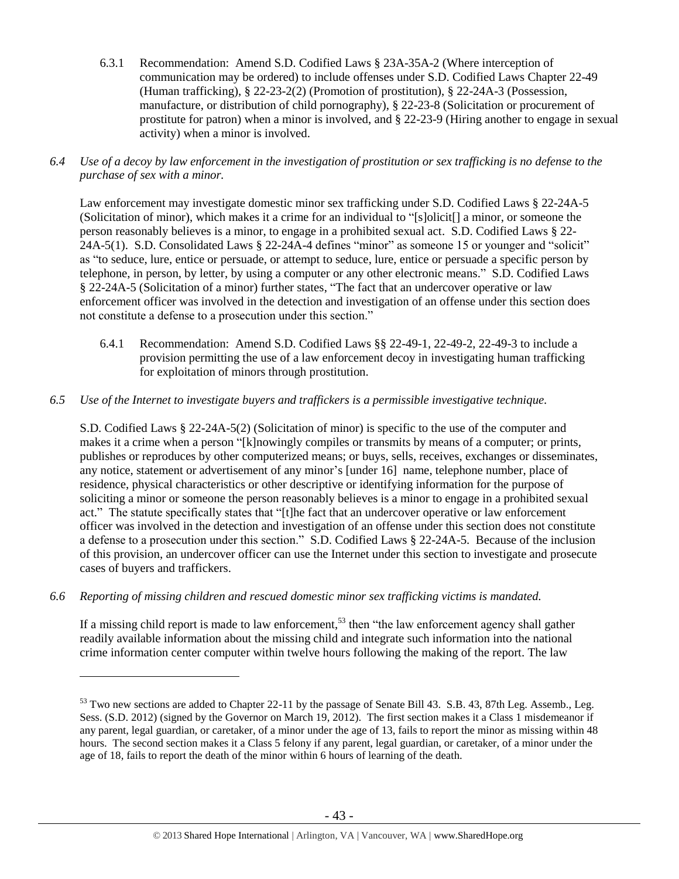6.3.1 Recommendation: Amend S.D. Codified Laws § 23A-35A-2 (Where interception of communication may be ordered) to include offenses under S.D. Codified Laws Chapter 22-49 (Human trafficking), § 22-23-2(2) (Promotion of prostitution), § 22-24A-3 (Possession, manufacture, or distribution of child pornography), § 22-23-8 (Solicitation or procurement of prostitute for patron) when a minor is involved, and § 22-23-9 (Hiring another to engage in sexual activity) when a minor is involved.

*6.4 Use of a decoy by law enforcement in the investigation of prostitution or sex trafficking is no defense to the purchase of sex with a minor.*

Law enforcement may investigate domestic minor sex trafficking under S.D. Codified Laws § 22-24A-5 (Solicitation of minor), which makes it a crime for an individual to "[s]olicit[] a minor, or someone the person reasonably believes is a minor, to engage in a prohibited sexual act. S.D. Codified Laws § 22-24A-5(1). S.D. Consolidated Laws § 22-24A-4 defines "minor" as someone 15 or younger and "solicit" as "to seduce, lure, entice or persuade, or attempt to seduce, lure, entice or persuade a specific person by telephone, in person, by letter, by using a computer or any other electronic means." S.D. Codified Laws § 22-24A-5 (Solicitation of a minor) further states, "The fact that an undercover operative or law enforcement officer was involved in the detection and investigation of an offense under this section does not constitute a defense to a prosecution under this section."

6.4.1 Recommendation: Amend S.D. Codified Laws §§ 22-49-1, 22-49-2, 22-49-3 to include a provision permitting the use of a law enforcement decoy in investigating human trafficking for exploitation of minors through prostitution.

*6.5 Use of the Internet to investigate buyers and traffickers is a permissible investigative technique.*

S.D. Codified Laws § 22-24A-5(2) (Solicitation of minor) is specific to the use of the computer and makes it a crime when a person "[k]nowingly compiles or transmits by means of a computer; or prints, publishes or reproduces by other computerized means; or buys, sells, receives, exchanges or disseminates, any notice, statement or advertisement of any minor's [under 16] name, telephone number, place of residence, physical characteristics or other descriptive or identifying information for the purpose of soliciting a minor or someone the person reasonably believes is a minor to engage in a prohibited sexual act." The statute specifically states that "[t]he fact that an undercover operative or law enforcement officer was involved in the detection and investigation of an offense under this section does not constitute a defense to a prosecution under this section." S.D. Codified Laws § 22-24A-5. Because of the inclusion of this provision, an undercover officer can use the Internet under this section to investigate and prosecute cases of buyers and traffickers.

*6.6 Reporting of missing children and rescued domestic minor sex trafficking victims is mandated.*

If a missing child report is made to law enforcement,[53] then "the law enforcement agency shall gather readily available information about the missing child and integrate such information into the national crime information center computer within twelve hours following the making of the report. The law

---

[53] Two new sections are added to Chapter 22-11 by the passage of Senate Bill 43. S.B. 43, 87th Leg. Assemb., Leg. Sess. (S.D. 2012) (signed by the Governor on March 19, 2012). The first section makes it a Class 1 misdemeanor if any parent, legal guardian, or caretaker, of a minor under the age of 13, fails to report the minor as missing within 48 hours. The second section makes it a Class 5 felony if any parent, legal guardian, or caretaker, of a minor under the age of 18, fails to report the death of the minor within 6 hours of learning of the death.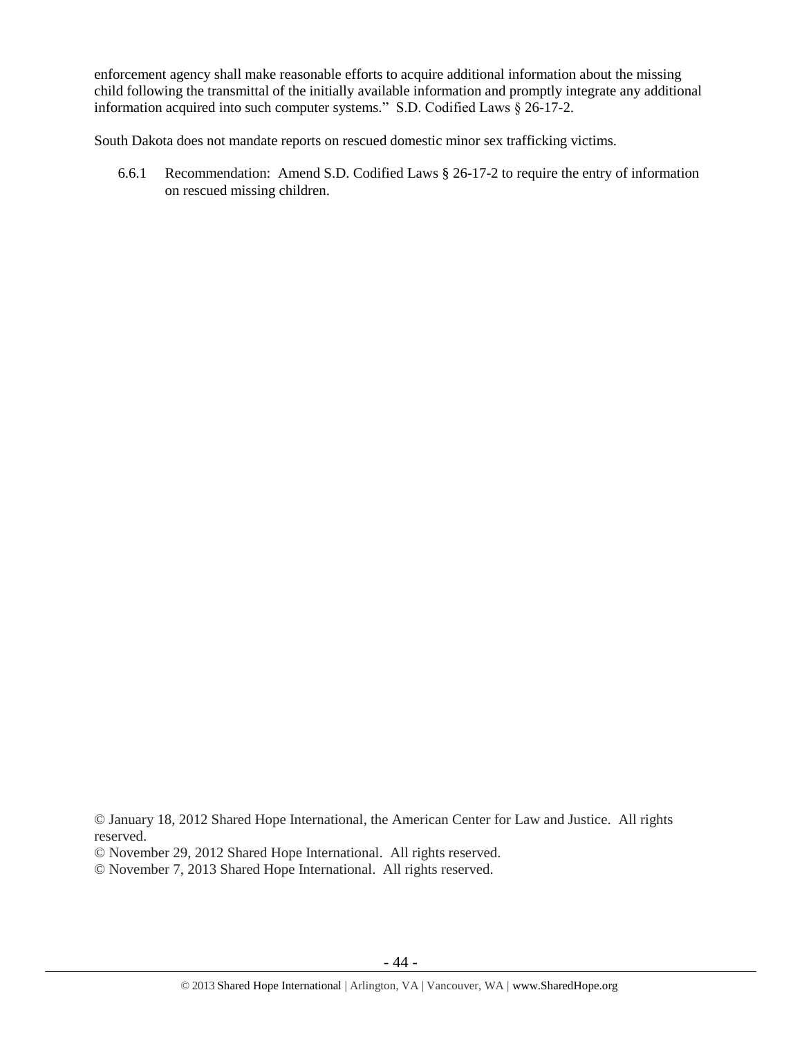enforcement agency shall make reasonable efforts to acquire additional information about the missing child following the transmittal of the initially available information and promptly integrate any additional information acquired into such computer systems." S.D. Codified Laws § 26-17-2.

South Dakota does not mandate reports on rescued domestic minor sex trafficking victims.

6.6.1 Recommendation: Amend S.D. Codified Laws § 26-17-2 to require the entry of information on rescued missing children.

© January 18, 2012 Shared Hope International, the American Center for Law and Justice. All rights reserved.
© November 29, 2012 Shared Hope International. All rights reserved.
© November 7, 2013 Shared Hope International. All rights reserved.